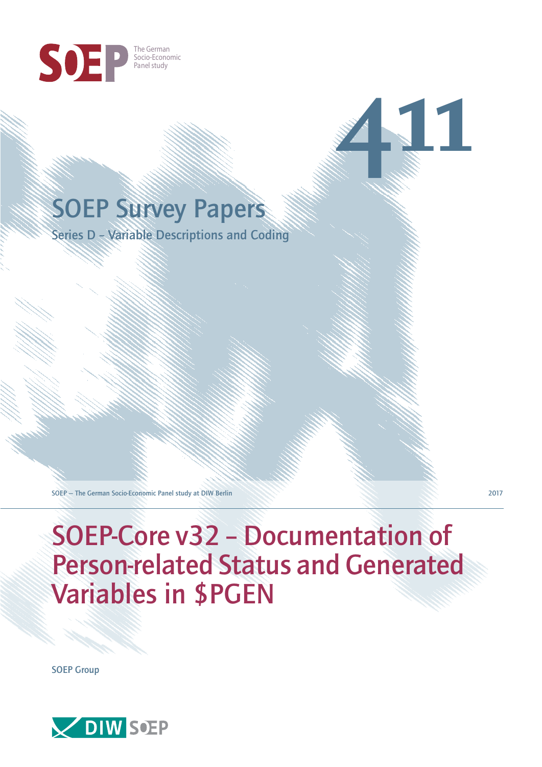SOEP The German Socio-Economic Panel study

# 411

## SOEP Survey Papers

Series D – Variable Descriptions and Coding

SOEP — The German Socio-Economic Panel study at DIW Berlin

2017

# SOEP-Core v32 – Documentation of Person-related Status and Generated Variables in $PGEN

SOEP Group

DIW SOEP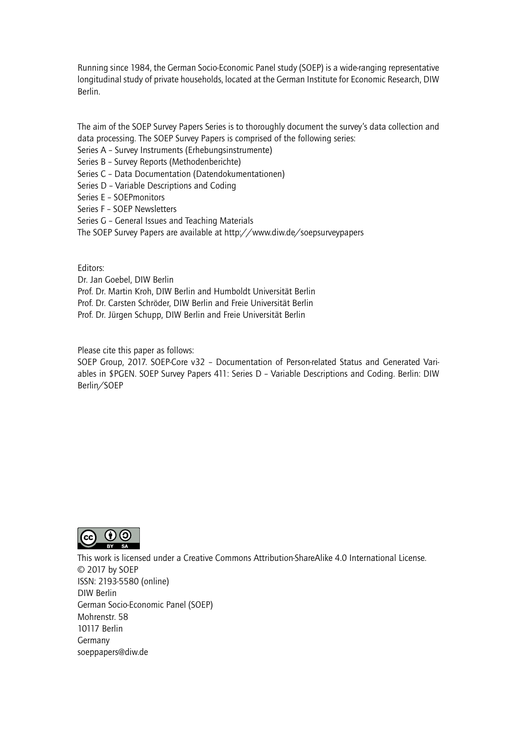Running since 1984, the German Socio-Economic Panel study (SOEP) is a wide-ranging representative longitudinal study of private households, located at the German Institute for Economic Research, DIW Berlin.

The aim of the SOEP Survey Papers Series is to thoroughly document the survey's data collection and data processing. The SOEP Survey Papers is comprised of the following series:

Series A – Survey Instruments (Erhebungsinstrumente)
Series B – Survey Reports (Methodenberichte)
Series C – Data Documentation (Datendokumentationen)
Series D – Variable Descriptions and Coding
Series E – SOEPmonitors
Series F – SOEP Newsletters
Series G – General Issues and Teaching Materials
The SOEP Survey Papers are available at http://www.diw.de/soepsurveypapers

Editors:
Dr. Jan Goebel, DIW Berlin
Prof. Dr. Martin Kroh, DIW Berlin and Humboldt Universität Berlin
Prof. Dr. Carsten Schröder, DIW Berlin and Freie Universität Berlin
Prof. Dr. Jürgen Schupp, DIW Berlin and Freie Universität Berlin

Please cite this paper as follows:
SOEP Group, 2017. SOEP-Core v32 – Documentation of Person-related Status and Generated Variables in $PGEN. SOEP Survey Papers 411: Series D – Variable Descriptions and Coding. Berlin: DIW Berlin/SOEP

This work is licensed under a Creative Commons Attribution-ShareAlike 4.0 International License.
© 2017 by SOEP
ISSN: 2193-5580 (online)
DIW Berlin
German Socio-Economic Panel (SOEP)
Mohrenstr. 58
10117 Berlin
Germany
soeppapers@diw.de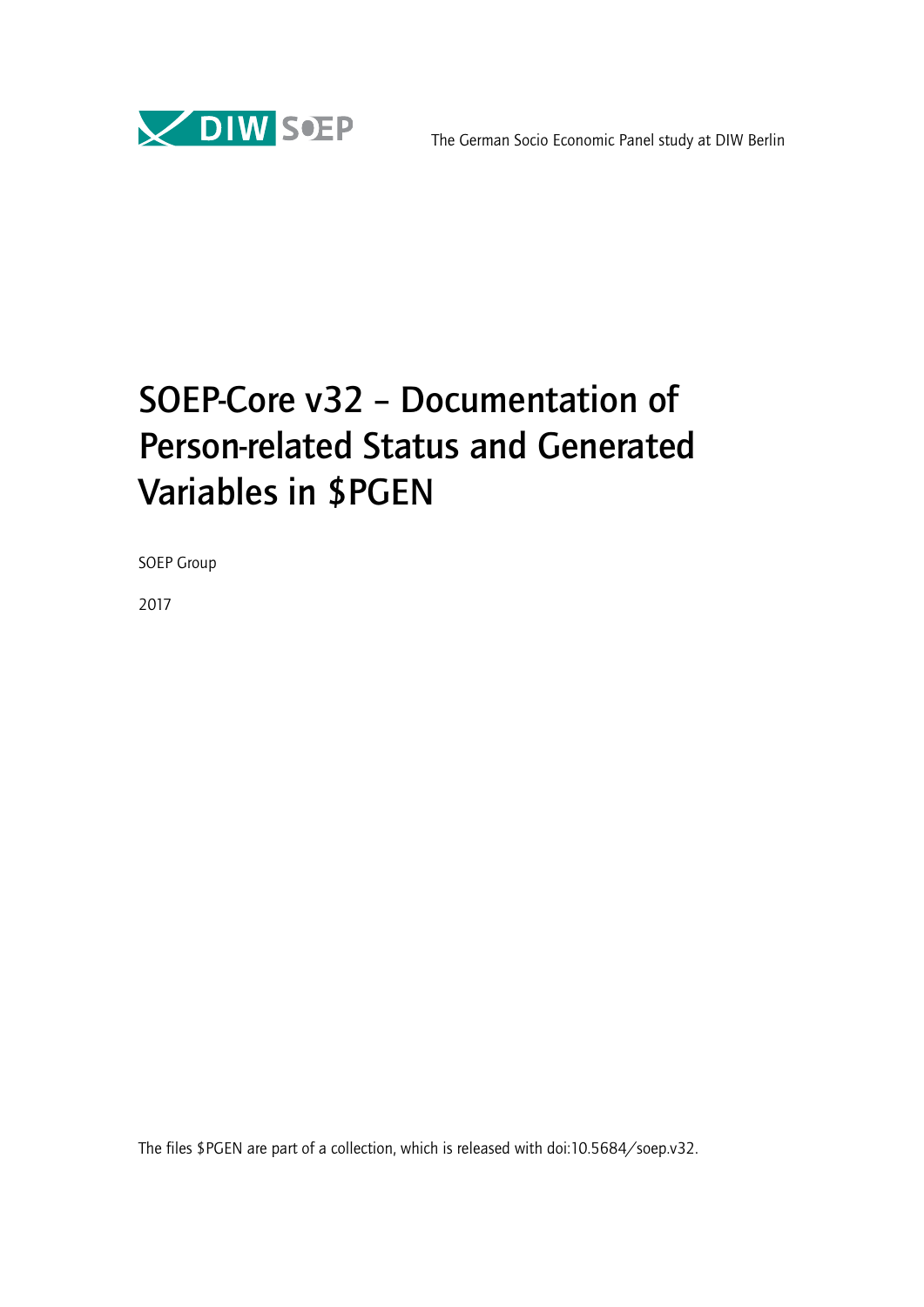The German Socio Economic Panel study at DIW Berlin

# SOEP-Core v32 – Documentation of Person-related Status and Generated Variables in $PGEN

SOEP Group

2017

The files $PGEN are part of a collection, which is released with doi:10.5684/soep.v32.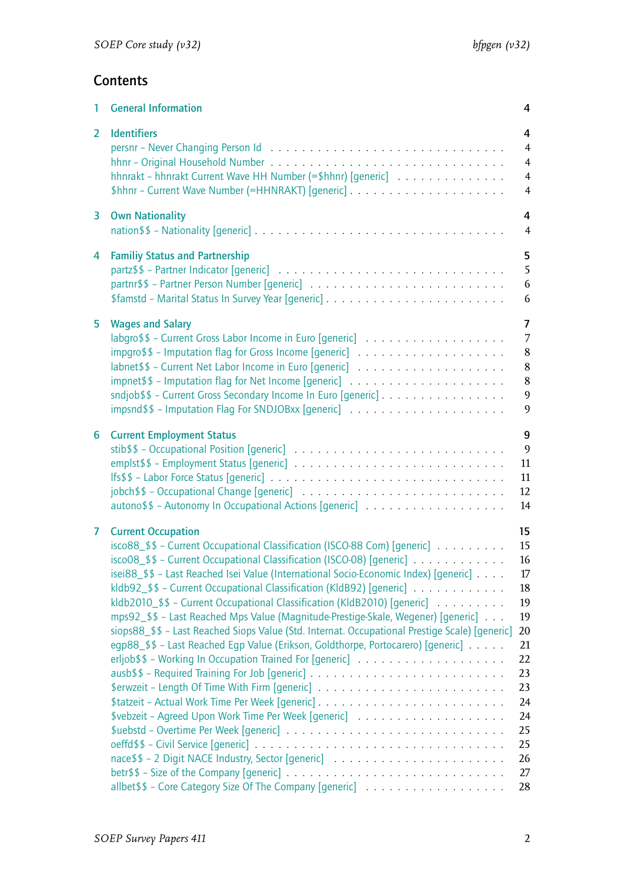## Contents

1 General Information 4

2 Identifiers 4
- persnr – Never Changing Person Id . . . . . 4
- hhnr – Original Household Number . . . . . 4
- hhnrakt – hhnrakt Current Wave HH Number (=$hhnr) [generic] . . . . . 4
- $hhnr – Current Wave Number (=HHNRAKT) [generic] . . . . . 4

3 Own Nationality 4
- nation$$ – Nationality [generic] . . . . . 4

4 Familiy Status and Partnership 5
- partz$$ – Partner Indicator [generic] . . . . . 5
- partnr$$ – Partner Person Number [generic] . . . . . 6
- $famstd – Marital Status In Survey Year [generic] . . . . . 6

5 Wages and Salary 7
- labgro$$ – Current Gross Labor Income in Euro [generic] . . . . . 7
- impgro$$ – Imputation flag for Gross Income [generic] . . . . . 8
- labnet$$ – Current Net Labor Income in Euro [generic] . . . . . 8
- impnet$$ – Imputation flag for Net Income [generic] . . . . . 8
- sndjob$$ – Current Gross Secondary Income In Euro [generic] . . . . . 9
- impsnd$$ – Imputation Flag For SNDJOBxx [generic] . . . . . 9

6 Current Employment Status 9
- stib$$ – Occupational Position [generic] . . . . . 9
- emplst$$ – Employment Status [generic] . . . . . 11
- lfs$$ – Labor Force Status [generic] . . . . . 11
- jobch$$ – Occupational Change [generic] . . . . . 12
- autono$$ – Autonomy In Occupational Actions [generic] . . . . . 14

7 Current Occupation 15
- isco88_$$ – Current Occupational Classification (ISCO-88 Com) [generic] . . . . . 15
- isco08_$$ – Current Occupational Classification (ISCO-08) [generic] . . . . . 16
- isei88_$$ – Last Reached Isei Value (International Socio-Economic Index) [generic] . . . . . 17
- kldb92_$$ – Current Occupational Classification (KldB92) [generic] . . . . . 18
- kldb2010_$$ – Current Occupational Classification (KldB2010) [generic] . . . . . 19
- mps92_$$ – Last Reached Mps Value (Magnitude-Prestige-Skale, Wegener) [generic] . . . . . 19
- siops88_$$ – Last Reached Siops Value (Std. Internat. Occupational Prestige Scale) [generic] 20
- egp88_$$ – Last Reached Egp Value (Erikson, Goldthorpe, Portocarero) [generic] . . . . . 21
- erljob$$ – Working In Occupation Trained For [generic] . . . . . 22
- ausb$$ – Required Training For Job [generic] . . . . . 23
- $erwzeit – Length Of Time With Firm [generic] . . . . . 23
- $tatzeit – Actual Work Time Per Week [generic] . . . . . 24
- $vebzeit – Agreed Upon Work Time Per Week [generic] . . . . . 24
- $uebstd – Overtime Per Week [generic] . . . . . 25
- oeffd$$ – Civil Service [generic] . . . . . 25
- nace$$ – 2 Digit NACE Industry, Sector [generic] . . . . . 26
- betr$$ – Size of the Company [generic] . . . . . 27
- allbet$$ – Core Category Size Of The Company [generic] . . . . . 28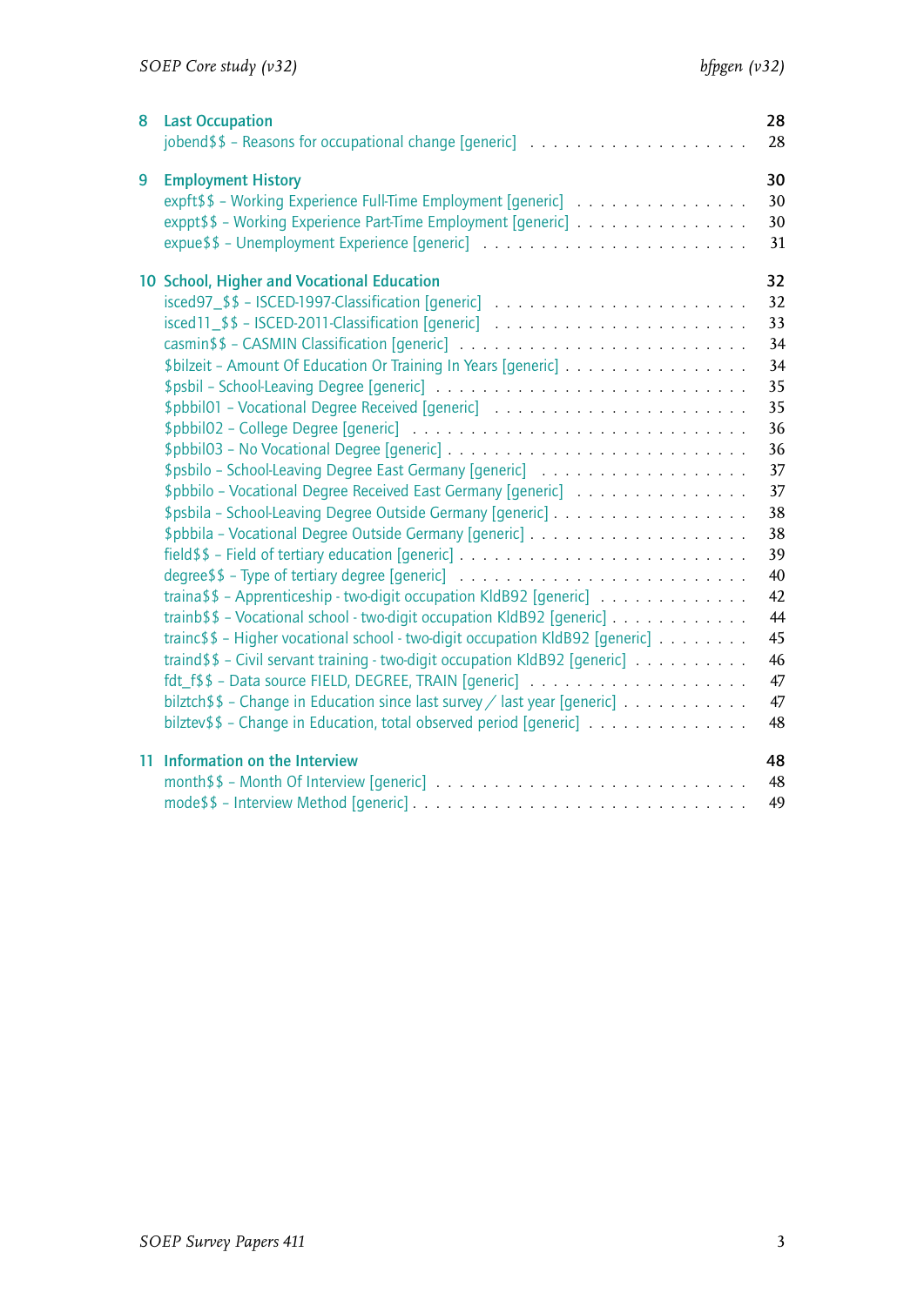**8 Last Occupation** 28

jobend$$ – Reasons for occupational change [generic] . . . . . . . . . . . . . . . . . . . . 28

**9 Employment History** 30

expft$$ – Working Experience Full-Time Employment [generic] . . . . . . . . . . . . . . . . 30

exppt$$ – Working Experience Part-Time Employment [generic] . . . . . . . . . . . . . . . . 30

expue$$ – Unemployment Experience [generic] . . . . . . . . . . . . . . . . . . . . . . . . 31

**10 School, Higher and Vocational Education** 32

isced97_$$ – ISCED-1997-Classification [generic] . . . . . . . . . . . . . . . . . . . . . . 32

isced11_$$ – ISCED-2011-Classification [generic] . . . . . . . . . . . . . . . . . . . . . . 33

casmin$$ – CASMIN Classification [generic] . . . . . . . . . . . . . . . . . . . . . . . . . 34

$bilzeit – Amount Of Education Or Training In Years [generic] . . . . . . . . . . . . . . . . 34

$psbil – School-Leaving Degree [generic] . . . . . . . . . . . . . . . . . . . . . . . . . . 35

$pbbil01 – Vocational Degree Received [generic] . . . . . . . . . . . . . . . . . . . . . . 35

$pbbil02 – College Degree [generic] . . . . . . . . . . . . . . . . . . . . . . . . . . . . 36

$pbbil03 – No Vocational Degree [generic] . . . . . . . . . . . . . . . . . . . . . . . . . 36

$psbilo – School-Leaving Degree East Germany [generic] . . . . . . . . . . . . . . . . . . 37

$pbbilo – Vocational Degree Received East Germany [generic] . . . . . . . . . . . . . . . . 37

$psbila – School-Leaving Degree Outside Germany [generic] . . . . . . . . . . . . . . . . . 38

$pbbila – Vocational Degree Outside Germany [generic] . . . . . . . . . . . . . . . . . . . 38

field$$ – Field of tertiary education [generic] . . . . . . . . . . . . . . . . . . . . . . . 39

degree$$ – Type of tertiary degree [generic] . . . . . . . . . . . . . . . . . . . . . . . . 40

traina$$ – Apprenticeship - two-digit occupation KldB92 [generic] . . . . . . . . . . . . . 42

trainb$$ – Vocational school - two-digit occupation KldB92 [generic] . . . . . . . . . . . . 44

trainc$$ – Higher vocational school - two-digit occupation KldB92 [generic] . . . . . . . . 45

traind$$ – Civil servant training - two-digit occupation KldB92 [generic] . . . . . . . . . 46

fdt_f$$ – Data source FIELD, DEGREE, TRAIN [generic] . . . . . . . . . . . . . . . . . . . 47

bilztch$$ – Change in Education since last survey / last year [generic] . . . . . . . . . . 47

bilztev$$ – Change in Education, total observed period [generic] . . . . . . . . . . . . . . 48

**11 Information on the Interview** 48

month$$ – Month Of Interview [generic] . . . . . . . . . . . . . . . . . . . . . . . . . . 48

mode$$ – Interview Method [generic] . . . . . . . . . . . . . . . . . . . . . . . . . . . . 49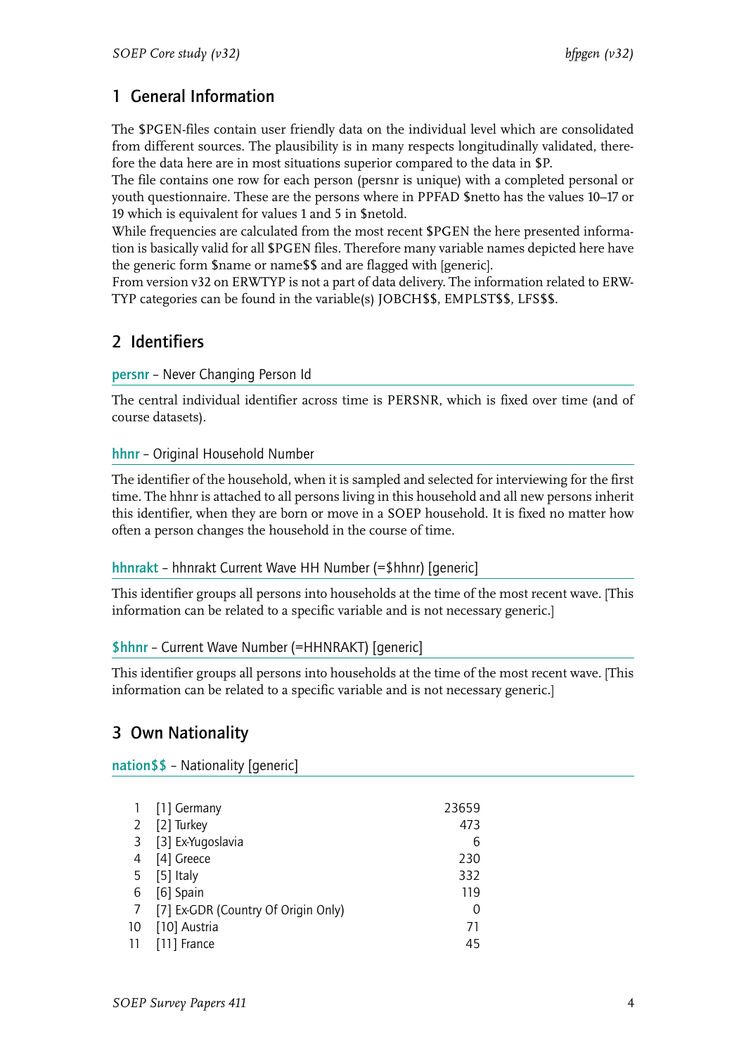# 1 General Information

The $PGEN-files contain user friendly data on the individual level which are consolidated from different sources. The plausibility is in many respects longitudinally validated, therefore the data here are in most situations superior compared to the data in $P.
The file contains one row for each person (persnr is unique) with a completed personal or youth questionnaire. These are the persons where in PPFAD $netto has the values 10–17 or 19 which is equivalent for values 1 and 5 in $netold.
While frequencies are calculated from the most recent $PGEN the here presented information is basically valid for all $PGEN files. Therefore many variable names depicted here have the generic form $name or name$$ and are flagged with [generic].
From version v32 on ERWTYP is not a part of data delivery. The information related to ERWTYP categories can be found in the variable(s) JOBCH$$, EMPLST$$, LFS$$.

# 2 Identifiers

## persnr – Never Changing Person Id

The central individual identifier across time is PERSNR, which is fixed over time (and of course datasets).

## hhnr – Original Household Number

The identifier of the household, when it is sampled and selected for interviewing for the first time. The hhnr is attached to all persons living in this household and all new persons inherit this identifier, when they are born or move in a SOEP household. It is fixed no matter how often a person changes the household in the course of time.

## hhnrakt – hhnrakt Current Wave HH Number (=$hhnr) [generic]

This identifier groups all persons into households at the time of the most recent wave. [This information can be related to a specific variable and is not necessary generic.]

## $hhnr – Current Wave Number (=HHNRAKT) [generic]

This identifier groups all persons into households at the time of the most recent wave. [This information can be related to a specific variable and is not necessary generic.]

# 3 Own Nationality

## nation$$ – Nationality [generic]

| | | |
|---|---|---|
| 1 | [1] Germany | 23659 |
| 2 | [2] Turkey | 473 |
| 3 | [3] Ex-Yugoslavia | 6 |
| 4 | [4] Greece | 230 |
| 5 | [5] Italy | 332 |
| 6 | [6] Spain | 119 |
| 7 | [7] Ex-GDR (Country Of Origin Only) | 0 |
| 10 | [10] Austria | 71 |
| 11 | [11] France | 45 |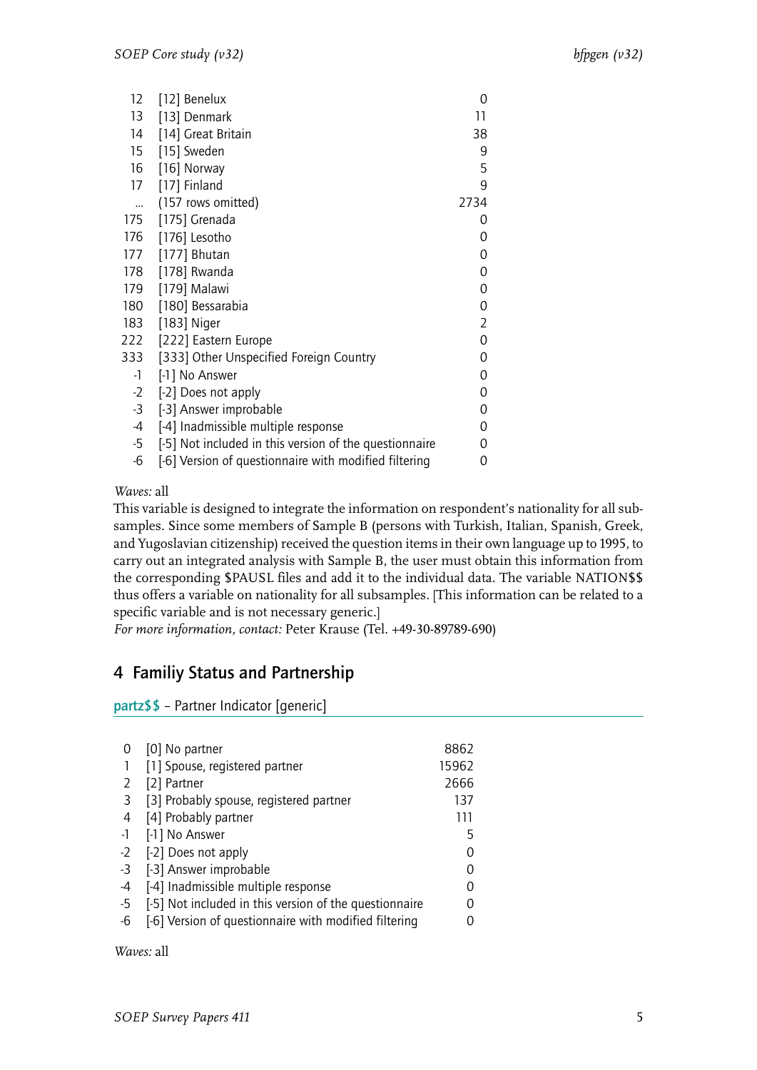| | | |
|---|---|---|
| 12 | [12] Benelux | 0 |
| 13 | [13] Denmark | 11 |
| 14 | [14] Great Britain | 38 |
| 15 | [15] Sweden | 9 |
| 16 | [16] Norway | 5 |
| 17 | [17] Finland | 9 |
| ... | (157 rows omitted) | 2734 |
| 175 | [175] Grenada | 0 |
| 176 | [176] Lesotho | 0 |
| 177 | [177] Bhutan | 0 |
| 178 | [178] Rwanda | 0 |
| 179 | [179] Malawi | 0 |
| 180 | [180] Bessarabia | 0 |
| 183 | [183] Niger | 2 |
| 222 | [222] Eastern Europe | 0 |
| 333 | [333] Other Unspecified Foreign Country | 0 |
| -1 | [-1] No Answer | 0 |
| -2 | [-2] Does not apply | 0 |
| -3 | [-3] Answer improbable | 0 |
| -4 | [-4] Inadmissible multiple response | 0 |
| -5 | [-5] Not included in this version of the questionnaire | 0 |
| -6 | [-6] Version of questionnaire with modified filtering | 0 |

*Waves:* all

This variable is designed to integrate the information on respondent's nationality for all subsamples. Since some members of Sample B (persons with Turkish, Italian, Spanish, Greek, and Yugoslavian citizenship) received the question items in their own language up to 1995, to carry out an integrated analysis with Sample B, the user must obtain this information from the corresponding $PAUSL files and add it to the individual data. The variable NATION$$ thus offers a variable on nationality for all subsamples. [This information can be related to a specific variable and is not necessary generic.]

*For more information, contact:* Peter Krause (Tel. +49-30-89789-690)

## 4 Familiy Status and Partnership

**partz$$** – Partner Indicator [generic]

| | | |
|---|---|---|
| 0 | [0] No partner | 8862 |
| 1 | [1] Spouse, registered partner | 15962 |
| 2 | [2] Partner | 2666 |
| 3 | [3] Probably spouse, registered partner | 137 |
| 4 | [4] Probably partner | 111 |
| -1 | [-1] No Answer | 5 |
| -2 | [-2] Does not apply | 0 |
| -3 | [-3] Answer improbable | 0 |
| -4 | [-4] Inadmissible multiple response | 0 |
| -5 | [-5] Not included in this version of the questionnaire | 0 |
| -6 | [-6] Version of questionnaire with modified filtering | 0 |

*Waves:* all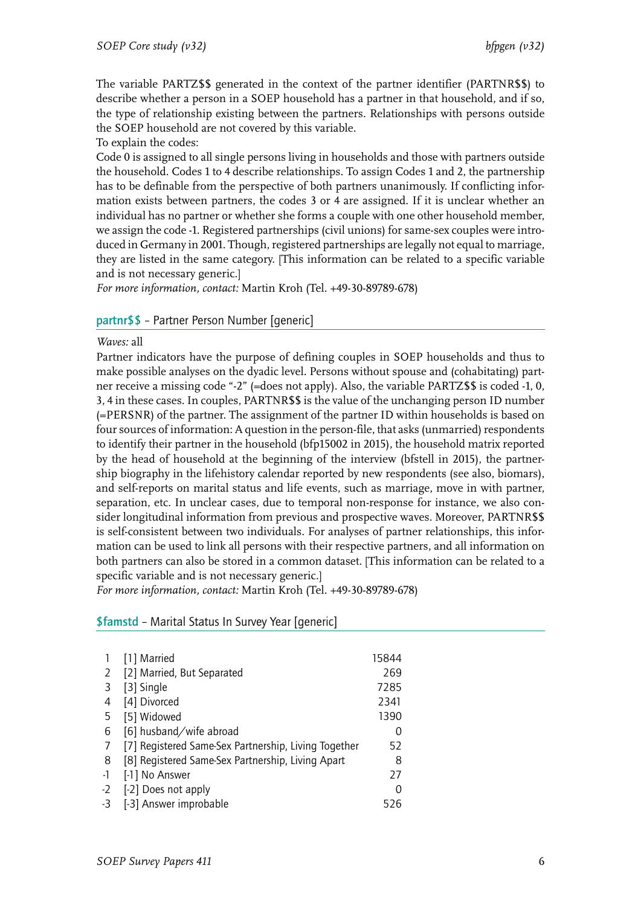The variable PARTZ$$ generated in the context of the partner identifier (PARTNR$$) to describe whether a person in a SOEP household has a partner in that household, and if so, the type of relationship existing between the partners. Relationships with persons outside the SOEP household are not covered by this variable.
To explain the codes:
Code 0 is assigned to all single persons living in households and those with partners outside the household. Codes 1 to 4 describe relationships. To assign Codes 1 and 2, the partnership has to be definable from the perspective of both partners unanimously. If conflicting information exists between partners, the codes 3 or 4 are assigned. If it is unclear whether an individual has no partner or whether she forms a couple with one other household member, we assign the code -1. Registered partnerships (civil unions) for same-sex couples were introduced in Germany in 2001. Though, registered partnerships are legally not equal to marriage, they are listed in the same category. [This information can be related to a specific variable and is not necessary generic.]
*For more information, contact:* Martin Kroh (Tel. +49-30-89789-678)

## partnr$$ – Partner Person Number [generic]

*Waves:* all
Partner indicators have the purpose of defining couples in SOEP households and thus to make possible analyses on the dyadic level. Persons without spouse and (cohabitating) partner receive a missing code "-2" (=does not apply). Also, the variable PARTZ$$ is coded -1, 0, 3, 4 in these cases. In couples, PARTNR$$ is the value of the unchanging person ID number (=PERSNR) of the partner. The assignment of the partner ID within households is based on four sources of information: A question in the person-file, that asks (unmarried) respondents to identify their partner in the household (bfp15002 in 2015), the household matrix reported by the head of household at the beginning of the interview (bfstell in 2015), the partnership biography in the lifehistory calendar reported by new respondents (see also, biomars), and self-reports on marital status and life events, such as marriage, move in with partner, separation, etc. In unclear cases, due to temporal non-response for instance, we also consider longitudinal information from previous and prospective waves. Moreover, PARTNR$$ is self-consistent between two individuals. For analyses of partner relationships, this information can be used to link all persons with their respective partners, and all information on both partners can also be stored in a common dataset. [This information can be related to a specific variable and is not necessary generic.]
*For more information, contact:* Martin Kroh (Tel. +49-30-89789-678)

## $famstd – Marital Status In Survey Year [generic]

| | | |
|---|---|---|
| 1 | [1] Married | 15844 |
| 2 | [2] Married, But Separated | 269 |
| 3 | [3] Single | 7285 |
| 4 | [4] Divorced | 2341 |
| 5 | [5] Widowed | 1390 |
| 6 | [6] husband/wife abroad | 0 |
| 7 | [7] Registered Same-Sex Partnership, Living Together | 52 |
| 8 | [8] Registered Same-Sex Partnership, Living Apart | 8 |
| -1 | [-1] No Answer | 27 |
| -2 | [-2] Does not apply | 0 |
| -3 | [-3] Answer improbable | 526 |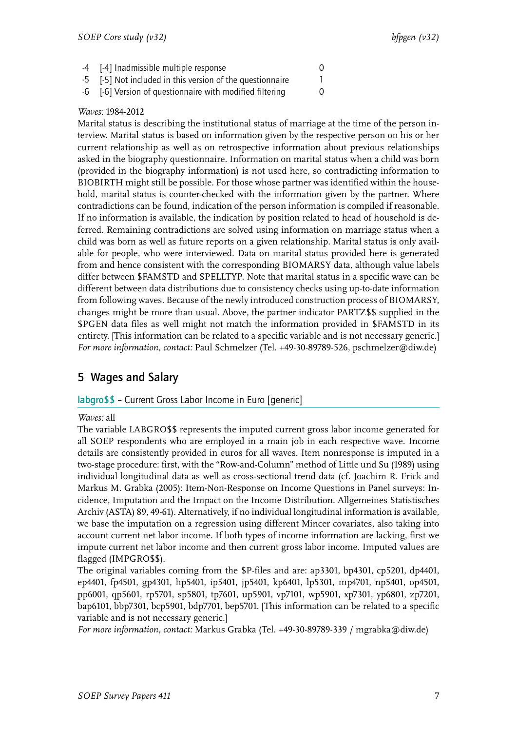| | | |
|---|---|---|
| -4 | [-4] Inadmissible multiple response | 0 |
| -5 | [-5] Not included in this version of the questionnaire | 1 |
| -6 | [-6] Version of questionnaire with modified filtering | 0 |

*Waves:* 1984-2012

Marital status is describing the institutional status of marriage at the time of the person interview. Marital status is based on information given by the respective person on his or her current relationship as well as on retrospective information about previous relationships asked in the biography questionnaire. Information on marital status when a child was born (provided in the biography information) is not used here, so contradicting information to BIOBIRTH might still be possible. For those whose partner was identified within the household, marital status is counter-checked with the information given by the partner. Where contradictions can be found, indication of the person information is compiled if reasonable. If no information is available, the indication by position related to head of household is deferred. Remaining contradictions are solved using information on marriage status when a child was born as well as future reports on a given relationship. Marital status is only available for people, who were interviewed. Data on marital status provided here is generated from and hence consistent with the corresponding BIOMARSY data, although value labels differ between $FAMSTD and SPELLTYP. Note that marital status in a specific wave can be different between data distributions due to consistency checks using up-to-date information from following waves. Because of the newly introduced construction process of BIOMARSY, changes might be more than usual. Above, the partner indicator PARTZ$$ supplied in the $PGEN data files as well might not match the information provided in $FAMSTD in its entirety. [This information can be related to a specific variable and is not necessary generic.]
*For more information, contact:* Paul Schmelzer (Tel. +49-30-89789-526, pschmelzer@diw.de)

## 5 Wages and Salary

### labgro$$ – Current Gross Labor Income in Euro [generic]

*Waves:* all

The variable LABGRO$$ represents the imputed current gross labor income generated for all SOEP respondents who are employed in a main job in each respective wave. Income details are consistently provided in euros for all waves. Item nonresponse is imputed in a two-stage procedure: first, with the "Row-and-Column" method of Little und Su (1989) using individual longitudinal data as well as cross-sectional trend data (cf. Joachim R. Frick and Markus M. Grabka (2005): Item-Non-Response on Income Questions in Panel surveys: Incidence, Imputation and the Impact on the Income Distribution. Allgemeines Statistisches Archiv (ASTA) 89, 49-61). Alternatively, if no individual longitudinal information is available, we base the imputation on a regression using different Mincer covariates, also taking into account current net labor income. If both types of income information are lacking, first we impute current net labor income and then current gross labor income. Imputed values are flagged (IMPGRO$$).

The original variables coming from the $P-files and are: ap3301, bp4301, cp5201, dp4401, ep4401, fp4501, gp4301, hp5401, ip5401, jp5401, kp6401, lp5301, mp4701, np5401, op4501, pp6001, qp5601, rp5701, sp5801, tp7601, up5901, vp7101, wp5901, xp7301, yp6801, zp7201, bap6101, bbp7301, bcp5901, bdp7701, bep5701. [This information can be related to a specific variable and is not necessary generic.]

*For more information, contact:* Markus Grabka (Tel. +49-30-89789-339 / mgrabka@diw.de)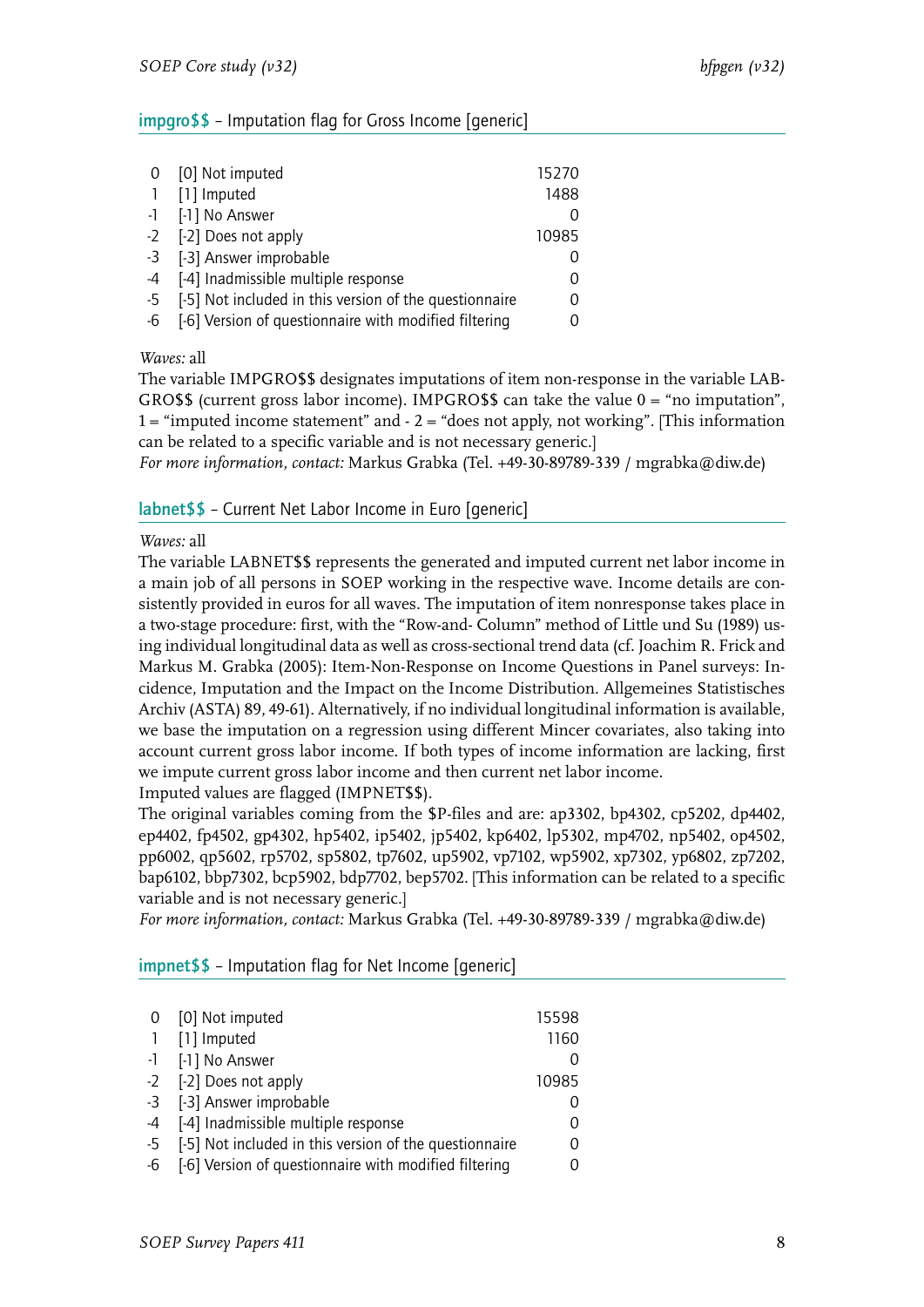## impgro$$ – Imputation flag for Gross Income [generic]

| | | |
|---|---|---|
| 0 | [0] Not imputed | 15270 |
| 1 | [1] Imputed | 1488 |
| -1 | [-1] No Answer | 0 |
| -2 | [-2] Does not apply | 10985 |
| -3 | [-3] Answer improbable | 0 |
| -4 | [-4] Inadmissible multiple response | 0 |
| -5 | [-5] Not included in this version of the questionnaire | 0 |
| -6 | [-6] Version of questionnaire with modified filtering | 0 |

*Waves:* all

The variable IMPGRO$$ designates imputations of item non-response in the variable LABGRO$$ (current gross labor income). IMPGRO$$ can take the value 0 = "no imputation", 1 = "imputed income statement" and - 2 = "does not apply, not working". [This information can be related to a specific variable and is not necessary generic.]

*For more information, contact:* Markus Grabka (Tel. +49-30-89789-339 / mgrabka@diw.de)

## labnet$$ – Current Net Labor Income in Euro [generic]

*Waves:* all

The variable LABNET$$ represents the generated and imputed current net labor income in a main job of all persons in SOEP working in the respective wave. Income details are consistently provided in euros for all waves. The imputation of item nonresponse takes place in a two-stage procedure: first, with the "Row-and- Column" method of Little und Su (1989) using individual longitudinal data as well as cross-sectional trend data (cf. Joachim R. Frick and Markus M. Grabka (2005): Item-Non-Response on Income Questions in Panel surveys: Incidence, Imputation and the Impact on the Income Distribution. Allgemeines Statistisches Archiv (ASTA) 89, 49-61). Alternatively, if no individual longitudinal information is available, we base the imputation on a regression using different Mincer covariates, also taking into account current gross labor income. If both types of income information are lacking, first we impute current gross labor income and then current net labor income.

Imputed values are flagged (IMPNET$$).

The original variables coming from the $P-files and are: ap3302, bp4302, cp5202, dp4402, ep4402, fp4502, gp4302, hp5402, ip5402, jp5402, kp6402, lp5302, mp4702, np5402, op4502, pp6002, qp5602, rp5702, sp5802, tp7602, up5902, vp7102, wp5902, xp7302, yp6802, zp7202, bap6102, bbp7302, bcp5902, bdp7702, bep5702. [This information can be related to a specific variable and is not necessary generic.]

*For more information, contact:* Markus Grabka (Tel. +49-30-89789-339 / mgrabka@diw.de)

## impnet$$ – Imputation flag for Net Income [generic]

| | | |
|---|---|---|
| 0 | [0] Not imputed | 15598 |
| 1 | [1] Imputed | 1160 |
| -1 | [-1] No Answer | 0 |
| -2 | [-2] Does not apply | 10985 |
| -3 | [-3] Answer improbable | 0 |
| -4 | [-4] Inadmissible multiple response | 0 |
| -5 | [-5] Not included in this version of the questionnaire | 0 |
| -6 | [-6] Version of questionnaire with modified filtering | 0 |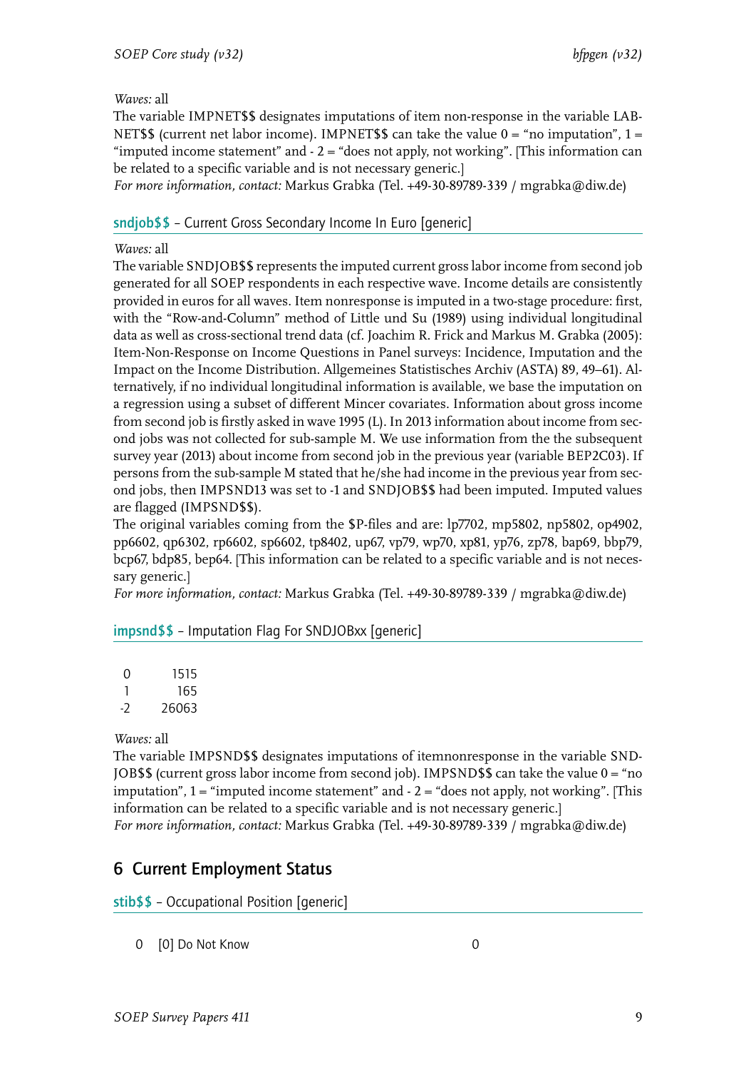*Waves:* all

The variable IMPNET$$ designates imputations of item non-response in the variable LABNET$$ (current net labor income). IMPNET$$ can take the value 0 = "no imputation", 1 = "imputed income statement" and - 2 = "does not apply, not working". [This information can be related to a specific variable and is not necessary generic.]

*For more information, contact:* Markus Grabka (Tel. +49-30-89789-339 / mgrabka@diw.de)

### sndjob$$ – Current Gross Secondary Income In Euro [generic]

*Waves:* all

The variable SNDJOB$$ represents the imputed current gross labor income from second job generated for all SOEP respondents in each respective wave. Income details are consistently provided in euros for all waves. Item nonresponse is imputed in a two-stage procedure: first, with the "Row-and-Column" method of Little und Su (1989) using individual longitudinal data as well as cross-sectional trend data (cf. Joachim R. Frick and Markus M. Grabka (2005): Item-Non-Response on Income Questions in Panel surveys: Incidence, Imputation and the Impact on the Income Distribution. Allgemeines Statistisches Archiv (ASTA) 89, 49–61). Alternatively, if no individual longitudinal information is available, we base the imputation on a regression using a subset of different Mincer covariates. Information about gross income from second job is firstly asked in wave 1995 (L). In 2013 information about income from second jobs was not collected for sub-sample M. We use information from the the subsequent survey year (2013) about income from second job in the previous year (variable BEP2C03). If persons from the sub-sample M stated that he/she had income in the previous year from second jobs, then IMPSND13 was set to -1 and SNDJOB$$ had been imputed. Imputed values are flagged (IMPSND$$).

The original variables coming from the $P-files and are: lp7702, mp5802, np5802, op4902, pp6602, qp6302, rp6602, sp6602, tp8402, up67, vp79, wp70, xp81, yp76, zp78, bap69, bbp79, bcp67, bdp85, bep64. [This information can be related to a specific variable and is not necessary generic.]

*For more information, contact:* Markus Grabka (Tel. +49-30-89789-339 / mgrabka@diw.de)

### impsnd$$ – Imputation Flag For SNDJOBxx [generic]

| | |
|---|---|
| 0 | 1515 |
| 1 | 165 |
| -2 | 26063 |

*Waves:* all

The variable IMPSND$$ designates imputations of itemnonresponse in the variable SNDJOB$$ (current gross labor income from second job). IMPSND$$ can take the value 0 = "no imputation", 1 = "imputed income statement" and - 2 = "does not apply, not working". [This information can be related to a specific variable and is not necessary generic.]

*For more information, contact:* Markus Grabka (Tel. +49-30-89789-339 / mgrabka@diw.de)

## 6 Current Employment Status

### stib$$ – Occupational Position [generic]

| | | |
|---|---|---|
| 0 | [0] Do Not Know | 0 |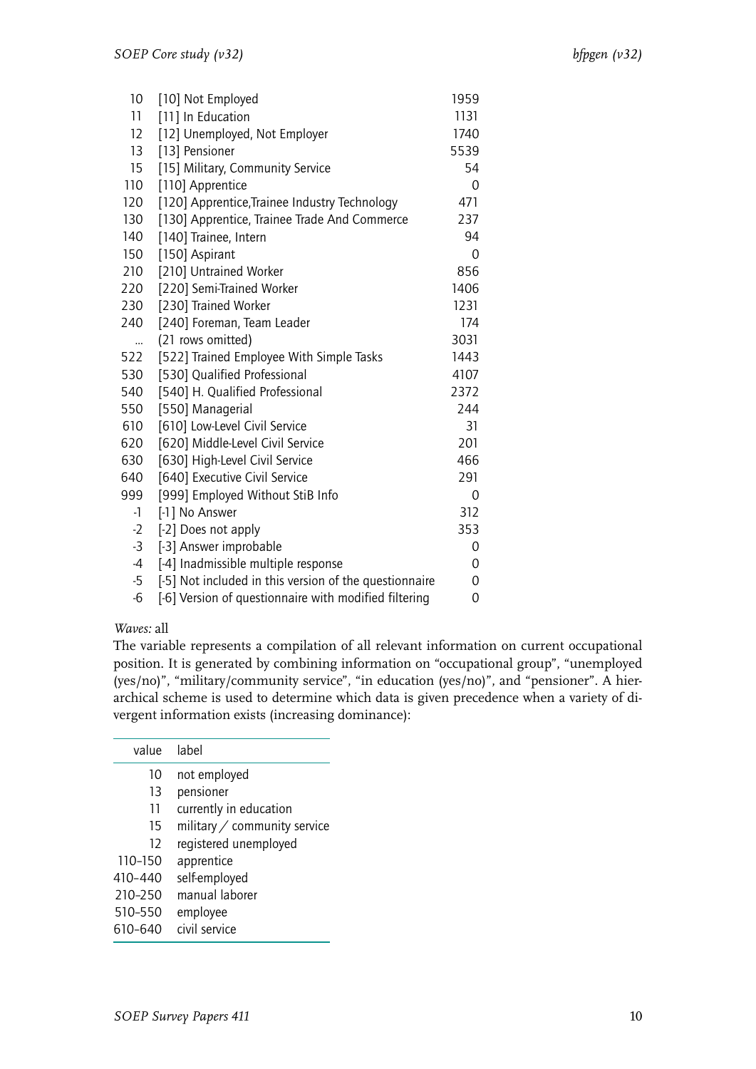| | | |
|---|---|---|
| 10 | [10] Not Employed | 1959 |
| 11 | [11] In Education | 1131 |
| 12 | [12] Unemployed, Not Employer | 1740 |
| 13 | [13] Pensioner | 5539 |
| 15 | [15] Military, Community Service | 54 |
| 110 | [110] Apprentice | 0 |
| 120 | [120] Apprentice,Trainee Industry Technology | 471 |
| 130 | [130] Apprentice, Trainee Trade And Commerce | 237 |
| 140 | [140] Trainee, Intern | 94 |
| 150 | [150] Aspirant | 0 |
| 210 | [210] Untrained Worker | 856 |
| 220 | [220] Semi-Trained Worker | 1406 |
| 230 | [230] Trained Worker | 1231 |
| 240 | [240] Foreman, Team Leader | 174 |
| ... | (21 rows omitted) | 3031 |
| 522 | [522] Trained Employee With Simple Tasks | 1443 |
| 530 | [530] Qualified Professional | 4107 |
| 540 | [540] H. Qualified Professional | 2372 |
| 550 | [550] Managerial | 244 |
| 610 | [610] Low-Level Civil Service | 31 |
| 620 | [620] Middle-Level Civil Service | 201 |
| 630 | [630] High-Level Civil Service | 466 |
| 640 | [640] Executive Civil Service | 291 |
| 999 | [999] Employed Without StiB Info | 0 |
| -1 | [-1] No Answer | 312 |
| -2 | [-2] Does not apply | 353 |
| -3 | [-3] Answer improbable | 0 |
| -4 | [-4] Inadmissible multiple response | 0 |
| -5 | [-5] Not included in this version of the questionnaire | 0 |
| -6 | [-6] Version of questionnaire with modified filtering | 0 |

*Waves:* all

The variable represents a compilation of all relevant information on current occupational position. It is generated by combining information on "occupational group", "unemployed (yes/no)", "military/community service", "in education (yes/no)", and "pensioner". A hierarchical scheme is used to determine which data is given precedence when a variety of divergent information exists (increasing dominance):

| value | label |
|---|---|
| 10 | not employed |
| 13 | pensioner |
| 11 | currently in education |
| 15 | military / community service |
| 12 | registered unemployed |
| 110–150 | apprentice |
| 410–440 | self-employed |
| 210–250 | manual laborer |
| 510–550 | employee |
| 610–640 | civil service |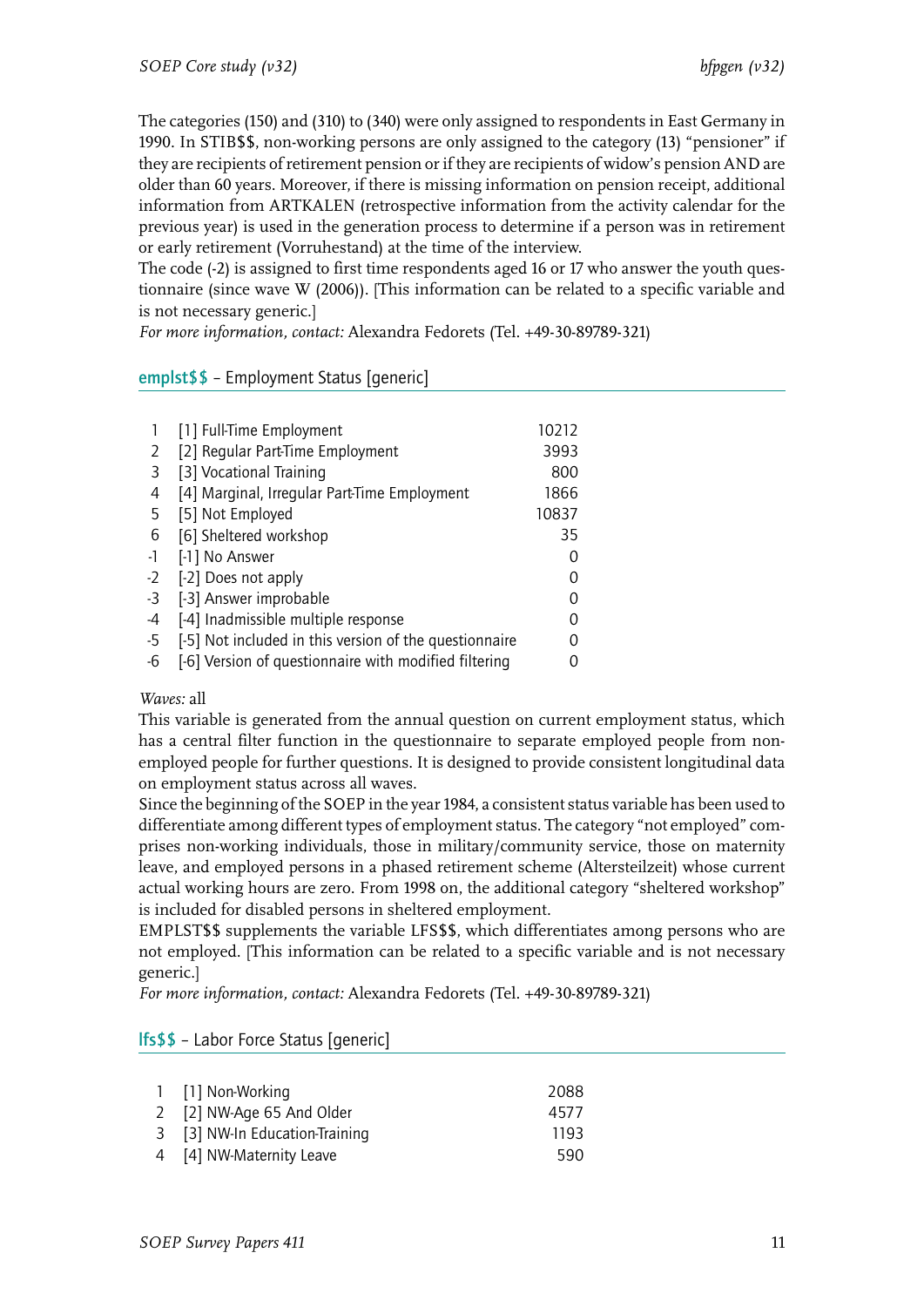The categories (150) and (310) to (340) were only assigned to respondents in East Germany in 1990. In STIB$$, non-working persons are only assigned to the category (13) "pensioner" if they are recipients of retirement pension or if they are recipients of widow's pension AND are older than 60 years. Moreover, if there is missing information on pension receipt, additional information from ARTKALEN (retrospective information from the activity calendar for the previous year) is used in the generation process to determine if a person was in retirement or early retirement (Vorruhestand) at the time of the interview.
The code (-2) is assigned to first time respondents aged 16 or 17 who answer the youth questionnaire (since wave W (2006)). [This information can be related to a specific variable and is not necessary generic.]
*For more information, contact:* Alexandra Fedorets (Tel. +49-30-89789-321)

## emplst$$ – Employment Status [generic]

| | | |
|---|---|---|
| 1 | [1] Full-Time Employment | 10212 |
| 2 | [2] Regular Part-Time Employment | 3993 |
| 3 | [3] Vocational Training | 800 |
| 4 | [4] Marginal, Irregular Part-Time Employment | 1866 |
| 5 | [5] Not Employed | 10837 |
| 6 | [6] Sheltered workshop | 35 |
| -1 | [-1] No Answer | 0 |
| -2 | [-2] Does not apply | 0 |
| -3 | [-3] Answer improbable | 0 |
| -4 | [-4] Inadmissible multiple response | 0 |
| -5 | [-5] Not included in this version of the questionnaire | 0 |
| -6 | [-6] Version of questionnaire with modified filtering | 0 |

*Waves:* all
This variable is generated from the annual question on current employment status, which has a central filter function in the questionnaire to separate employed people from non-employed people for further questions. It is designed to provide consistent longitudinal data on employment status across all waves.
Since the beginning of the SOEP in the year 1984, a consistent status variable has been used to differentiate among different types of employment status. The category "not employed" comprises non-working individuals, those in military/community service, those on maternity leave, and employed persons in a phased retirement scheme (Altersteilzeit) whose current actual working hours are zero. From 1998 on, the additional category "sheltered workshop" is included for disabled persons in sheltered employment.
EMPLST$$ supplements the variable LFS$$, which differentiates among persons who are not employed. [This information can be related to a specific variable and is not necessary generic.]
*For more information, contact:* Alexandra Fedorets (Tel. +49-30-89789-321)

## lfs$$ – Labor Force Status [generic]

| | | |
|---|---|---|
| 1 | [1] Non-Working | 2088 |
| 2 | [2] NW-Age 65 And Older | 4577 |
| 3 | [3] NW-In Education-Training | 1193 |
| 4 | [4] NW-Maternity Leave | 590 |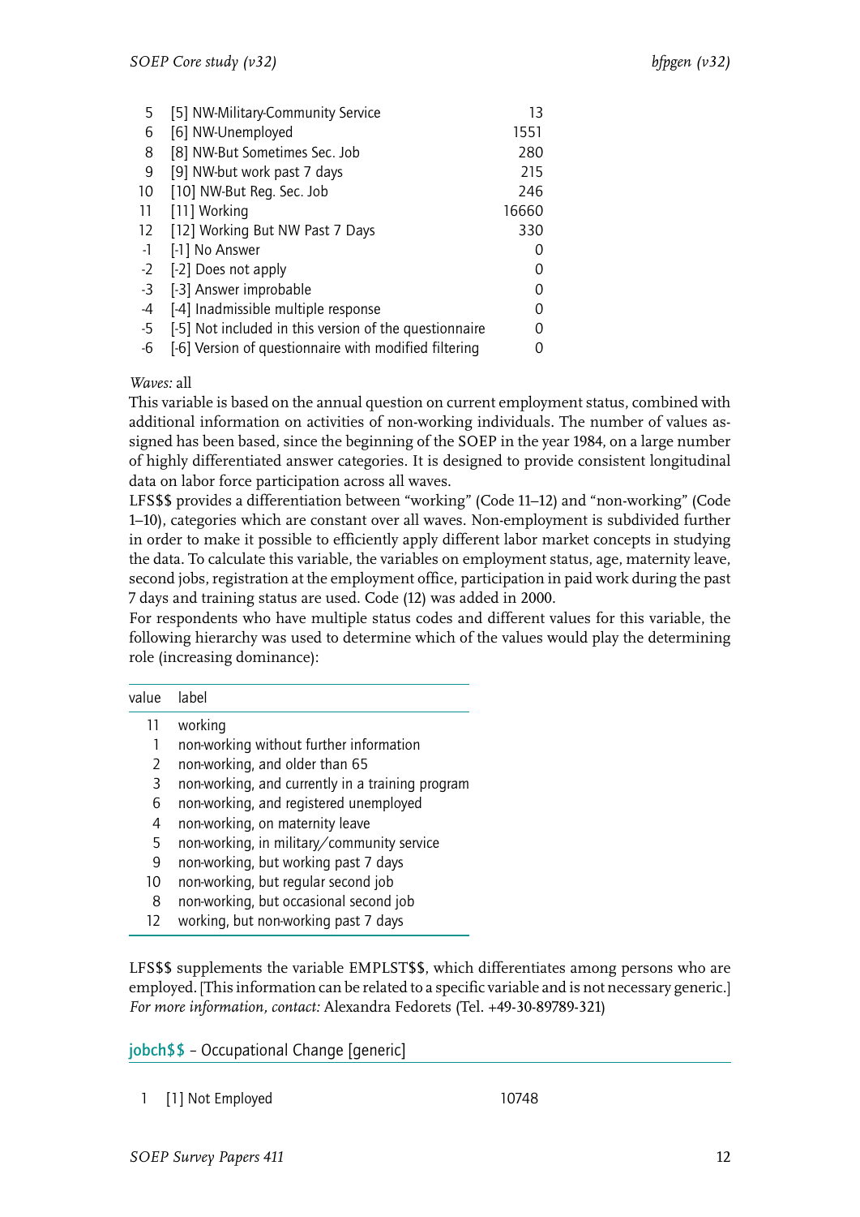| | | |
|---|---|---|
| 5 | [5] NW-Military-Community Service | 13 |
| 6 | [6] NW-Unemployed | 1551 |
| 8 | [8] NW-But Sometimes Sec. Job | 280 |
| 9 | [9] NW-but work past 7 days | 215 |
| 10 | [10] NW-But Reg. Sec. Job | 246 |
| 11 | [11] Working | 16660 |
| 12 | [12] Working But NW Past 7 Days | 330 |
| -1 | [-1] No Answer | 0 |
| -2 | [-2] Does not apply | 0 |
| -3 | [-3] Answer improbable | 0 |
| -4 | [-4] Inadmissible multiple response | 0 |
| -5 | [-5] Not included in this version of the questionnaire | 0 |
| -6 | [-6] Version of questionnaire with modified filtering | 0 |

*Waves:* all

This variable is based on the annual question on current employment status, combined with additional information on activities of non-working individuals. The number of values assigned has been based, since the beginning of the SOEP in the year 1984, on a large number of highly differentiated answer categories. It is designed to provide consistent longitudinal data on labor force participation across all waves.

LFS$$ provides a differentiation between "working" (Code 11–12) and "non-working" (Code 1–10), categories which are constant over all waves. Non-employment is subdivided further in order to make it possible to efficiently apply different labor market concepts in studying the data. To calculate this variable, the variables on employment status, age, maternity leave, second jobs, registration at the employment office, participation in paid work during the past 7 days and training status are used. Code (12) was added in 2000.

For respondents who have multiple status codes and different values for this variable, the following hierarchy was used to determine which of the values would play the determining role (increasing dominance):

| value | label |
|---|---|
| 11 | working |
| 1 | non-working without further information |
| 2 | non-working, and older than 65 |
| 3 | non-working, and currently in a training program |
| 6 | non-working, and registered unemployed |
| 4 | non-working, on maternity leave |
| 5 | non-working, in military/community service |
| 9 | non-working, but working past 7 days |
| 10 | non-working, but regular second job |
| 8 | non-working, but occasional second job |
| 12 | working, but non-working past 7 days |

LFS$$ supplements the variable EMPLST$$, which differentiates among persons who are employed. [This information can be related to a specific variable and is not necessary generic.]

*For more information, contact:* Alexandra Fedorets (Tel. +49-30-89789-321)

## jobch$$ – Occupational Change [generic]

| | | |
|---|---|---|
| 1 | [1] Not Employed | 10748 |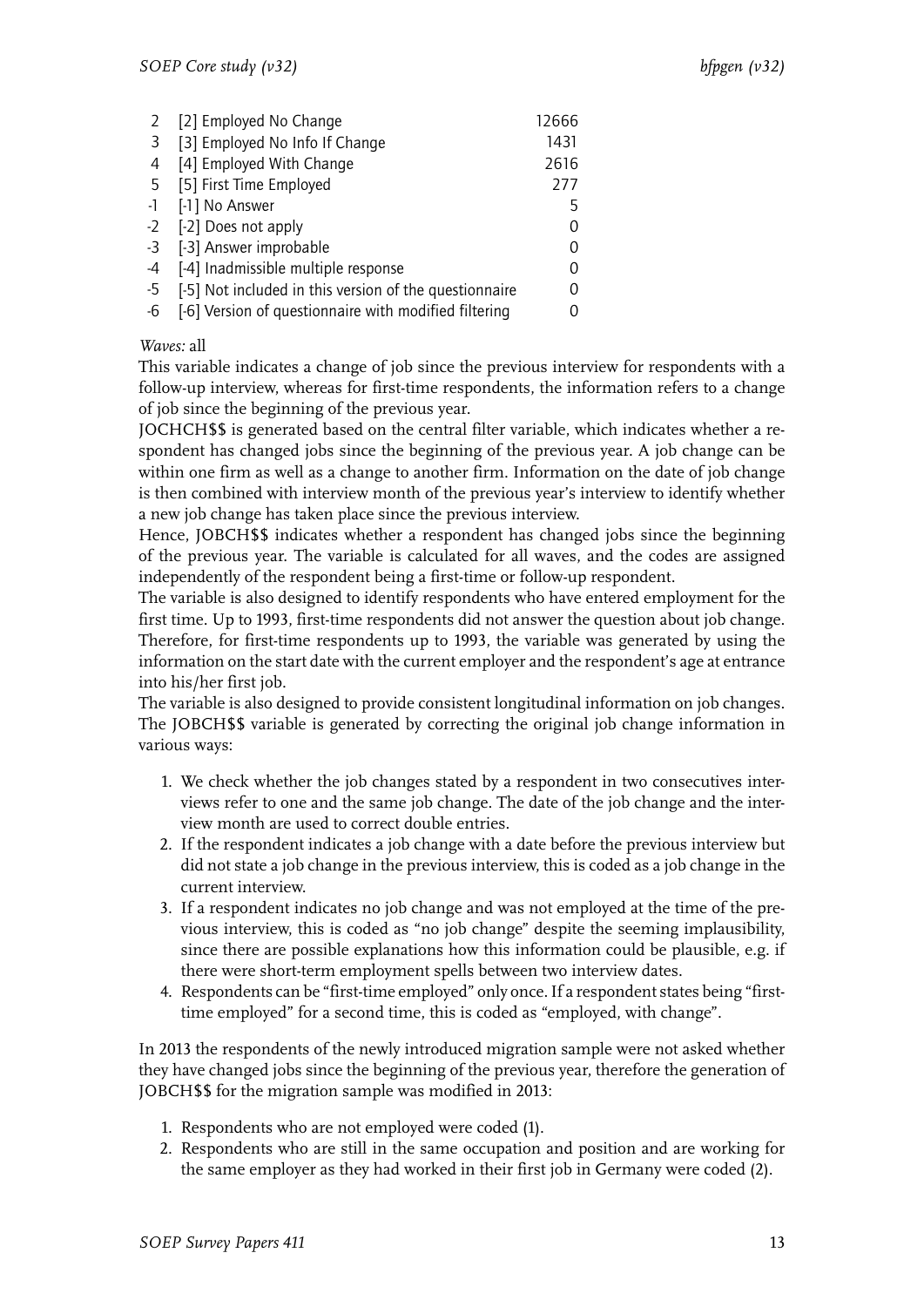| | | |
|---|---|---|
| 2 | [2] Employed No Change | 12666 |
| 3 | [3] Employed No Info If Change | 1431 |
| 4 | [4] Employed With Change | 2616 |
| 5 | [5] First Time Employed | 277 |
| -1 | [-1] No Answer | 5 |
| -2 | [-2] Does not apply | 0 |
| -3 | [-3] Answer improbable | 0 |
| -4 | [-4] Inadmissible multiple response | 0 |
| -5 | [-5] Not included in this version of the questionnaire | 0 |
| -6 | [-6] Version of questionnaire with modified filtering | 0 |

*Waves:* all

This variable indicates a change of job since the previous interview for respondents with a follow-up interview, whereas for first-time respondents, the information refers to a change of job since the beginning of the previous year.

JOCHCH$$ is generated based on the central filter variable, which indicates whether a respondent has changed jobs since the beginning of the previous year. A job change can be within one firm as well as a change to another firm. Information on the date of job change is then combined with interview month of the previous year's interview to identify whether a new job change has taken place since the previous interview.

Hence, JOBCH$$ indicates whether a respondent has changed jobs since the beginning of the previous year. The variable is calculated for all waves, and the codes are assigned independently of the respondent being a first-time or follow-up respondent.

The variable is also designed to identify respondents who have entered employment for the first time. Up to 1993, first-time respondents did not answer the question about job change. Therefore, for first-time respondents up to 1993, the variable was generated by using the information on the start date with the current employer and the respondent's age at entrance into his/her first job.

The variable is also designed to provide consistent longitudinal information on job changes. The JOBCH$$ variable is generated by correcting the original job change information in various ways:

1. We check whether the job changes stated by a respondent in two consecutives interviews refer to one and the same job change. The date of the job change and the interview month are used to correct double entries.
2. If the respondent indicates a job change with a date before the previous interview but did not state a job change in the previous interview, this is coded as a job change in the current interview.
3. If a respondent indicates no job change and was not employed at the time of the previous interview, this is coded as "no job change" despite the seeming implausibility, since there are possible explanations how this information could be plausible, e.g. if there were short-term employment spells between two interview dates.
4. Respondents can be "first-time employed" only once. If a respondent states being "first-time employed" for a second time, this is coded as "employed, with change".

In 2013 the respondents of the newly introduced migration sample were not asked whether they have changed jobs since the beginning of the previous year, therefore the generation of JOBCH$$ for the migration sample was modified in 2013:

1. Respondents who are not employed were coded (1).
2. Respondents who are still in the same occupation and position and are working for the same employer as they had worked in their first job in Germany were coded (2).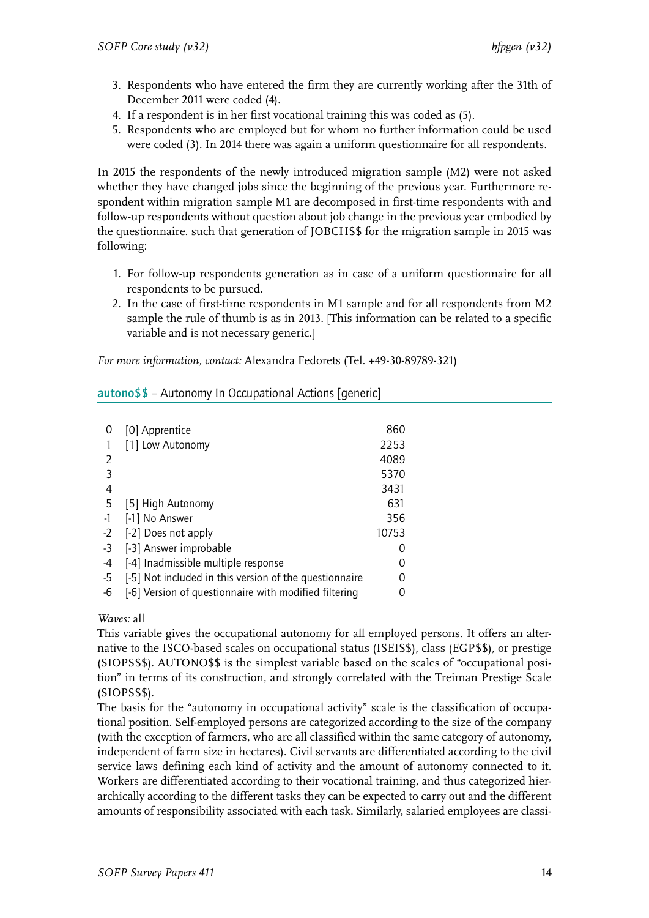3. Respondents who have entered the firm they are currently working after the 31th of December 2011 were coded (4).
4. If a respondent is in her first vocational training this was coded as (5).
5. Respondents who are employed but for whom no further information could be used were coded (3). In 2014 there was again a uniform questionnaire for all respondents.

In 2015 the respondents of the newly introduced migration sample (M2) were not asked whether they have changed jobs since the beginning of the previous year. Furthermore respondent within migration sample M1 are decomposed in first-time respondents with and follow-up respondents without question about job change in the previous year embodied by the questionnaire. such that generation of JOBCH$$ for the migration sample in 2015 was following:

1. For follow-up respondents generation as in case of a uniform questionnaire for all respondents to be pursued.
2. In the case of first-time respondents in M1 sample and for all respondents from M2 sample the rule of thumb is as in 2013. [This information can be related to a specific variable and is not necessary generic.]

*For more information, contact:* Alexandra Fedorets (Tel. +49-30-89789-321)

## autono$$ – Autonomy In Occupational Actions [generic]

| | | |
|---|---|---|
| 0 | [0] Apprentice | 860 |
| 1 | [1] Low Autonomy | 2253 |
| 2 | | 4089 |
| 3 | | 5370 |
| 4 | | 3431 |
| 5 | [5] High Autonomy | 631 |
| -1 | [-1] No Answer | 356 |
| -2 | [-2] Does not apply | 10753 |
| -3 | [-3] Answer improbable | 0 |
| -4 | [-4] Inadmissible multiple response | 0 |
| -5 | [-5] Not included in this version of the questionnaire | 0 |
| -6 | [-6] Version of questionnaire with modified filtering | 0 |

*Waves:* all

This variable gives the occupational autonomy for all employed persons. It offers an alternative to the ISCO-based scales on occupational status (ISEI$$), class (EGP$$), or prestige (SIOPS$$). AUTONO$$ is the simplest variable based on the scales of "occupational position" in terms of its construction, and strongly correlated with the Treiman Prestige Scale (SIOPS$$).

The basis for the "autonomy in occupational activity" scale is the classification of occupational position. Self-employed persons are categorized according to the size of the company (with the exception of farmers, who are all classified within the same category of autonomy, independent of farm size in hectares). Civil servants are differentiated according to the civil service laws defining each kind of activity and the amount of autonomy connected to it. Workers are differentiated according to their vocational training, and thus categorized hierarchically according to the different tasks they can be expected to carry out and the different amounts of responsibility associated with each task. Similarly, salaried employees are classi-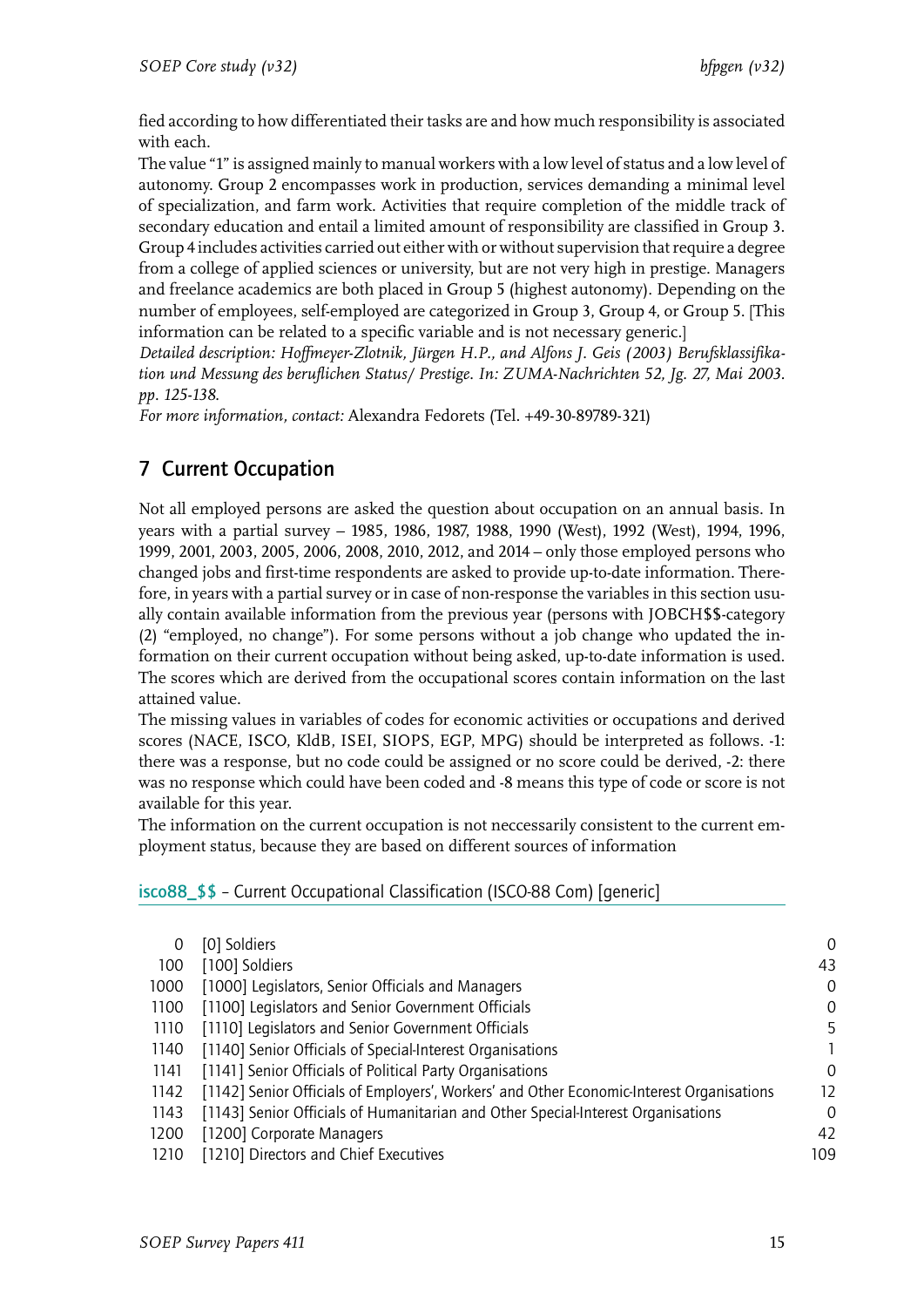fied according to how differentiated their tasks are and how much responsibility is associated with each.
The value "1" is assigned mainly to manual workers with a low level of status and a low level of autonomy. Group 2 encompasses work in production, services demanding a minimal level of specialization, and farm work. Activities that require completion of the middle track of secondary education and entail a limited amount of responsibility are classified in Group 3. Group 4 includes activities carried out either with or without supervision that require a degree from a college of applied sciences or university, but are not very high in prestige. Managers and freelance academics are both placed in Group 5 (highest autonomy). Depending on the number of employees, self-employed are categorized in Group 3, Group 4, or Group 5. [This information can be related to a specific variable and is not necessary generic.]
*Detailed description: Hoffmeyer-Zlotnik, Jürgen H.P., and Alfons J. Geis (2003) Berufsklassifikation und Messung des beruflichen Status/ Prestige. In: ZUMA-Nachrichten 52, Jg. 27, Mai 2003. pp. 125-138.*
*For more information, contact:* Alexandra Fedorets (Tel. +49-30-89789-321)

## 7 Current Occupation

Not all employed persons are asked the question about occupation on an annual basis. In years with a partial survey – 1985, 1986, 1987, 1988, 1990 (West), 1992 (West), 1994, 1996, 1999, 2001, 2003, 2005, 2006, 2008, 2010, 2012, and 2014 – only those employed persons who changed jobs and first-time respondents are asked to provide up-to-date information. Therefore, in years with a partial survey or in case of non-response the variables in this section usually contain available information from the previous year (persons with JOBCH$$-category (2) "employed, no change"). For some persons without a job change who updated the information on their current occupation without being asked, up-to-date information is used. The scores which are derived from the occupational scores contain information on the last attained value.
The missing values in variables of codes for economic activities or occupations and derived scores (NACE, ISCO, KldB, ISEI, SIOPS, EGP, MPG) should be interpreted as follows. -1: there was a response, but no code could be assigned or no score could be derived, -2: there was no response which could have been coded and -8 means this type of code or score is not available for this year.
The information on the current occupation is not neccessarily consistent to the current employment status, because they are based on different sources of information

### isco88_$$ – Current Occupational Classification (ISCO-88 Com) [generic]

| | | |
|---|---|---|
| 0 | [0] Soldiers | 0 |
| 100 | [100] Soldiers | 43 |
| 1000 | [1000] Legislators, Senior Officials and Managers | 0 |
| 1100 | [1100] Legislators and Senior Government Officials | 0 |
| 1110 | [1110] Legislators and Senior Government Officials | 5 |
| 1140 | [1140] Senior Officials of Special-Interest Organisations | 1 |
| 1141 | [1141] Senior Officials of Political Party Organisations | 0 |
| 1142 | [1142] Senior Officials of Employers', Workers' and Other Economic-Interest Organisations | 12 |
| 1143 | [1143] Senior Officials of Humanitarian and Other Special-Interest Organisations | 0 |
| 1200 | [1200] Corporate Managers | 42 |
| 1210 | [1210] Directors and Chief Executives | 109 |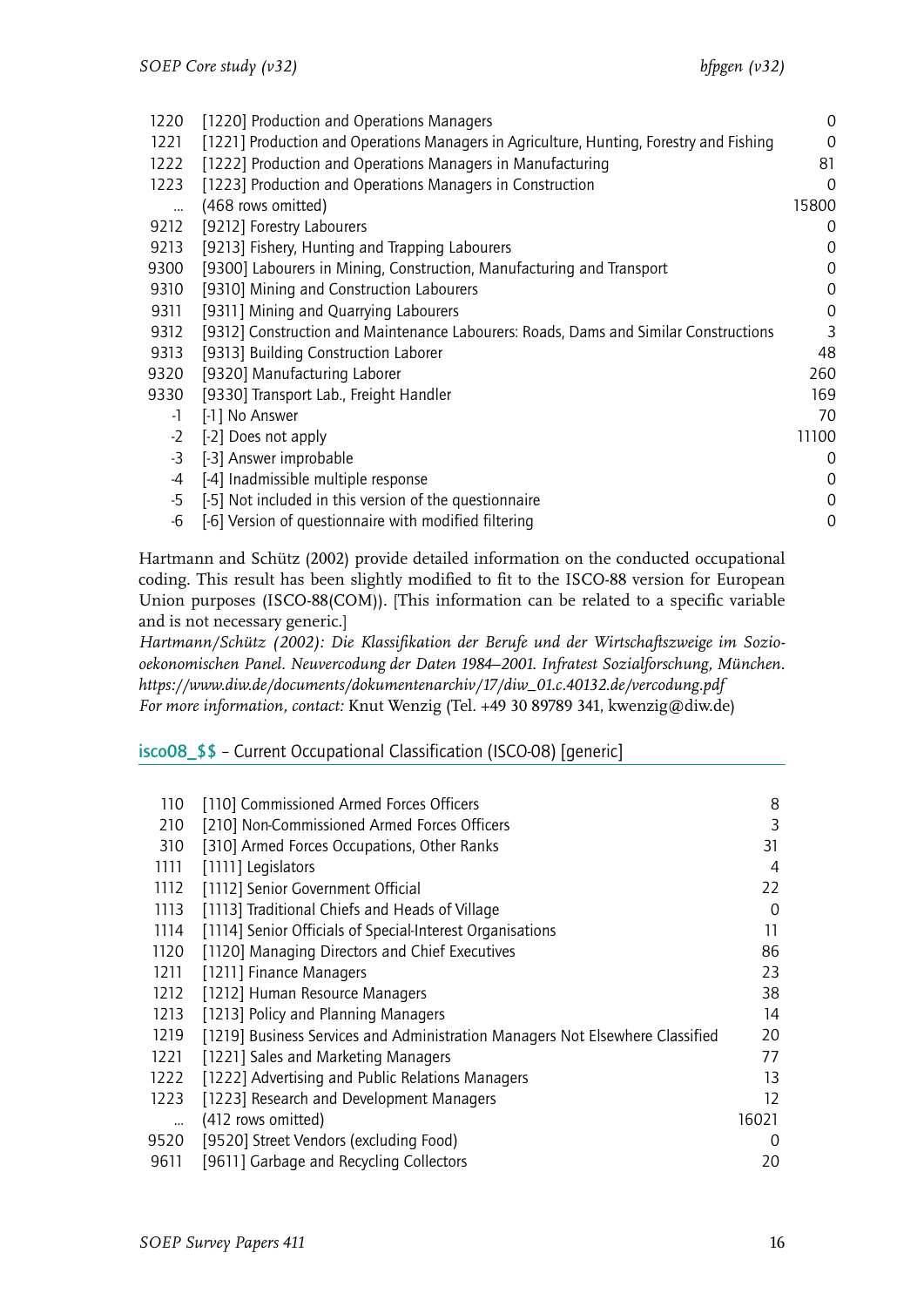| | | |
|---|---|---|
| 1220 | [1220] Production and Operations Managers | 0 |
| 1221 | [1221] Production and Operations Managers in Agriculture, Hunting, Forestry and Fishing | 0 |
| 1222 | [1222] Production and Operations Managers in Manufacturing | 81 |
| 1223 | [1223] Production and Operations Managers in Construction | 0 |
| ... | (468 rows omitted) | 15800 |
| 9212 | [9212] Forestry Labourers | 0 |
| 9213 | [9213] Fishery, Hunting and Trapping Labourers | 0 |
| 9300 | [9300] Labourers in Mining, Construction, Manufacturing and Transport | 0 |
| 9310 | [9310] Mining and Construction Labourers | 0 |
| 9311 | [9311] Mining and Quarrying Labourers | 0 |
| 9312 | [9312] Construction and Maintenance Labourers: Roads, Dams and Similar Constructions | 3 |
| 9313 | [9313] Building Construction Laborer | 48 |
| 9320 | [9320] Manufacturing Laborer | 260 |
| 9330 | [9330] Transport Lab., Freight Handler | 169 |
| -1 | [-1] No Answer | 70 |
| -2 | [-2] Does not apply | 11100 |
| -3 | [-3] Answer improbable | 0 |
| -4 | [-4] Inadmissible multiple response | 0 |
| -5 | [-5] Not included in this version of the questionnaire | 0 |
| -6 | [-6] Version of questionnaire with modified filtering | 0 |

Hartmann and Schütz (2002) provide detailed information on the conducted occupational coding. This result has been slightly modified to fit to the ISCO-88 version for European Union purposes (ISCO-88(COM)). [This information can be related to a specific variable and is not necessary generic.]
*Hartmann/Schütz (2002): Die Klassifikation der Berufe und der Wirtschaftszweige im Sozio-oekonomischen Panel. Neuvercodung der Daten 1984–2001. Infratest Sozialforschung, München. https://www.diw.de/documents/dokumentenarchiv/17/diw_01.c.40132.de/vercodung.pdf*
*For more information, contact:* Knut Wenzig (Tel. +49 30 89789 341, kwenzig@diw.de)

## isco08_$$ – Current Occupational Classification (ISCO-08) [generic]

| | | |
|---|---|---|
| 110 | [110] Commissioned Armed Forces Officers | 8 |
| 210 | [210] Non-Commissioned Armed Forces Officers | 3 |
| 310 | [310] Armed Forces Occupations, Other Ranks | 31 |
| 1111 | [1111] Legislators | 4 |
| 1112 | [1112] Senior Government Official | 22 |
| 1113 | [1113] Traditional Chiefs and Heads of Village | 0 |
| 1114 | [1114] Senior Officials of Special-Interest Organisations | 11 |
| 1120 | [1120] Managing Directors and Chief Executives | 86 |
| 1211 | [1211] Finance Managers | 23 |
| 1212 | [1212] Human Resource Managers | 38 |
| 1213 | [1213] Policy and Planning Managers | 14 |
| 1219 | [1219] Business Services and Administration Managers Not Elsewhere Classified | 20 |
| 1221 | [1221] Sales and Marketing Managers | 77 |
| 1222 | [1222] Advertising and Public Relations Managers | 13 |
| 1223 | [1223] Research and Development Managers | 12 |
| ... | (412 rows omitted) | 16021 |
| 9520 | [9520] Street Vendors (excluding Food) | 0 |
| 9611 | [9611] Garbage and Recycling Collectors | 20 |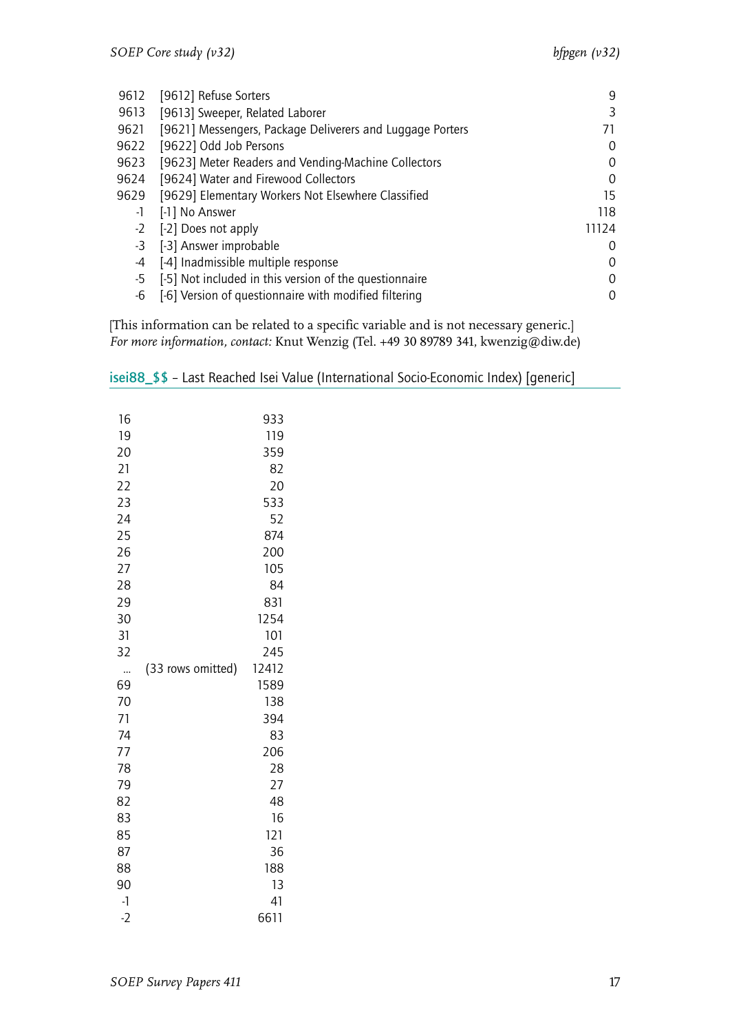| | | |
|---|---|---|
| 9612 | [9612] Refuse Sorters | 9 |
| 9613 | [9613] Sweeper, Related Laborer | 3 |
| 9621 | [9621] Messengers, Package Deliverers and Luggage Porters | 71 |
| 9622 | [9622] Odd Job Persons | 0 |
| 9623 | [9623] Meter Readers and Vending-Machine Collectors | 0 |
| 9624 | [9624] Water and Firewood Collectors | 0 |
| 9629 | [9629] Elementary Workers Not Elsewhere Classified | 15 |
| -1 | [-1] No Answer | 118 |
| -2 | [-2] Does not apply | 11124 |
| -3 | [-3] Answer improbable | 0 |
| -4 | [-4] Inadmissible multiple response | 0 |
| -5 | [-5] Not included in this version of the questionnaire | 0 |
| -6 | [-6] Version of questionnaire with modified filtering | 0 |

[This information can be related to a specific variable and is not necessary generic.]
*For more information, contact:* Knut Wenzig (Tel. +49 30 89789 341, kwenzig@diw.de)

## isei88_$$ – Last Reached Isei Value (International Socio-Economic Index) [generic]

| | | |
|---|---|---|
| 16 | | 933 |
| 19 | | 119 |
| 20 | | 359 |
| 21 | | 82 |
| 22 | | 20 |
| 23 | | 533 |
| 24 | | 52 |
| 25 | | 874 |
| 26 | | 200 |
| 27 | | 105 |
| 28 | | 84 |
| 29 | | 831 |
| 30 | | 1254 |
| 31 | | 101 |
| 32 | | 245 |
| ... | (33 rows omitted) | 12412 |
| 69 | | 1589 |
| 70 | | 138 |
| 71 | | 394 |
| 74 | | 83 |
| 77 | | 206 |
| 78 | | 28 |
| 79 | | 27 |
| 82 | | 48 |
| 83 | | 16 |
| 85 | | 121 |
| 87 | | 36 |
| 88 | | 188 |
| 90 | | 13 |
| -1 | | 41 |
| -2 | | 6611 |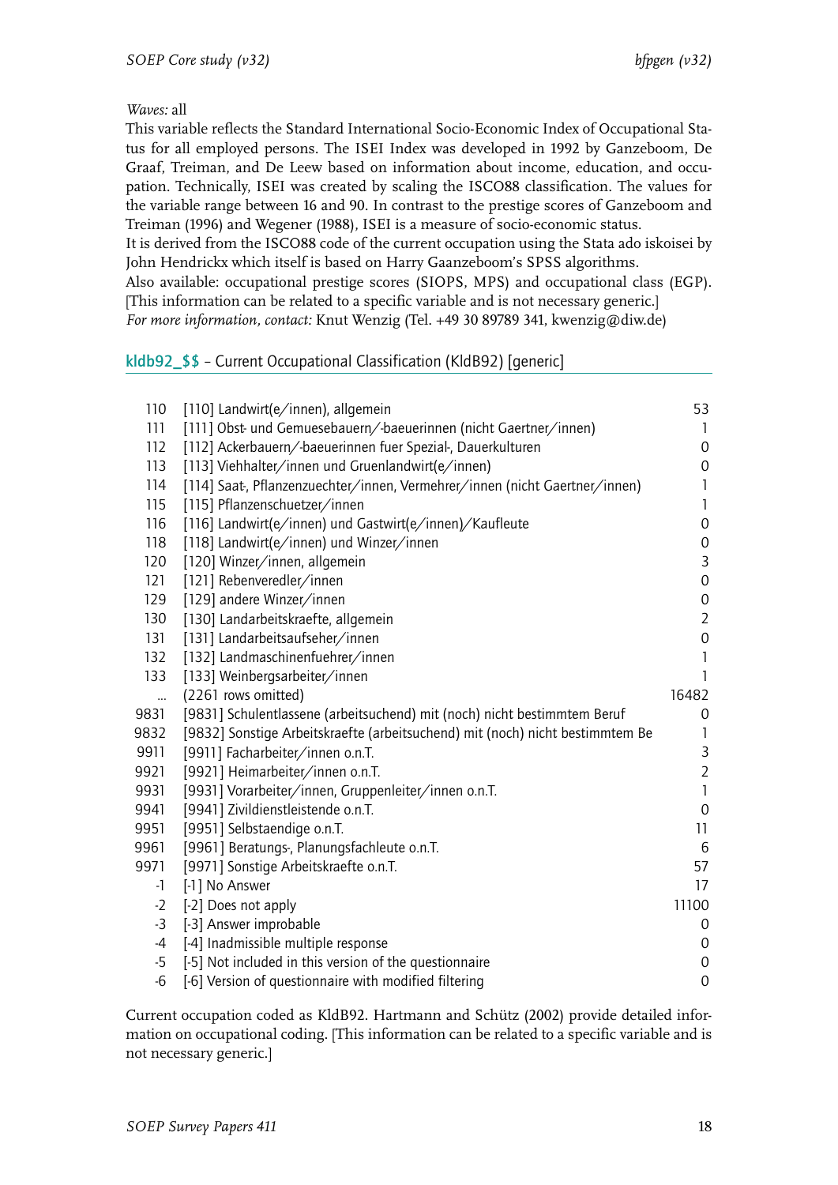*Waves:* all
This variable reflects the Standard International Socio-Economic Index of Occupational Status for all employed persons. The ISEI Index was developed in 1992 by Ganzeboom, De Graaf, Treiman, and De Leew based on information about income, education, and occupation. Technically, ISEI was created by scaling the ISCO88 classification. The values for the variable range between 16 and 90. In contrast to the prestige scores of Ganzeboom and Treiman (1996) and Wegener (1988), ISEI is a measure of socio-economic status.
It is derived from the ISCO88 code of the current occupation using the Stata ado iskoisei by John Hendrickx which itself is based on Harry Gaanzeboom's SPSS algorithms.
Also available: occupational prestige scores (SIOPS, MPS) and occupational class (EGP). [This information can be related to a specific variable and is not necessary generic.]
*For more information, contact:* Knut Wenzig (Tel. +49 30 89789 341, kwenzig@diw.de)

## kldb92_$$ – Current Occupational Classification (KldB92) [generic]

| | | |
|---|---|---|
| 110 | [110] Landwirt(e/innen), allgemein | 53 |
| 111 | [111] Obst- und Gemuesebauern/-baeuerinnen (nicht Gaertner/innen) | 1 |
| 112 | [112] Ackerbauern/-baeuerinnen fuer Spezial-, Dauerkulturen | 0 |
| 113 | [113] Viehhalter/innen und Gruenlandwirt(e/innen) | 0 |
| 114 | [114] Saat-, Pflanzenzuechter/innen, Vermehrer/innen (nicht Gaertner/innen) | 1 |
| 115 | [115] Pflanzenschuetzer/innen | 1 |
| 116 | [116] Landwirt(e/innen) und Gastwirt(e/innen)/Kaufleute | 0 |
| 118 | [118] Landwirt(e/innen) und Winzer/innen | 0 |
| 120 | [120] Winzer/innen, allgemein | 3 |
| 121 | [121] Rebenveredler/innen | 0 |
| 129 | [129] andere Winzer/innen | 0 |
| 130 | [130] Landarbeitskraefte, allgemein | 2 |
| 131 | [131] Landarbeitsaufseher/innen | 0 |
| 132 | [132] Landmaschinenfuehrer/innen | 1 |
| 133 | [133] Weinbergsarbeiter/innen | 1 |
| ... | (2261 rows omitted) | 16482 |
| 9831 | [9831] Schulentlassene (arbeitsuchend) mit (noch) nicht bestimmtem Beruf | 0 |
| 9832 | [9832] Sonstige Arbeitskraefte (arbeitsuchend) mit (noch) nicht bestimmtem Be | 1 |
| 9911 | [9911] Facharbeiter/innen o.n.T. | 3 |
| 9921 | [9921] Heimarbeiter/innen o.n.T. | 2 |
| 9931 | [9931] Vorarbeiter/innen, Gruppenleiter/innen o.n.T. | 1 |
| 9941 | [9941] Zivildienstleistende o.n.T. | 0 |
| 9951 | [9951] Selbstaendige o.n.T. | 11 |
| 9961 | [9961] Beratungs-, Planungsfachleute o.n.T. | 6 |
| 9971 | [9971] Sonstige Arbeitskraefte o.n.T. | 57 |
| -1 | [-1] No Answer | 17 |
| -2 | [-2] Does not apply | 11100 |
| -3 | [-3] Answer improbable | 0 |
| -4 | [-4] Inadmissible multiple response | 0 |
| -5 | [-5] Not included in this version of the questionnaire | 0 |
| -6 | [-6] Version of questionnaire with modified filtering | 0 |

Current occupation coded as KldB92. Hartmann and Schütz (2002) provide detailed information on occupational coding. [This information can be related to a specific variable and is not necessary generic.]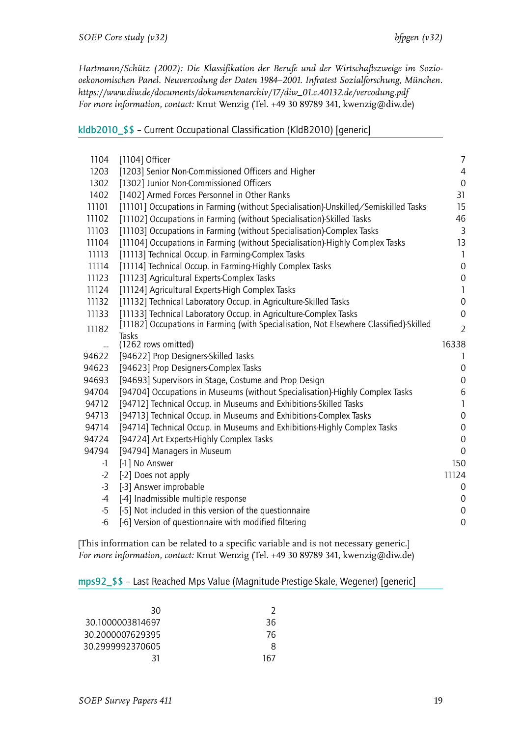*Hartmann/Schütz (2002): Die Klassifikation der Berufe und der Wirtschaftszweige im Sozio-oekonomischen Panel. Neuvercodung der Daten 1984–2001. Infratest Sozialforschung, München. https://www.diw.de/documents/dokumentenarchiv/17/diw_01.c.40132.de/vercodung.pdf*
*For more information, contact:* Knut Wenzig (Tel. +49 30 89789 341, kwenzig@diw.de)

## kldb2010_$$ – Current Occupational Classification (KldB2010) [generic]

| | | |
|---|---|---|
| 1104 | [1104] Officer | 7 |
| 1203 | [1203] Senior Non-Commissioned Officers and Higher | 4 |
| 1302 | [1302] Junior Non-Commissioned Officers | 0 |
| 1402 | [1402] Armed Forces Personnel in Other Ranks | 31 |
| 11101 | [11101] Occupations in Farming (without Specialisation)-Unskilled/Semiskilled Tasks | 15 |
| 11102 | [11102] Occupations in Farming (without Specialisation)-Skilled Tasks | 46 |
| 11103 | [11103] Occupations in Farming (without Specialisation)-Complex Tasks | 3 |
| 11104 | [11104] Occupations in Farming (without Specialisation)-Highly Complex Tasks | 13 |
| 11113 | [11113] Technical Occup. in Farming-Complex Tasks | 1 |
| 11114 | [11114] Technical Occup. in Farming-Highly Complex Tasks | 0 |
| 11123 | [11123] Agricultural Experts-Complex Tasks | 0 |
| 11124 | [11124] Agricultural Experts-High Complex Tasks | 1 |
| 11132 | [11132] Technical Laboratory Occup. in Agriculture-Skilled Tasks | 0 |
| 11133 | [11133] Technical Laboratory Occup. in Agriculture-Complex Tasks | 0 |
| 11182 | [11182] Occupations in Farming (with Specialisation, Not Elsewhere Classified)-Skilled Tasks | 2 |
| ... | (1262 rows omitted) | 16338 |
| 94622 | [94622] Prop Designers-Skilled Tasks | 1 |
| 94623 | [94623] Prop Designers-Complex Tasks | 0 |
| 94693 | [94693] Supervisors in Stage, Costume and Prop Design | 0 |
| 94704 | [94704] Occupations in Museums (without Specialisation)-Highly Complex Tasks | 6 |
| 94712 | [94712] Technical Occup. in Museums and Exhibitions-Skilled Tasks | 1 |
| 94713 | [94713] Technical Occup. in Museums and Exhibitions-Complex Tasks | 0 |
| 94714 | [94714] Technical Occup. in Museums and Exhibitions-Highly Complex Tasks | 0 |
| 94724 | [94724] Art Experts-Highly Complex Tasks | 0 |
| 94794 | [94794] Managers in Museum | 0 |
| -1 | [-1] No Answer | 150 |
| -2 | [-2] Does not apply | 11124 |
| -3 | [-3] Answer improbable | 0 |
| -4 | [-4] Inadmissible multiple response | 0 |
| -5 | [-5] Not included in this version of the questionnaire | 0 |
| -6 | [-6] Version of questionnaire with modified filtering | 0 |

[This information can be related to a specific variable and is not necessary generic.]
*For more information, contact:* Knut Wenzig (Tel. +49 30 89789 341, kwenzig@diw.de)

## mps92_$$ – Last Reached Mps Value (Magnitude-Prestige-Skale, Wegener) [generic]

| | |
|---|---|
| 30 | 2 |
| 30.1000003814697 | 36 |
| 30.2000007629395 | 76 |
| 30.2999992370605 | 8 |
| 31 | 167 |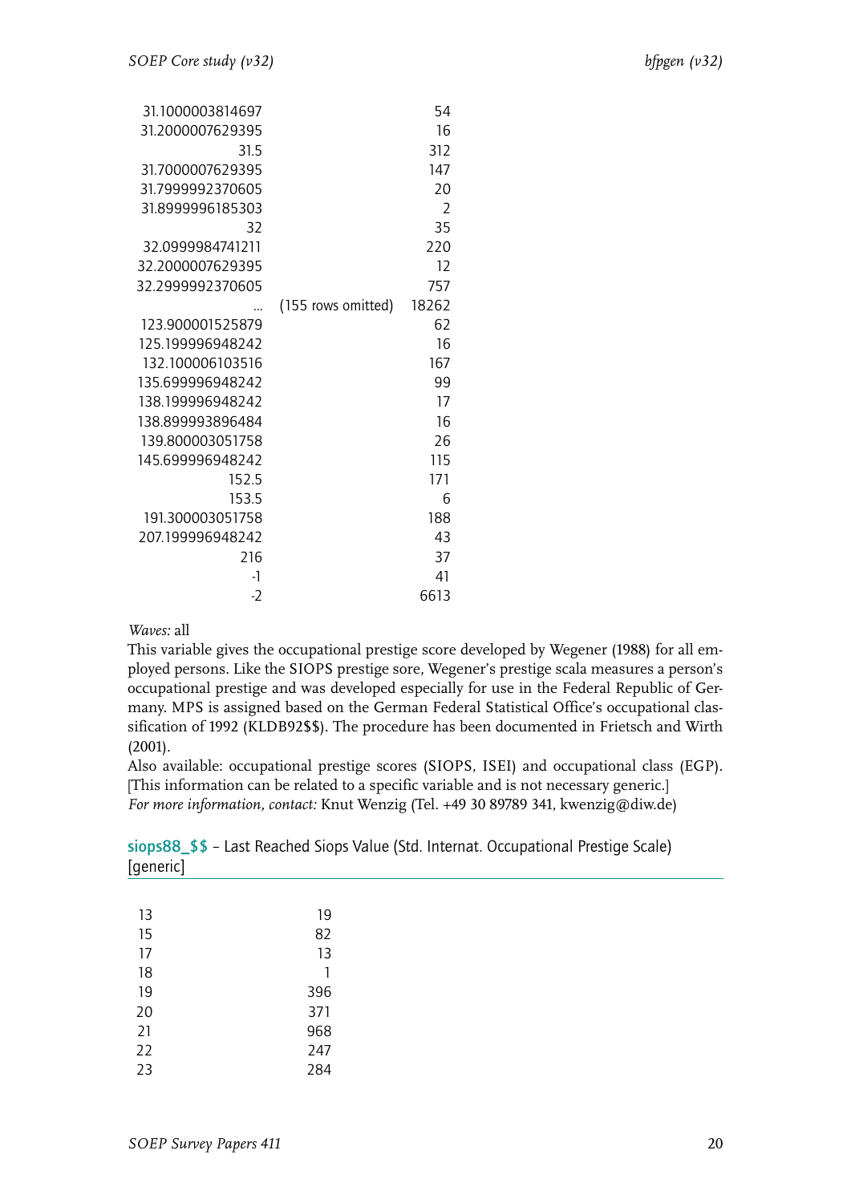| | | |
|---|---|---|
| 31.1000003814697 | | 54 |
| 31.2000007629395 | | 16 |
| 31.5 | | 312 |
| 31.7000007629395 | | 147 |
| 31.7999992370605 | | 20 |
| 31.8999996185303 | | 2 |
| 32 | | 35 |
| 32.0999984741211 | | 220 |
| 32.2000007629395 | | 12 |
| 32.2999992370605 | | 757 |
| ... | (155 rows omitted) | 18262 |
| 123.900001525879 | | 62 |
| 125.199996948242 | | 16 |
| 132.100006103516 | | 167 |
| 135.699996948242 | | 99 |
| 138.199996948242 | | 17 |
| 138.899993896484 | | 16 |
| 139.800003051758 | | 26 |
| 145.699996948242 | | 115 |
| 152.5 | | 171 |
| 153.5 | | 6 |
| 191.300003051758 | | 188 |
| 207.199996948242 | | 43 |
| 216 | | 37 |
| -1 | | 41 |
| -2 | | 6613 |

*Waves:* all

This variable gives the occupational prestige score developed by Wegener (1988) for all employed persons. Like the SIOPS prestige sore, Wegener's prestige scala measures a person's occupational prestige and was developed especially for use in the Federal Republic of Germany. MPS is assigned based on the German Federal Statistical Office's occupational classification of 1992 (KLDB92$$). The procedure has been documented in Frietsch and Wirth (2001).

Also available: occupational prestige scores (SIOPS, ISEI) and occupational class (EGP). [This information can be related to a specific variable and is not necessary generic.]

*For more information, contact:* Knut Wenzig (Tel. +49 30 89789 341, kwenzig@diw.de)

## siops88_$$ – Last Reached Siops Value (Std. Internat. Occupational Prestige Scale) [generic]

| | |
|---|---|
| 13 | 19 |
| 15 | 82 |
| 17 | 13 |
| 18 | 1 |
| 19 | 396 |
| 20 | 371 |
| 21 | 968 |
| 22 | 247 |
| 23 | 284 |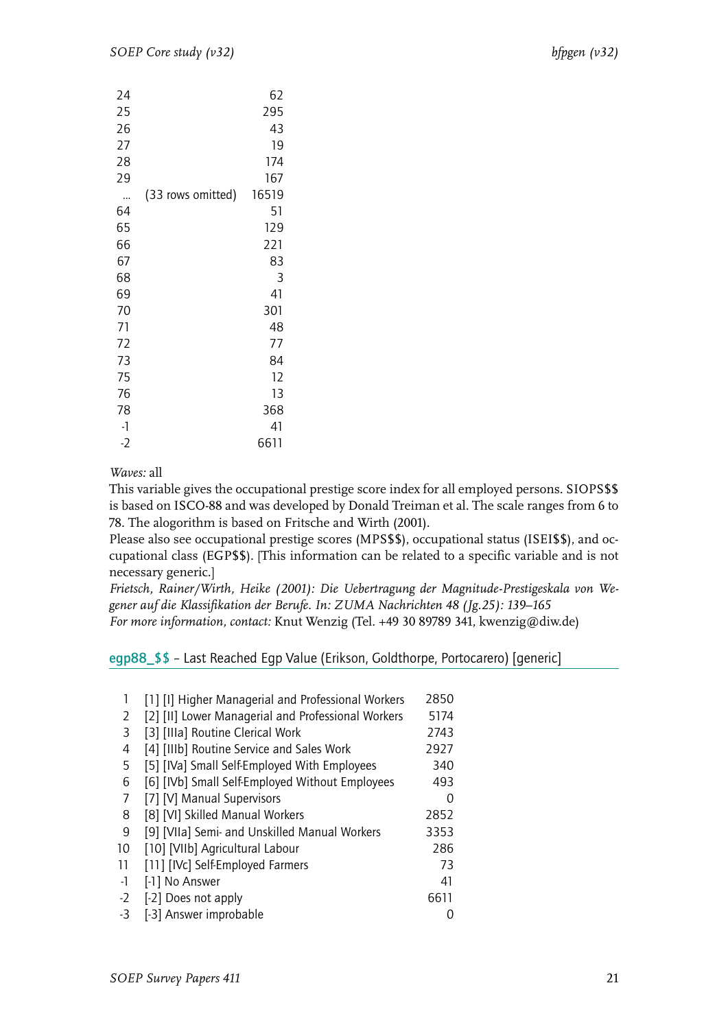| | | |
|---|---|---|
| 24 | | 62 |
| 25 | | 295 |
| 26 | | 43 |
| 27 | | 19 |
| 28 | | 174 |
| 29 | | 167 |
| ... | (33 rows omitted) | 16519 |
| 64 | | 51 |
| 65 | | 129 |
| 66 | | 221 |
| 67 | | 83 |
| 68 | | 3 |
| 69 | | 41 |
| 70 | | 301 |
| 71 | | 48 |
| 72 | | 77 |
| 73 | | 84 |
| 75 | | 12 |
| 76 | | 13 |
| 78 | | 368 |
| -1 | | 41 |
| -2 | | 6611 |

*Waves:* all

This variable gives the occupational prestige score index for all employed persons. SIOPS$$ is based on ISCO-88 and was developed by Donald Treiman et al. The scale ranges from 6 to 78. The alogorithm is based on Fritsche and Wirth (2001).

Please also see occupational prestige scores (MPS$$), occupational status (ISEI$$), and occupational class (EGP$$). [This information can be related to a specific variable and is not necessary generic.]

*Frietsch, Rainer/Wirth, Heike (2001): Die Uebertragung der Magnitude-Prestigeskala von Wegener auf die Klassifikation der Berufe. In: ZUMA Nachrichten 48 (Jg.25): 139–165*

*For more information, contact:* Knut Wenzig (Tel. +49 30 89789 341, kwenzig@diw.de)

## egp88_$$ – Last Reached Egp Value (Erikson, Goldthorpe, Portocarero) [generic]

| | | |
|---|---|---|
| 1 | [1] [I] Higher Managerial and Professional Workers | 2850 |
| 2 | [2] [II] Lower Managerial and Professional Workers | 5174 |
| 3 | [3] [IIIa] Routine Clerical Work | 2743 |
| 4 | [4] [IIIb] Routine Service and Sales Work | 2927 |
| 5 | [5] [IVa] Small Self-Employed With Employees | 340 |
| 6 | [6] [IVb] Small Self-Employed Without Employees | 493 |
| 7 | [7] [V] Manual Supervisors | 0 |
| 8 | [8] [VI] Skilled Manual Workers | 2852 |
| 9 | [9] [VIIa] Semi- and Unskilled Manual Workers | 3353 |
| 10 | [10] [VIIb] Agricultural Labour | 286 |
| 11 | [11] [IVc] Self-Employed Farmers | 73 |
| -1 | [-1] No Answer | 41 |
| -2 | [-2] Does not apply | 6611 |
| -3 | [-3] Answer improbable | 0 |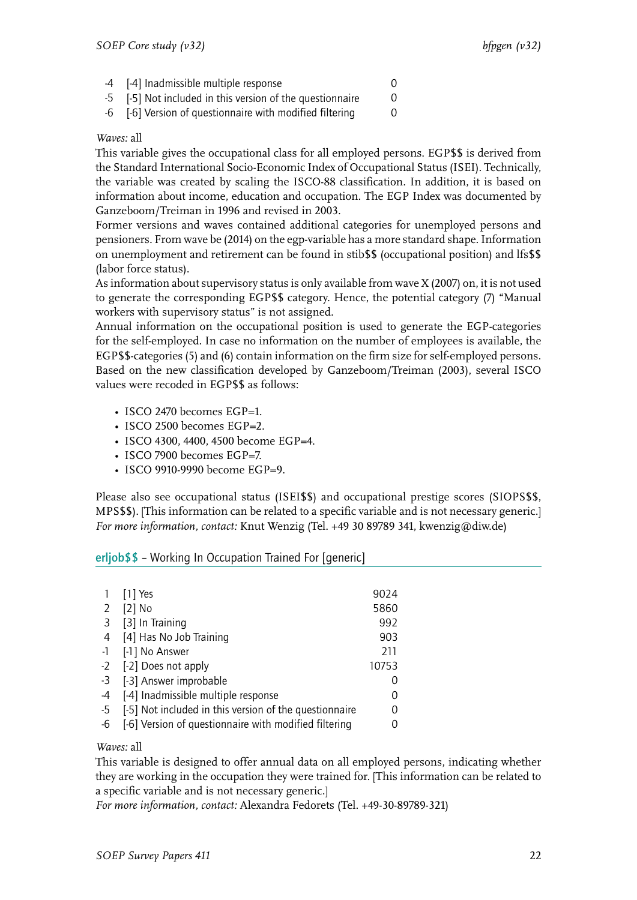| | | |
|---|---|---|
| -4 | [-4] Inadmissible multiple response | 0 |
| -5 | [-5] Not included in this version of the questionnaire | 0 |
| -6 | [-6] Version of questionnaire with modified filtering | 0 |

*Waves:* all

This variable gives the occupational class for all employed persons. EGP$$ is derived from the Standard International Socio-Economic Index of Occupational Status (ISEI). Technically, the variable was created by scaling the ISCO-88 classification. In addition, it is based on information about income, education and occupation. The EGP Index was documented by Ganzeboom/Treiman in 1996 and revised in 2003.

Former versions and waves contained additional categories for unemployed persons and pensioners. From wave be (2014) on the egp-variable has a more standard shape. Information on unemployment and retirement can be found in stib$$ (occupational position) and lfs$$ (labor force status).

As information about supervisory status is only available from wave X (2007) on, it is not used to generate the corresponding EGP$$ category. Hence, the potential category (7) "Manual workers with supervisory status" is not assigned.

Annual information on the occupational position is used to generate the EGP-categories for the self-employed. In case no information on the number of employees is available, the EGP$$-categories (5) and (6) contain information on the firm size for self-employed persons. Based on the new classification developed by Ganzeboom/Treiman (2003), several ISCO values were recoded in EGP$$ as follows:

- ISCO 2470 becomes EGP=1.
- ISCO 2500 becomes EGP=2.
- ISCO 4300, 4400, 4500 become EGP=4.
- ISCO 7900 becomes EGP=7.
- ISCO 9910-9990 become EGP=9.

Please also see occupational status (ISEI$$) and occupational prestige scores (SIOPS$$, MPS$$). [This information can be related to a specific variable and is not necessary generic.]
*For more information, contact:* Knut Wenzig (Tel. +49 30 89789 341, kwenzig@diw.de)

## erljob$$ – Working In Occupation Trained For [generic]

| | | |
|---|---|---|
| 1 | [1] Yes | 9024 |
| 2 | [2] No | 5860 |
| 3 | [3] In Training | 992 |
| 4 | [4] Has No Job Training | 903 |
| -1 | [-1] No Answer | 211 |
| -2 | [-2] Does not apply | 10753 |
| -3 | [-3] Answer improbable | 0 |
| -4 | [-4] Inadmissible multiple response | 0 |
| -5 | [-5] Not included in this version of the questionnaire | 0 |
| -6 | [-6] Version of questionnaire with modified filtering | 0 |

*Waves:* all

This variable is designed to offer annual data on all employed persons, indicating whether they are working in the occupation they were trained for. [This information can be related to a specific variable and is not necessary generic.]
*For more information, contact:* Alexandra Fedorets (Tel. +49-30-89789-321)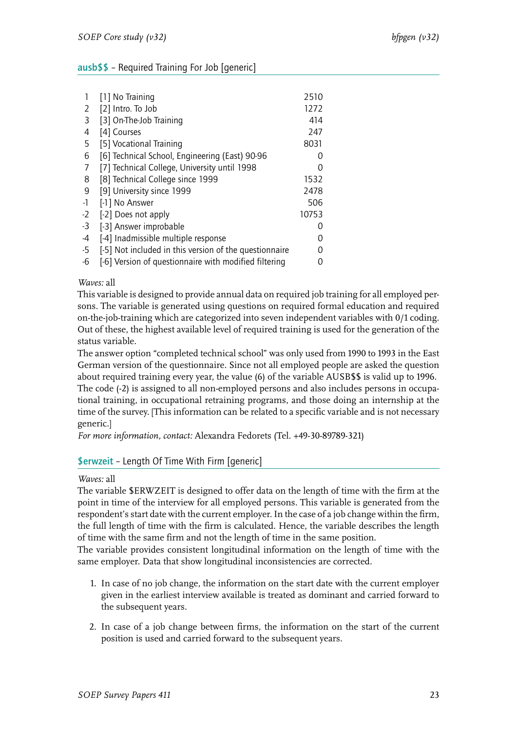## ausb$$ – Required Training For Job [generic]

| | | |
|---|---|---|
| 1 | [1] No Training | 2510 |
| 2 | [2] Intro. To Job | 1272 |
| 3 | [3] On-The-Job Training | 414 |
| 4 | [4] Courses | 247 |
| 5 | [5] Vocational Training | 8031 |
| 6 | [6] Technical School, Engineering (East) 90-96 | 0 |
| 7 | [7] Technical College, University until 1998 | 0 |
| 8 | [8] Technical College since 1999 | 1532 |
| 9 | [9] University since 1999 | 2478 |
| -1 | [-1] No Answer | 506 |
| -2 | [-2] Does not apply | 10753 |
| -3 | [-3] Answer improbable | 0 |
| -4 | [-4] Inadmissible multiple response | 0 |
| -5 | [-5] Not included in this version of the questionnaire | 0 |
| -6 | [-6] Version of questionnaire with modified filtering | 0 |

*Waves:* all

This variable is designed to provide annual data on required job training for all employed persons. The variable is generated using questions on required formal education and required on-the-job-training which are categorized into seven independent variables with 0/1 coding. Out of these, the highest available level of required training is used for the generation of the status variable.

The answer option "completed technical school" was only used from 1990 to 1993 in the East German version of the questionnaire. Since not all employed people are asked the question about required training every year, the value (6) of the variable AUSB$$ is valid up to 1996. The code (-2) is assigned to all non-employed persons and also includes persons in occupational training, in occupational retraining programs, and those doing an internship at the time of the survey. [This information can be related to a specific variable and is not necessary generic.]

*For more information, contact:* Alexandra Fedorets (Tel. +49-30-89789-321)

## $erwzeit – Length Of Time With Firm [generic]

*Waves:* all

The variable $ERWZEIT is designed to offer data on the length of time with the firm at the point in time of the interview for all employed persons. This variable is generated from the respondent's start date with the current employer. In the case of a job change within the firm, the full length of time with the firm is calculated. Hence, the variable describes the length of time with the same firm and not the length of time in the same position.

The variable provides consistent longitudinal information on the length of time with the same employer. Data that show longitudinal inconsistencies are corrected.

1. In case of no job change, the information on the start date with the current employer given in the earliest interview available is treated as dominant and carried forward to the subsequent years.

2. In case of a job change between firms, the information on the start of the current position is used and carried forward to the subsequent years.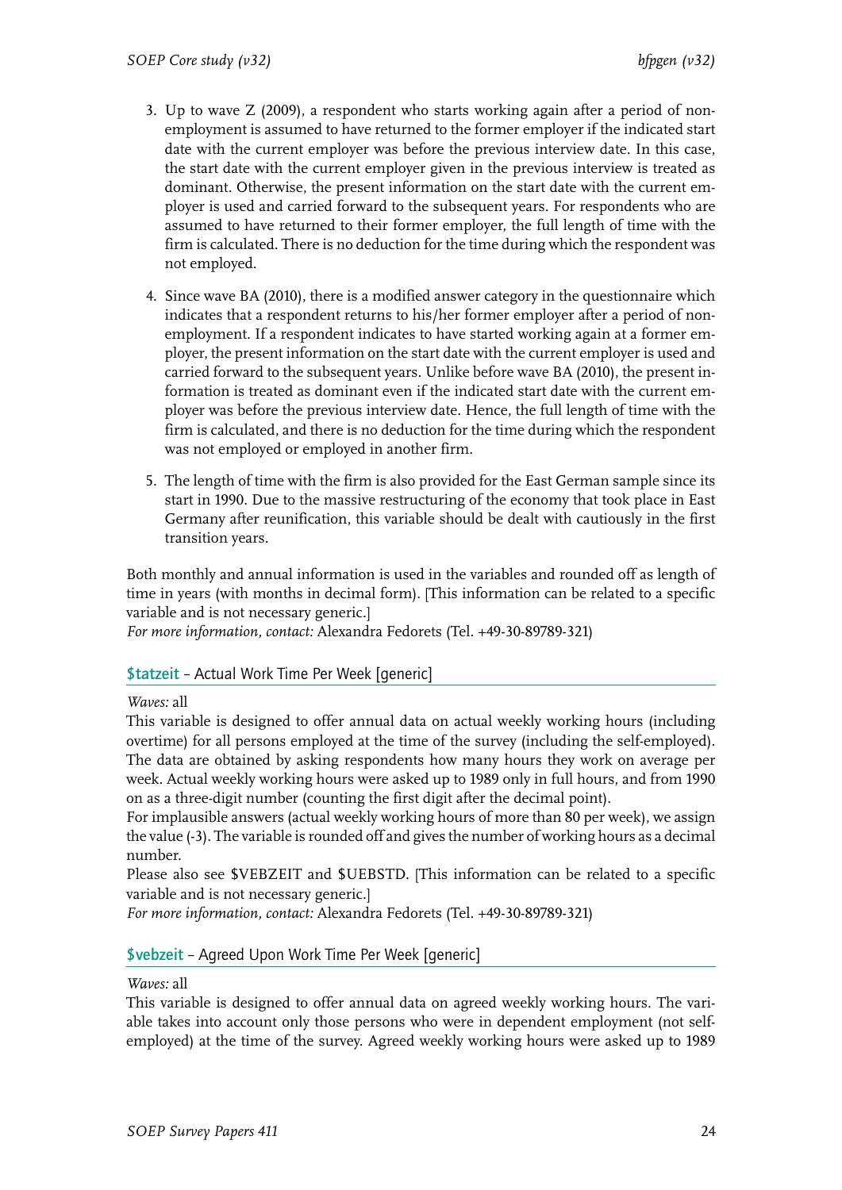3. Up to wave Z (2009), a respondent who starts working again after a period of non-employment is assumed to have returned to the former employer if the indicated start date with the current employer was before the previous interview date. In this case, the start date with the current employer given in the previous interview is treated as dominant. Otherwise, the present information on the start date with the current employer is used and carried forward to the subsequent years. For respondents who are assumed to have returned to their former employer, the full length of time with the firm is calculated. There is no deduction for the time during which the respondent was not employed.

4. Since wave BA (2010), there is a modified answer category in the questionnaire which indicates that a respondent returns to his/her former employer after a period of non-employment. If a respondent indicates to have started working again at a former employer, the present information on the start date with the current employer is used and carried forward to the subsequent years. Unlike before wave BA (2010), the present information is treated as dominant even if the indicated start date with the current employer was before the previous interview date. Hence, the full length of time with the firm is calculated, and there is no deduction for the time during which the respondent was not employed or employed in another firm.

5. The length of time with the firm is also provided for the East German sample since its start in 1990. Due to the massive restructuring of the economy that took place in East Germany after reunification, this variable should be dealt with cautiously in the first transition years.

Both monthly and annual information is used in the variables and rounded off as length of time in years (with months in decimal form). [This information can be related to a specific variable and is not necessary generic.]
*For more information, contact:* Alexandra Fedorets (Tel. +49-30-89789-321)

## $tatzeit – Actual Work Time Per Week [generic]

*Waves:* all
This variable is designed to offer annual data on actual weekly working hours (including overtime) for all persons employed at the time of the survey (including the self-employed). The data are obtained by asking respondents how many hours they work on average per week. Actual weekly working hours were asked up to 1989 only in full hours, and from 1990 on as a three-digit number (counting the first digit after the decimal point).
For implausible answers (actual weekly working hours of more than 80 per week), we assign the value (-3). The variable is rounded off and gives the number of working hours as a decimal number.
Please also see $VEBZEIT and $UEBSTD. [This information can be related to a specific variable and is not necessary generic.]
*For more information, contact:* Alexandra Fedorets (Tel. +49-30-89789-321)

## $vebzeit – Agreed Upon Work Time Per Week [generic]

*Waves:* all
This variable is designed to offer annual data on agreed weekly working hours. The variable takes into account only those persons who were in dependent employment (not self-employed) at the time of the survey. Agreed weekly working hours were asked up to 1989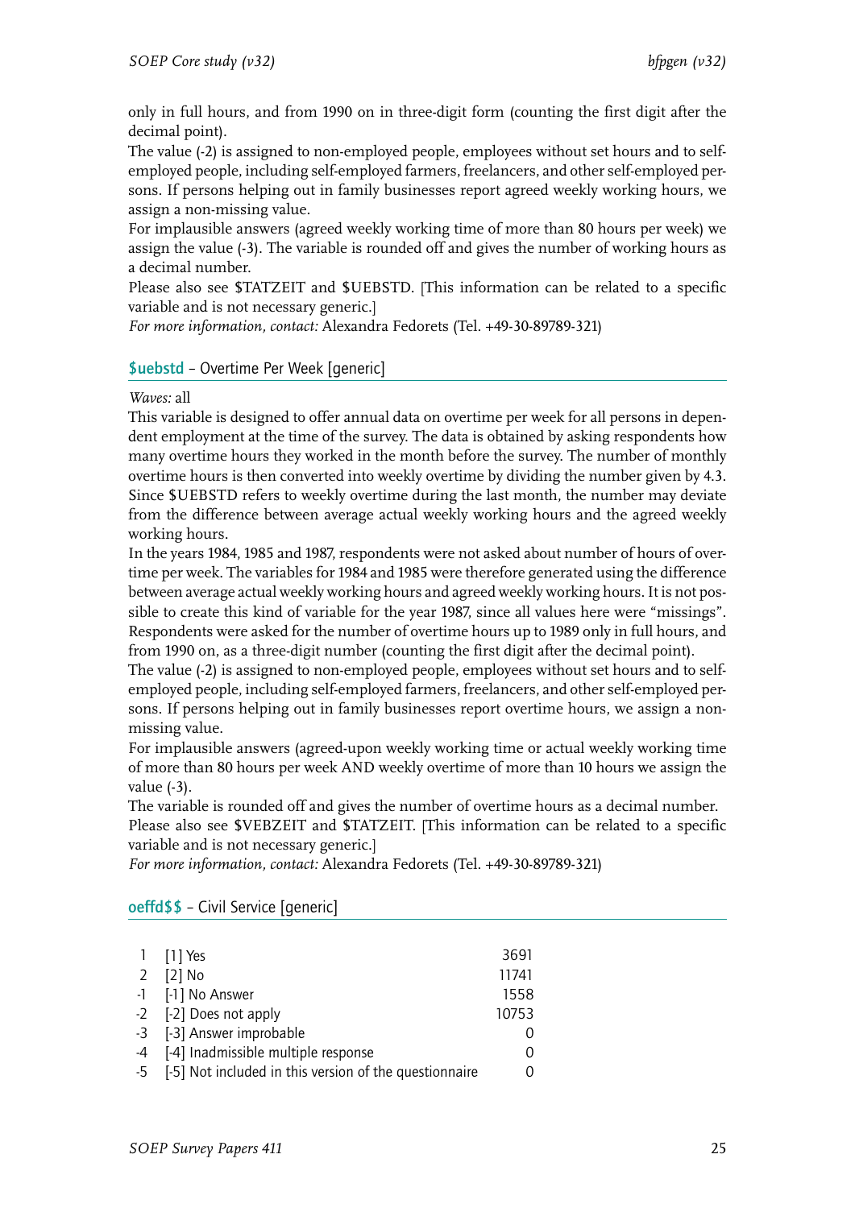only in full hours, and from 1990 on in three-digit form (counting the first digit after the decimal point).

The value (-2) is assigned to non-employed people, employees without set hours and to self-employed people, including self-employed farmers, freelancers, and other self-employed persons. If persons helping out in family businesses report agreed weekly working hours, we assign a non-missing value.

For implausible answers (agreed weekly working time of more than 80 hours per week) we assign the value (-3). The variable is rounded off and gives the number of working hours as a decimal number.

Please also see $TATZEIT and $UEBSTD. [This information can be related to a specific variable and is not necessary generic.]

*For more information, contact:* Alexandra Fedorets (Tel. +49-30-89789-321)

## $uebstd – Overtime Per Week [generic]

*Waves:* all

This variable is designed to offer annual data on overtime per week for all persons in dependent employment at the time of the survey. The data is obtained by asking respondents how many overtime hours they worked in the month before the survey. The number of monthly overtime hours is then converted into weekly overtime by dividing the number given by 4.3. Since $UEBSTD refers to weekly overtime during the last month, the number may deviate from the difference between average actual weekly working hours and the agreed weekly working hours.

In the years 1984, 1985 and 1987, respondents were not asked about number of hours of overtime per week. The variables for 1984 and 1985 were therefore generated using the difference between average actual weekly working hours and agreed weekly working hours. It is not possible to create this kind of variable for the year 1987, since all values here were "missings". Respondents were asked for the number of overtime hours up to 1989 only in full hours, and from 1990 on, as a three-digit number (counting the first digit after the decimal point).

The value (-2) is assigned to non-employed people, employees without set hours and to self-employed people, including self-employed farmers, freelancers, and other self-employed persons. If persons helping out in family businesses report overtime hours, we assign a non-missing value.

For implausible answers (agreed-upon weekly working time or actual weekly working time of more than 80 hours per week AND weekly overtime of more than 10 hours we assign the value (-3).

The variable is rounded off and gives the number of overtime hours as a decimal number.

Please also see $VEBZEIT and $TATZEIT. [This information can be related to a specific variable and is not necessary generic.]

*For more information, contact:* Alexandra Fedorets (Tel. +49-30-89789-321)

## oeffd$$ – Civil Service [generic]

| | | |
|---|---|---|
| 1 | [1] Yes | 3691 |
| 2 | [2] No | 11741 |
| -1 | [-1] No Answer | 1558 |
| -2 | [-2] Does not apply | 10753 |
| -3 | [-3] Answer improbable | 0 |
| -4 | [-4] Inadmissible multiple response | 0 |
| -5 | [-5] Not included in this version of the questionnaire | 0 |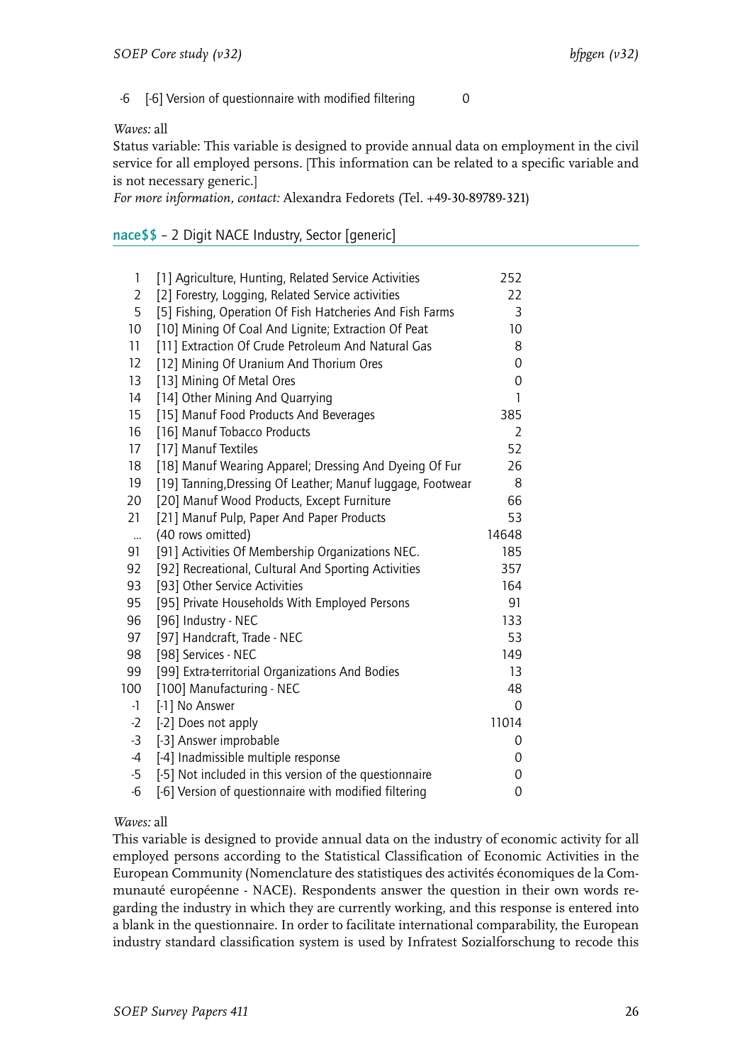| | | |
|---|---|---|
| -6 | [-6] Version of questionnaire with modified filtering | 0 |

*Waves:* all
Status variable: This variable is designed to provide annual data on employment in the civil service for all employed persons. [This information can be related to a specific variable and is not necessary generic.]
*For more information, contact:* Alexandra Fedorets (Tel. +49-30-89789-321)

## nace$$ – 2 Digit NACE Industry, Sector [generic]

| | | |
|---|---|---|
| 1 | [1] Agriculture, Hunting, Related Service Activities | 252 |
| 2 | [2] Forestry, Logging, Related Service activities | 22 |
| 5 | [5] Fishing, Operation Of Fish Hatcheries And Fish Farms | 3 |
| 10 | [10] Mining Of Coal And Lignite; Extraction Of Peat | 10 |
| 11 | [11] Extraction Of Crude Petroleum And Natural Gas | 8 |
| 12 | [12] Mining Of Uranium And Thorium Ores | 0 |
| 13 | [13] Mining Of Metal Ores | 0 |
| 14 | [14] Other Mining And Quarrying | 1 |
| 15 | [15] Manuf Food Products And Beverages | 385 |
| 16 | [16] Manuf Tobacco Products | 2 |
| 17 | [17] Manuf Textiles | 52 |
| 18 | [18] Manuf Wearing Apparel; Dressing And Dyeing Of Fur | 26 |
| 19 | [19] Tanning,Dressing Of Leather; Manuf luggage, Footwear | 8 |
| 20 | [20] Manuf Wood Products, Except Furniture | 66 |
| 21 | [21] Manuf Pulp, Paper And Paper Products | 53 |
| ... | (40 rows omitted) | 14648 |
| 91 | [91] Activities Of Membership Organizations NEC. | 185 |
| 92 | [92] Recreational, Cultural And Sporting Activities | 357 |
| 93 | [93] Other Service Activities | 164 |
| 95 | [95] Private Households With Employed Persons | 91 |
| 96 | [96] Industry - NEC | 133 |
| 97 | [97] Handcraft, Trade - NEC | 53 |
| 98 | [98] Services - NEC | 149 |
| 99 | [99] Extra-territorial Organizations And Bodies | 13 |
| 100 | [100] Manufacturing - NEC | 48 |
| -1 | [-1] No Answer | 0 |
| -2 | [-2] Does not apply | 11014 |
| -3 | [-3] Answer improbable | 0 |
| -4 | [-4] Inadmissible multiple response | 0 |
| -5 | [-5] Not included in this version of the questionnaire | 0 |
| -6 | [-6] Version of questionnaire with modified filtering | 0 |

*Waves:* all
This variable is designed to provide annual data on the industry of economic activity for all employed persons according to the Statistical Classification of Economic Activities in the European Community (Nomenclature des statistiques des activités économiques de la Communauté européenne - NACE). Respondents answer the question in their own words regarding the industry in which they are currently working, and this response is entered into a blank in the questionnaire. In order to facilitate international comparability, the European industry standard classification system is used by Infratest Sozialforschung to recode this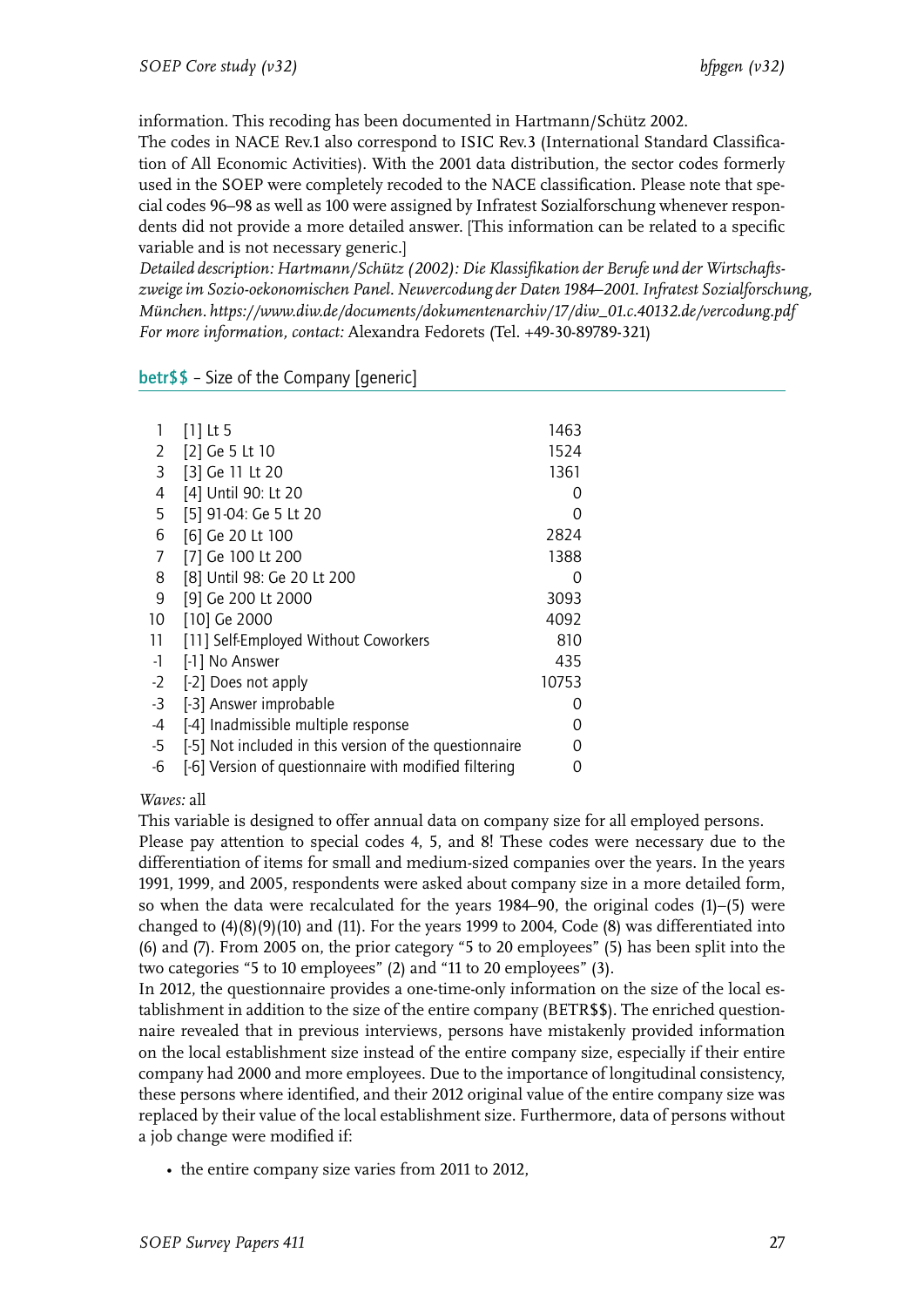information. This recoding has been documented in Hartmann/Schütz 2002.

The codes in NACE Rev.1 also correspond to ISIC Rev.3 (International Standard Classification of All Economic Activities). With the 2001 data distribution, the sector codes formerly used in the SOEP were completely recoded to the NACE classification. Please note that special codes 96–98 as well as 100 were assigned by Infratest Sozialforschung whenever respondents did not provide a more detailed answer. [This information can be related to a specific variable and is not necessary generic.]

*Detailed description: Hartmann/Schütz (2002): Die Klassifikation der Berufe und der Wirtschaftszweige im Sozio-oekonomischen Panel. Neuvercodung der Daten 1984–2001. Infratest Sozialforschung, München. https://www.diw.de/documents/dokumentenarchiv/17/diw_01.c.40132.de/vercodung.pdf*
*For more information, contact:* Alexandra Fedorets (Tel. +49-30-89789-321)

## betr$$ – Size of the Company [generic]

| | | |
|---|---|---|
| 1 | [1] Lt 5 | 1463 |
| 2 | [2] Ge 5 Lt 10 | 1524 |
| 3 | [3] Ge 11 Lt 20 | 1361 |
| 4 | [4] Until 90: Lt 20 | 0 |
| 5 | [5] 91-04: Ge 5 Lt 20 | 0 |
| 6 | [6] Ge 20 Lt 100 | 2824 |
| 7 | [7] Ge 100 Lt 200 | 1388 |
| 8 | [8] Until 98: Ge 20 Lt 200 | 0 |
| 9 | [9] Ge 200 Lt 2000 | 3093 |
| 10 | [10] Ge 2000 | 4092 |
| 11 | [11] Self-Employed Without Coworkers | 810 |
| -1 | [-1] No Answer | 435 |
| -2 | [-2] Does not apply | 10753 |
| -3 | [-3] Answer improbable | 0 |
| -4 | [-4] Inadmissible multiple response | 0 |
| -5 | [-5] Not included in this version of the questionnaire | 0 |
| -6 | [-6] Version of questionnaire with modified filtering | 0 |

*Waves:* all

This variable is designed to offer annual data on company size for all employed persons. Please pay attention to special codes 4, 5, and 8! These codes were necessary due to the differentiation of items for small and medium-sized companies over the years. In the years 1991, 1999, and 2005, respondents were asked about company size in a more detailed form, so when the data were recalculated for the years 1984–90, the original codes (1)–(5) were changed to (4)(8)(9)(10) and (11). For the years 1999 to 2004, Code (8) was differentiated into (6) and (7). From 2005 on, the prior category "5 to 20 employees" (5) has been split into the two categories "5 to 10 employees" (2) and "11 to 20 employees" (3).

In 2012, the questionnaire provides a one-time-only information on the size of the local establishment in addition to the size of the entire company (BETR$$). The enriched questionnaire revealed that in previous interviews, persons have mistakenly provided information on the local establishment size instead of the entire company size, especially if their entire company had 2000 and more employees. Due to the importance of longitudinal consistency, these persons where identified, and their 2012 original value of the entire company size was replaced by their value of the local establishment size. Furthermore, data of persons without a job change were modified if:

- the entire company size varies from 2011 to 2012,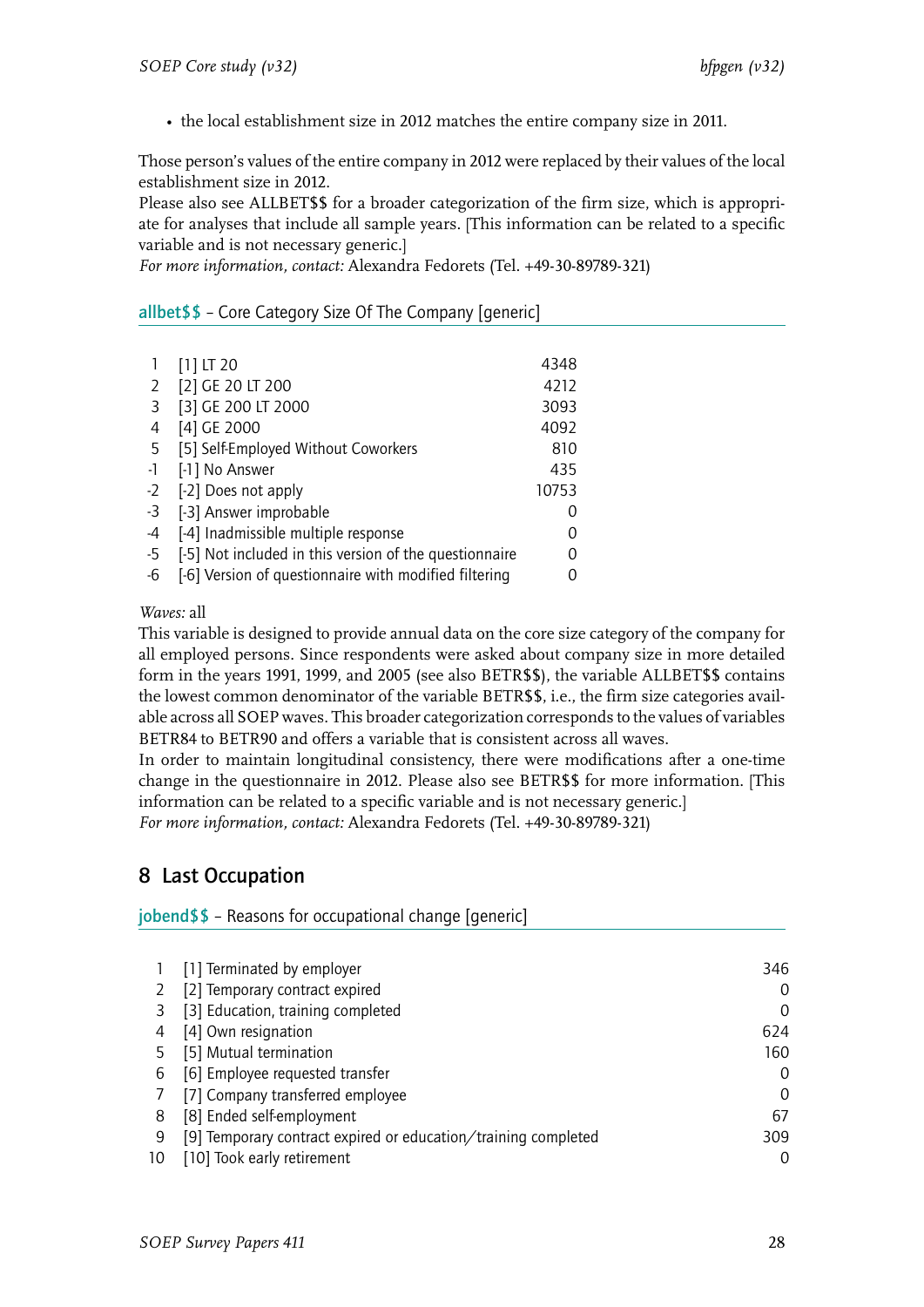- the local establishment size in 2012 matches the entire company size in 2011.

Those person's values of the entire company in 2012 were replaced by their values of the local establishment size in 2012.
Please also see ALLBET$$ for a broader categorization of the firm size, which is appropriate for analyses that include all sample years. [This information can be related to a specific variable and is not necessary generic.]
*For more information, contact:* Alexandra Fedorets (Tel. +49-30-89789-321)

### allbet$$ – Core Category Size Of The Company [generic]

| | | |
|---|---|---|
| 1 | [1] LT 20 | 4348 |
| 2 | [2] GE 20 LT 200 | 4212 |
| 3 | [3] GE 200 LT 2000 | 3093 |
| 4 | [4] GE 2000 | 4092 |
| 5 | [5] Self-Employed Without Coworkers | 810 |
| -1 | [-1] No Answer | 435 |
| -2 | [-2] Does not apply | 10753 |
| -3 | [-3] Answer improbable | 0 |
| -4 | [-4] Inadmissible multiple response | 0 |
| -5 | [-5] Not included in this version of the questionnaire | 0 |
| -6 | [-6] Version of questionnaire with modified filtering | 0 |

*Waves:* all
This variable is designed to provide annual data on the core size category of the company for all employed persons. Since respondents were asked about company size in more detailed form in the years 1991, 1999, and 2005 (see also BETR$$), the variable ALLBET$$ contains the lowest common denominator of the variable BETR$$, i.e., the firm size categories available across all SOEP waves. This broader categorization corresponds to the values of variables BETR84 to BETR90 and offers a variable that is consistent across all waves.
In order to maintain longitudinal consistency, there were modifications after a one-time change in the questionnaire in 2012. Please also see BETR$$ for more information. [This information can be related to a specific variable and is not necessary generic.]
*For more information, contact:* Alexandra Fedorets (Tel. +49-30-89789-321)

## 8 Last Occupation

### jobend$$ – Reasons for occupational change [generic]

| | | |
|---|---|---|
| 1 | [1] Terminated by employer | 346 |
| 2 | [2] Temporary contract expired | 0 |
| 3 | [3] Education, training completed | 0 |
| 4 | [4] Own resignation | 624 |
| 5 | [5] Mutual termination | 160 |
| 6 | [6] Employee requested transfer | 0 |
| 7 | [7] Company transferred employee | 0 |
| 8 | [8] Ended self-employment | 67 |
| 9 | [9] Temporary contract expired or education/training completed | 309 |
| 10 | [10] Took early retirement | 0 |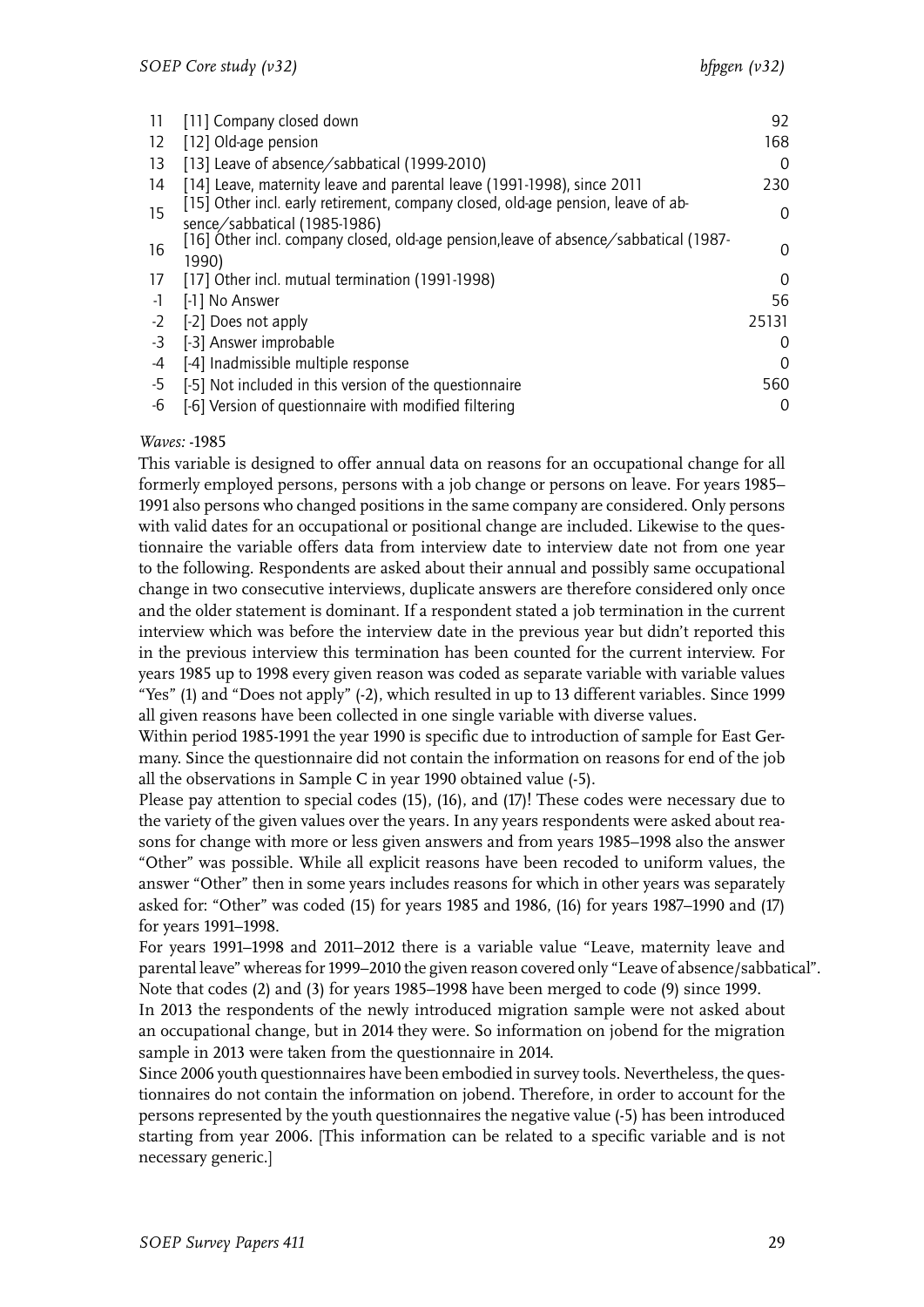| | | |
|---|---|---|
| 11 | [11] Company closed down | 92 |
| 12 | [12] Old-age pension | 168 |
| 13 | [13] Leave of absence/sabbatical (1999-2010) | 0 |
| 14 | [14] Leave, maternity leave and parental leave (1991-1998), since 2011 | 230 |
| 15 | [15] Other incl. early retirement, company closed, old-age pension, leave of absence/sabbatical (1985-1986) | 0 |
| 16 | [16] Other incl. company closed, old-age pension,leave of absence/sabbatical (1987-1990) | 0 |
| 17 | [17] Other incl. mutual termination (1991-1998) | 0 |
| -1 | [-1] No Answer | 56 |
| -2 | [-2] Does not apply | 25131 |
| -3 | [-3] Answer improbable | 0 |
| -4 | [-4] Inadmissible multiple response | 0 |
| -5 | [-5] Not included in this version of the questionnaire | 560 |
| -6 | [-6] Version of questionnaire with modified filtering | 0 |

*Waves:* -1985

This variable is designed to offer annual data on reasons for an occupational change for all formerly employed persons, persons with a job change or persons on leave. For years 1985–1991 also persons who changed positions in the same company are considered. Only persons with valid dates for an occupational or positional change are included. Likewise to the questionnaire the variable offers data from interview date to interview date not from one year to the following. Respondents are asked about their annual and possibly same occupational change in two consecutive interviews, duplicate answers are therefore considered only once and the older statement is dominant. If a respondent stated a job termination in the current interview which was before the interview date in the previous year but didn't reported this in the previous interview this termination has been counted for the current interview. For years 1985 up to 1998 every given reason was coded as separate variable with variable values "Yes" (1) and "Does not apply" (-2), which resulted in up to 13 different variables. Since 1999 all given reasons have been collected in one single variable with diverse values.

Within period 1985-1991 the year 1990 is specific due to introduction of sample for East Germany. Since the questionnaire did not contain the information on reasons for end of the job all the observations in Sample C in year 1990 obtained value (-5).

Please pay attention to special codes (15), (16), and (17)! These codes were necessary due to the variety of the given values over the years. In any years respondents were asked about reasons for change with more or less given answers and from years 1985–1998 also the answer "Other" was possible. While all explicit reasons have been recoded to uniform values, the answer "Other" then in some years includes reasons for which in other years was separately asked for: "Other" was coded (15) for years 1985 and 1986, (16) for years 1987–1990 and (17) for years 1991–1998.

For years 1991–1998 and 2011–2012 there is a variable value "Leave, maternity leave and parental leave" whereas for 1999–2010 the given reason covered only "Leave of absence/sabbatical". Note that codes (2) and (3) for years 1985–1998 have been merged to code (9) since 1999.

In 2013 the respondents of the newly introduced migration sample were not asked about an occupational change, but in 2014 they were. So information on jobend for the migration sample in 2013 were taken from the questionnaire in 2014.

Since 2006 youth questionnaires have been embodied in survey tools. Nevertheless, the questionnaires do not contain the information on jobend. Therefore, in order to account for the persons represented by the youth questionnaires the negative value (-5) has been introduced starting from year 2006. [This information can be related to a specific variable and is not necessary generic.]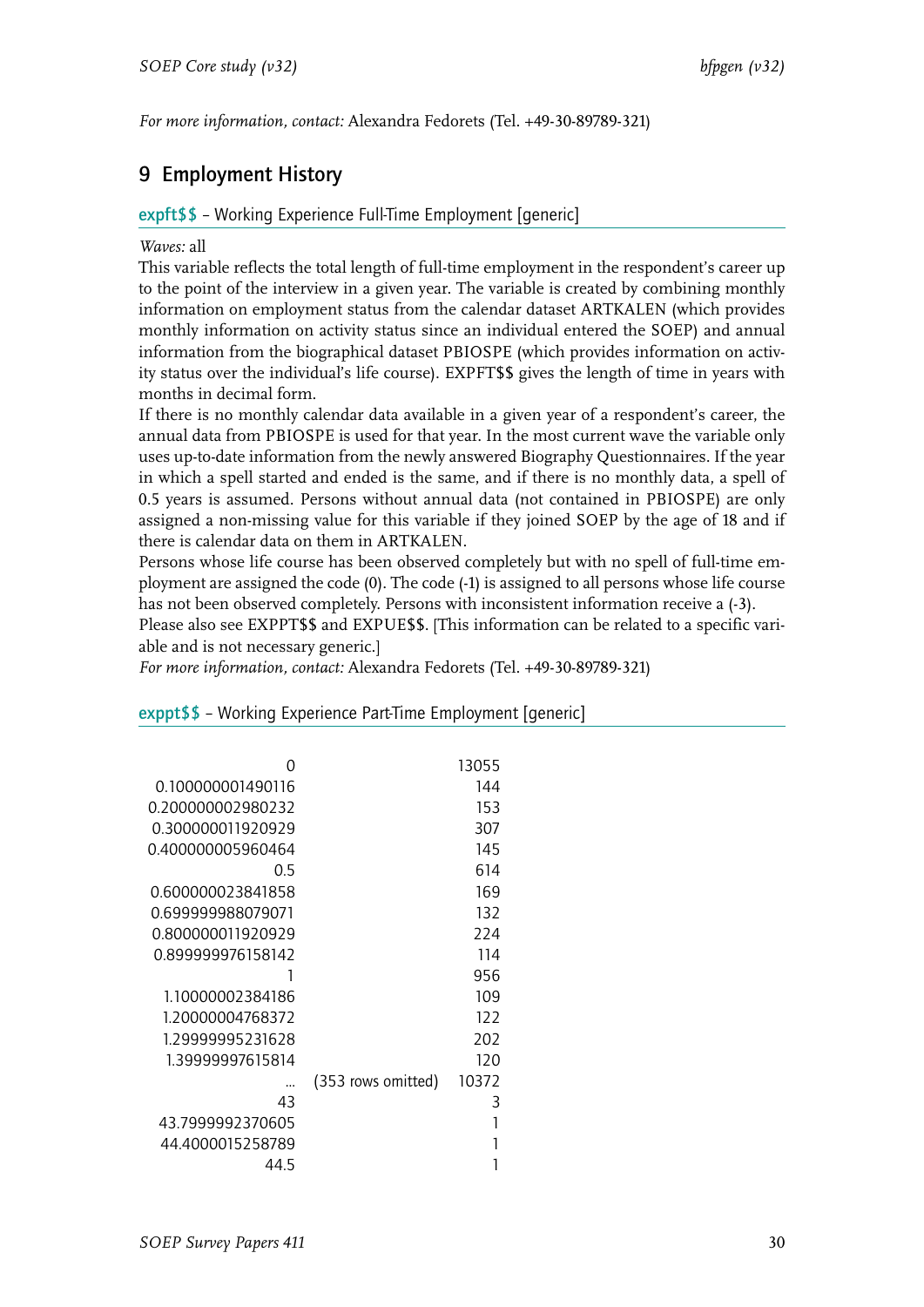*For more information, contact:* Alexandra Fedorets (Tel. +49-30-89789-321)

# 9 Employment History

## expft$$ – Working Experience Full-Time Employment [generic]

*Waves:* all

This variable reflects the total length of full-time employment in the respondent's career up to the point of the interview in a given year. The variable is created by combining monthly information on employment status from the calendar dataset ARTKALEN (which provides monthly information on activity status since an individual entered the SOEP) and annual information from the biographical dataset PBIOSPE (which provides information on activity status over the individual's life course). EXPFT$$ gives the length of time in years with months in decimal form.

If there is no monthly calendar data available in a given year of a respondent's career, the annual data from PBIOSPE is used for that year. In the most current wave the variable only uses up-to-date information from the newly answered Biography Questionnaires. If the year in which a spell started and ended is the same, and if there is no monthly data, a spell of 0.5 years is assumed. Persons without annual data (not contained in PBIOSPE) are only assigned a non-missing value for this variable if they joined SOEP by the age of 18 and if there is calendar data on them in ARTKALEN.

Persons whose life course has been observed completely but with no spell of full-time employment are assigned the code (0). The code (-1) is assigned to all persons whose life course has not been observed completely. Persons with inconsistent information receive a (-3).

Please also see EXPPT$$ and EXPUE$$. [This information can be related to a specific variable and is not necessary generic.]

*For more information, contact:* Alexandra Fedorets (Tel. +49-30-89789-321)

## exppt$$ – Working Experience Part-Time Employment [generic]

| | | |
|---|---|---|
| 0 | | 13055 |
| 0.100000001490116 | | 144 |
| 0.200000002980232 | | 153 |
| 0.300000011920929 | | 307 |
| 0.400000005960464 | | 145 |
| 0.5 | | 614 |
| 0.600000023841858 | | 169 |
| 0.699999988079071 | | 132 |
| 0.800000011920929 | | 224 |
| 0.899999976158142 | | 114 |
| 1 | | 956 |
| 1.10000002384186 | | 109 |
| 1.20000004768372 | | 122 |
| 1.29999995231628 | | 202 |
| 1.39999997615814 | | 120 |
| ... | (353 rows omitted) | 10372 |
| 43 | | 3 |
| 43.7999992370605 | | 1 |
| 44.4000015258789 | | 1 |
| 44.5 | | 1 |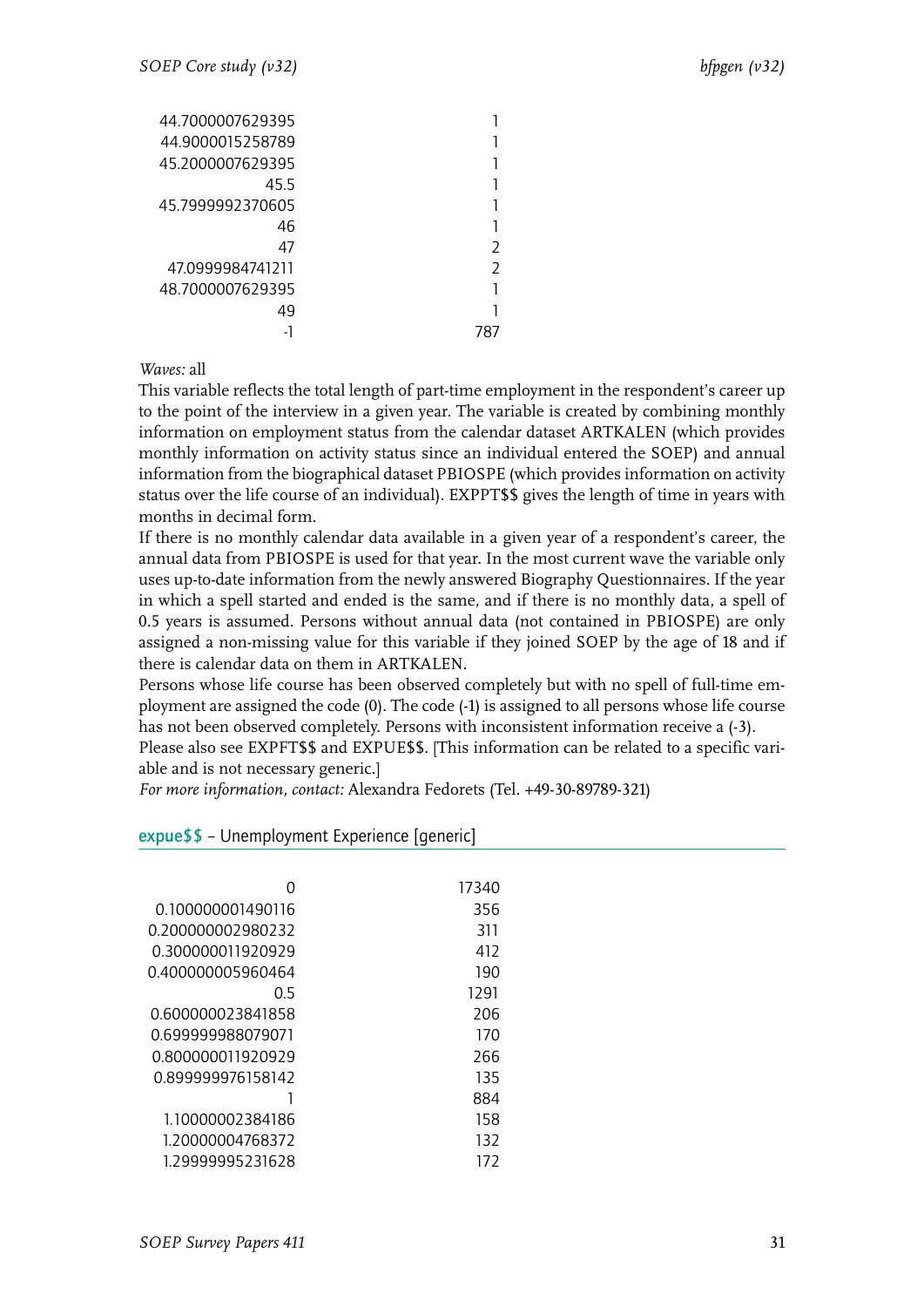| | |
|---|---|
| 44.7000007629395 | 1 |
| 44.9000015258789 | 1 |
| 45.2000007629395 | 1 |
| 45.5 | 1 |
| 45.7999992370605 | 1 |
| 46 | 1 |
| 47 | 2 |
| 47.0999984741211 | 2 |
| 48.7000007629395 | 1 |
| 49 | 1 |
| -1 | 787 |

*Waves:* all

This variable reflects the total length of part-time employment in the respondent's career up to the point of the interview in a given year. The variable is created by combining monthly information on employment status from the calendar dataset ARTKALEN (which provides monthly information on activity status since an individual entered the SOEP) and annual information from the biographical dataset PBIOSPE (which provides information on activity status over the life course of an individual). EXPPT$$ gives the length of time in years with months in decimal form.

If there is no monthly calendar data available in a given year of a respondent's career, the annual data from PBIOSPE is used for that year. In the most current wave the variable only uses up-to-date information from the newly answered Biography Questionnaires. If the year in which a spell started and ended is the same, and if there is no monthly data, a spell of 0.5 years is assumed. Persons without annual data (not contained in PBIOSPE) are only assigned a non-missing value for this variable if they joined SOEP by the age of 18 and if there is calendar data on them in ARTKALEN.

Persons whose life course has been observed completely but with no spell of full-time employment are assigned the code (0). The code (-1) is assigned to all persons whose life course has not been observed completely. Persons with inconsistent information receive a (-3).

Please also see EXPFT$$ and EXPUE$$. [This information can be related to a specific variable and is not necessary generic.]

*For more information, contact:* Alexandra Fedorets (Tel. +49-30-89789-321)

## expue$$ – Unemployment Experience [generic]

| | |
|---|---|
| 0 | 17340 |
| 0.100000001490116 | 356 |
| 0.200000002980232 | 311 |
| 0.300000011920929 | 412 |
| 0.400000005960464 | 190 |
| 0.5 | 1291 |
| 0.600000023841858 | 206 |
| 0.699999988079071 | 170 |
| 0.800000011920929 | 266 |
| 0.899999976158142 | 135 |
| 1 | 884 |
| 1.10000002384186 | 158 |
| 1.20000004768372 | 132 |
| 1.29999995231628 | 172 |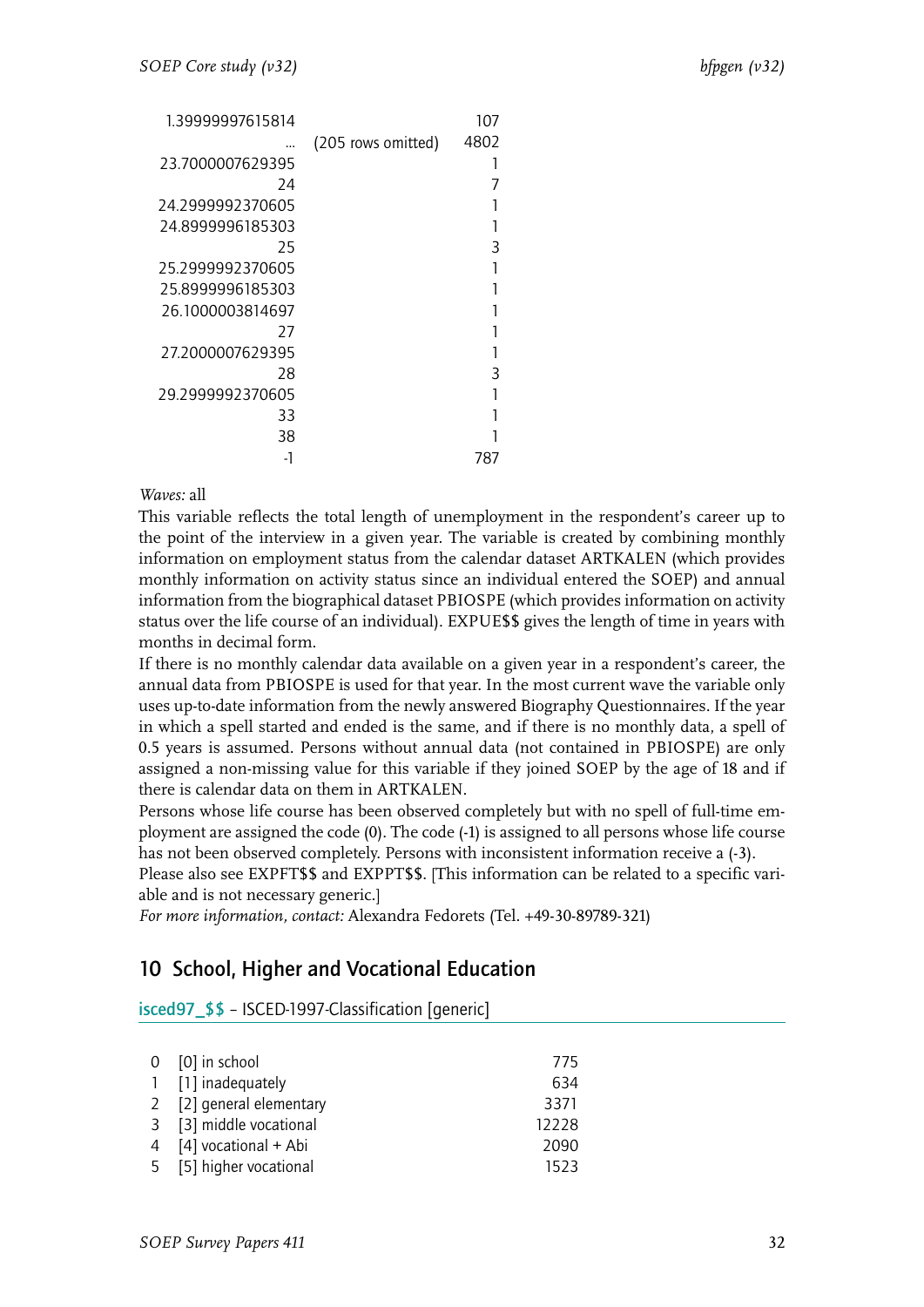| | | |
|---|---|---|
| 1.39999997615814 | | 107 |
| ... | (205 rows omitted) | 4802 |
| 23.7000007629395 | | 1 |
| 24 | | 7 |
| 24.2999992370605 | | 1 |
| 24.8999996185303 | | 1 |
| 25 | | 3 |
| 25.2999992370605 | | 1 |
| 25.8999996185303 | | 1 |
| 26.1000003814697 | | 1 |
| 27 | | 1 |
| 27.2000007629395 | | 1 |
| 28 | | 3 |
| 29.2999992370605 | | 1 |
| 33 | | 1 |
| 38 | | 1 |
| -1 | | 787 |

*Waves:* all

This variable reflects the total length of unemployment in the respondent's career up to the point of the interview in a given year. The variable is created by combining monthly information on employment status from the calendar dataset ARTKALEN (which provides monthly information on activity status since an individual entered the SOEP) and annual information from the biographical dataset PBIOSPE (which provides information on activity status over the life course of an individual). EXPUE$$ gives the length of time in years with months in decimal form.

If there is no monthly calendar data available on a given year in a respondent's career, the annual data from PBIOSPE is used for that year. In the most current wave the variable only uses up-to-date information from the newly answered Biography Questionnaires. If the year in which a spell started and ended is the same, and if there is no monthly data, a spell of 0.5 years is assumed. Persons without annual data (not contained in PBIOSPE) are only assigned a non-missing value for this variable if they joined SOEP by the age of 18 and if there is calendar data on them in ARTKALEN.

Persons whose life course has been observed completely but with no spell of full-time employment are assigned the code (0). The code (-1) is assigned to all persons whose life course has not been observed completely. Persons with inconsistent information receive a (-3).

Please also see EXPFT$$ and EXPPT$$. [This information can be related to a specific variable and is not necessary generic.]

*For more information, contact:* Alexandra Fedorets (Tel. +49-30-89789-321)

## 10 School, Higher and Vocational Education

isced97_$$ – ISCED-1997-Classification [generic]

| | | |
|---|---|---|
| 0 | [0] in school | 775 |
| 1 | [1] inadequately | 634 |
| 2 | [2] general elementary | 3371 |
| 3 | [3] middle vocational | 12228 |
| 4 | [4] vocational + Abi | 2090 |
| 5 | [5] higher vocational | 1523 |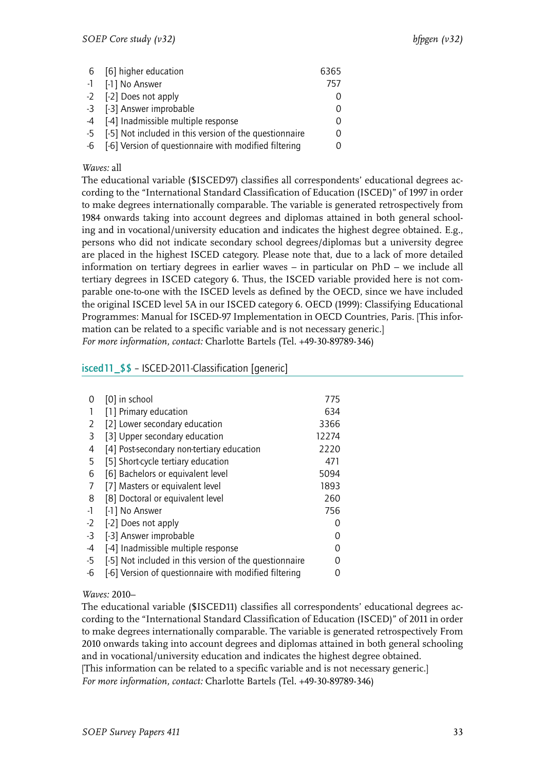| | | |
|---|---|---|
| 6 | [6] higher education | 6365 |
| -1 | [-1] No Answer | 757 |
| -2 | [-2] Does not apply | 0 |
| -3 | [-3] Answer improbable | 0 |
| -4 | [-4] Inadmissible multiple response | 0 |
| -5 | [-5] Not included in this version of the questionnaire | 0 |
| -6 | [-6] Version of questionnaire with modified filtering | 0 |

*Waves:* all

The educational variable ($ISCED97) classifies all correspondents' educational degrees according to the "International Standard Classification of Education (ISCED)" of 1997 in order to make degrees internationally comparable. The variable is generated retrospectively from 1984 onwards taking into account degrees and diplomas attained in both general schooling and in vocational/university education and indicates the highest degree obtained. E.g., persons who did not indicate secondary school degrees/diplomas but a university degree are placed in the highest ISCED category. Please note that, due to a lack of more detailed information on tertiary degrees in earlier waves – in particular on PhD – we include all tertiary degrees in ISCED category 6. Thus, the ISCED variable provided here is not comparable one-to-one with the ISCED levels as defined by the OECD, since we have included the original ISCED level 5A in our ISCED category 6. OECD (1999): Classifying Educational Programmes: Manual for ISCED-97 Implementation in OECD Countries, Paris. [This information can be related to a specific variable and is not necessary generic.]
*For more information, contact:* Charlotte Bartels (Tel. +49-30-89789-346)

## isced11_$$ – ISCED-2011-Classification [generic]

| | | |
|---|---|---|
| 0 | [0] in school | 775 |
| 1 | [1] Primary education | 634 |
| 2 | [2] Lower secondary education | 3366 |
| 3 | [3] Upper secondary education | 12274 |
| 4 | [4] Post-secondary non-tertiary education | 2220 |
| 5 | [5] Short-cycle tertiary education | 471 |
| 6 | [6] Bachelors or equivalent level | 5094 |
| 7 | [7] Masters or equivalent level | 1893 |
| 8 | [8] Doctoral or equivalent level | 260 |
| -1 | [-1] No Answer | 756 |
| -2 | [-2] Does not apply | 0 |
| -3 | [-3] Answer improbable | 0 |
| -4 | [-4] Inadmissible multiple response | 0 |
| -5 | [-5] Not included in this version of the questionnaire | 0 |
| -6 | [-6] Version of questionnaire with modified filtering | 0 |

*Waves:* 2010–

The educational variable ($ISCED11) classifies all correspondents' educational degrees according to the "International Standard Classification of Education (ISCED)" of 2011 in order to make degrees internationally comparable. The variable is generated retrospectively From 2010 onwards taking into account degrees and diplomas attained in both general schooling and in vocational/university education and indicates the highest degree obtained.
[This information can be related to a specific variable and is not necessary generic.]
*For more information, contact:* Charlotte Bartels (Tel. +49-30-89789-346)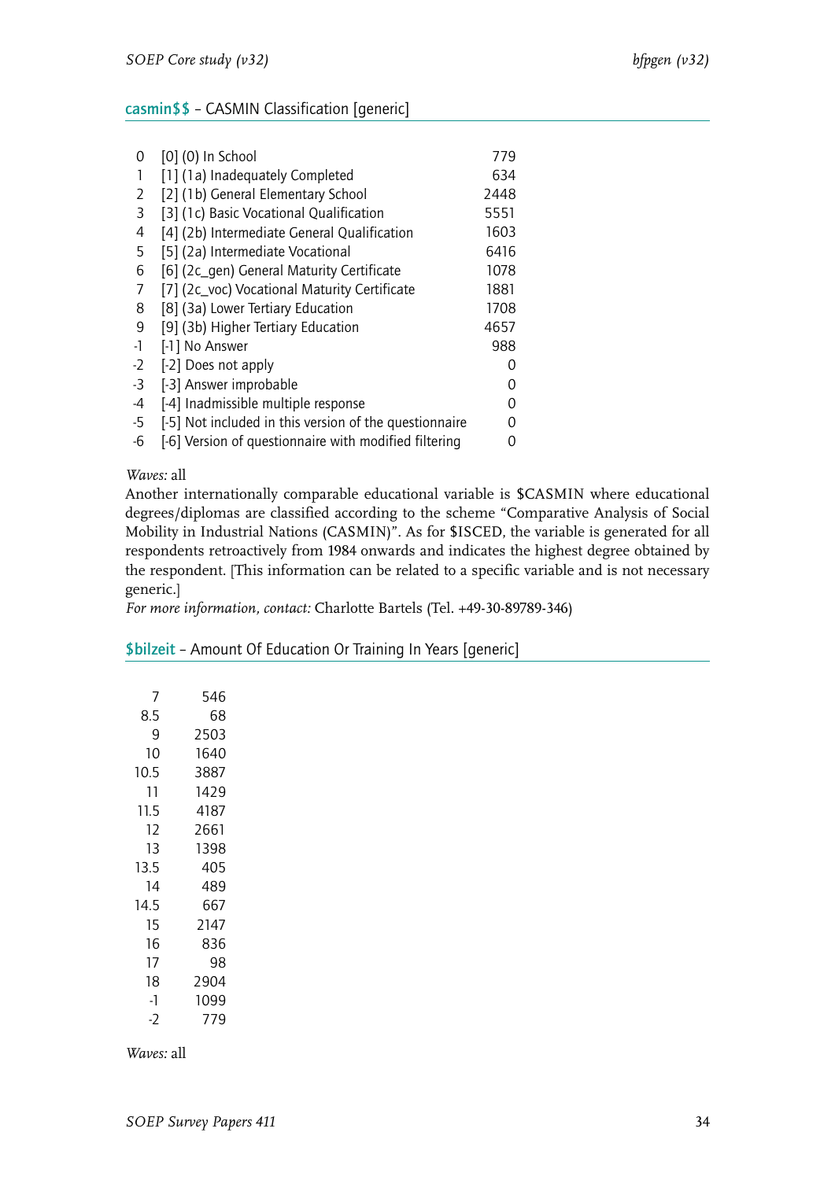## casmin$$ – CASMIN Classification [generic]

| | | |
|---|---|---|
| 0 | [0] (0) In School | 779 |
| 1 | [1] (1a) Inadequately Completed | 634 |
| 2 | [2] (1b) General Elementary School | 2448 |
| 3 | [3] (1c) Basic Vocational Qualification | 5551 |
| 4 | [4] (2b) Intermediate General Qualification | 1603 |
| 5 | [5] (2a) Intermediate Vocational | 6416 |
| 6 | [6] (2c_gen) General Maturity Certificate | 1078 |
| 7 | [7] (2c_voc) Vocational Maturity Certificate | 1881 |
| 8 | [8] (3a) Lower Tertiary Education | 1708 |
| 9 | [9] (3b) Higher Tertiary Education | 4657 |
| -1 | [-1] No Answer | 988 |
| -2 | [-2] Does not apply | 0 |
| -3 | [-3] Answer improbable | 0 |
| -4 | [-4] Inadmissible multiple response | 0 |
| -5 | [-5] Not included in this version of the questionnaire | 0 |
| -6 | [-6] Version of questionnaire with modified filtering | 0 |

*Waves:* all

Another internationally comparable educational variable is $CASMIN where educational degrees/diplomas are classified according to the scheme "Comparative Analysis of Social Mobility in Industrial Nations (CASMIN)". As for $ISCED, the variable is generated for all respondents retroactively from 1984 onwards and indicates the highest degree obtained by the respondent. [This information can be related to a specific variable and is not necessary generic.]

*For more information, contact:* Charlotte Bartels (Tel. +49-30-89789-346)

## $bilzeit – Amount Of Education Or Training In Years [generic]

| | |
|---|---|
| 7 | 546 |
| 8.5 | 68 |
| 9 | 2503 |
| 10 | 1640 |
| 10.5 | 3887 |
| 11 | 1429 |
| 11.5 | 4187 |
| 12 | 2661 |
| 13 | 1398 |
| 13.5 | 405 |
| 14 | 489 |
| 14.5 | 667 |
| 15 | 2147 |
| 16 | 836 |
| 17 | 98 |
| 18 | 2904 |
| -1 | 1099 |
| -2 | 779 |

*Waves:* all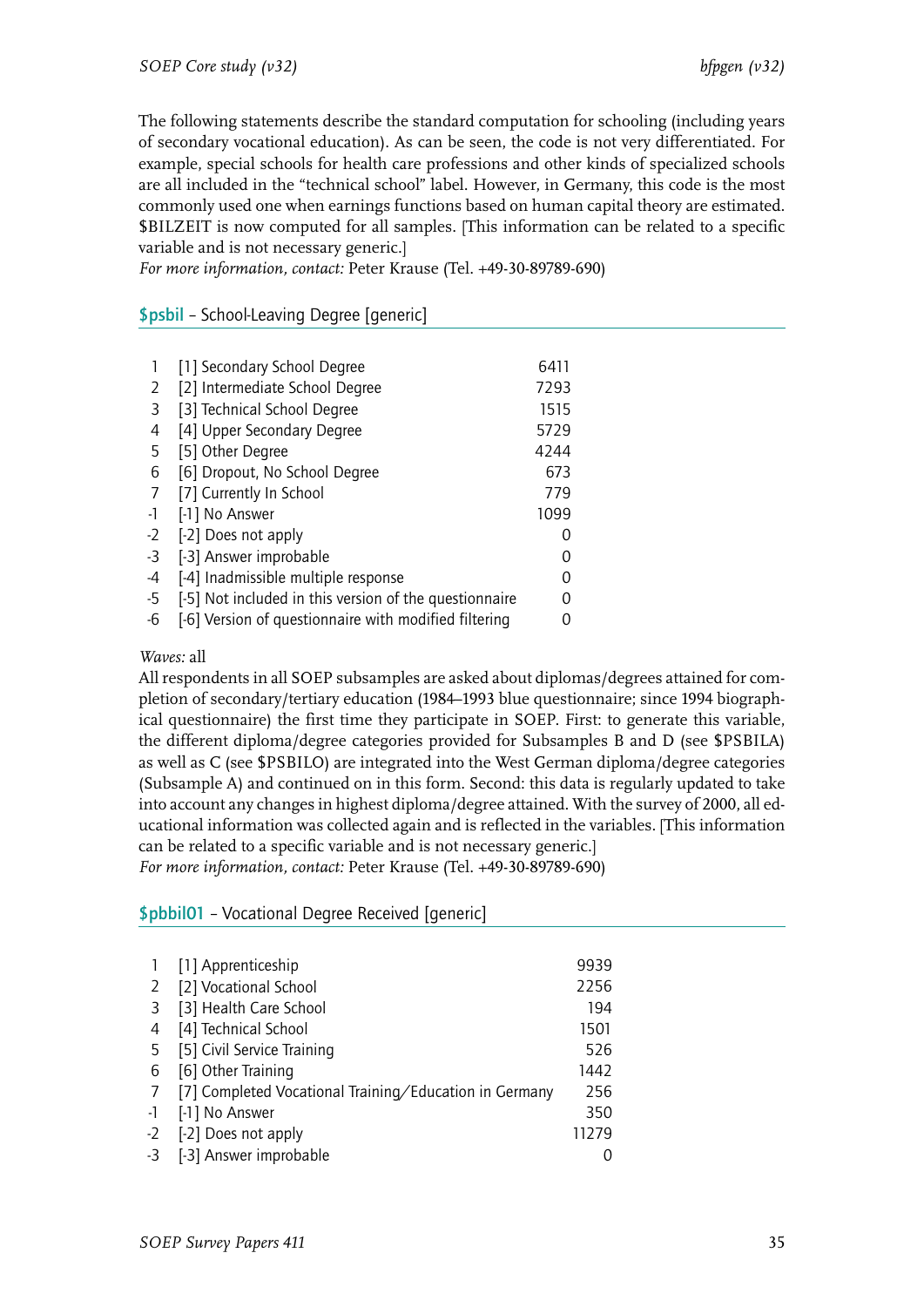The following statements describe the standard computation for schooling (including years of secondary vocational education). As can be seen, the code is not very differentiated. For example, special schools for health care professions and other kinds of specialized schools are all included in the "technical school" label. However, in Germany, this code is the most commonly used one when earnings functions based on human capital theory are estimated. $BILZEIT is now computed for all samples. [This information can be related to a specific variable and is not necessary generic.]
*For more information, contact:* Peter Krause (Tel. +49-30-89789-690)

## $psbil – School-Leaving Degree [generic]

| | | |
|---|---|---|
| 1 | [1] Secondary School Degree | 6411 |
| 2 | [2] Intermediate School Degree | 7293 |
| 3 | [3] Technical School Degree | 1515 |
| 4 | [4] Upper Secondary Degree | 5729 |
| 5 | [5] Other Degree | 4244 |
| 6 | [6] Dropout, No School Degree | 673 |
| 7 | [7] Currently In School | 779 |
| -1 | [-1] No Answer | 1099 |
| -2 | [-2] Does not apply | 0 |
| -3 | [-3] Answer improbable | 0 |
| -4 | [-4] Inadmissible multiple response | 0 |
| -5 | [-5] Not included in this version of the questionnaire | 0 |
| -6 | [-6] Version of questionnaire with modified filtering | 0 |

*Waves:* all
All respondents in all SOEP subsamples are asked about diplomas/degrees attained for completion of secondary/tertiary education (1984–1993 blue questionnaire; since 1994 biographical questionnaire) the first time they participate in SOEP. First: to generate this variable, the different diploma/degree categories provided for Subsamples B and D (see $PSBILA) as well as C (see $PSBILO) are integrated into the West German diploma/degree categories (Subsample A) and continued on in this form. Second: this data is regularly updated to take into account any changes in highest diploma/degree attained. With the survey of 2000, all educational information was collected again and is reflected in the variables. [This information can be related to a specific variable and is not necessary generic.]
*For more information, contact:* Peter Krause (Tel. +49-30-89789-690)

## $pbbil01 – Vocational Degree Received [generic]

| | | |
|---|---|---|
| 1 | [1] Apprenticeship | 9939 |
| 2 | [2] Vocational School | 2256 |
| 3 | [3] Health Care School | 194 |
| 4 | [4] Technical School | 1501 |
| 5 | [5] Civil Service Training | 526 |
| 6 | [6] Other Training | 1442 |
| 7 | [7] Completed Vocational Training/Education in Germany | 256 |
| -1 | [-1] No Answer | 350 |
| -2 | [-2] Does not apply | 11279 |
| -3 | [-3] Answer improbable | 0 |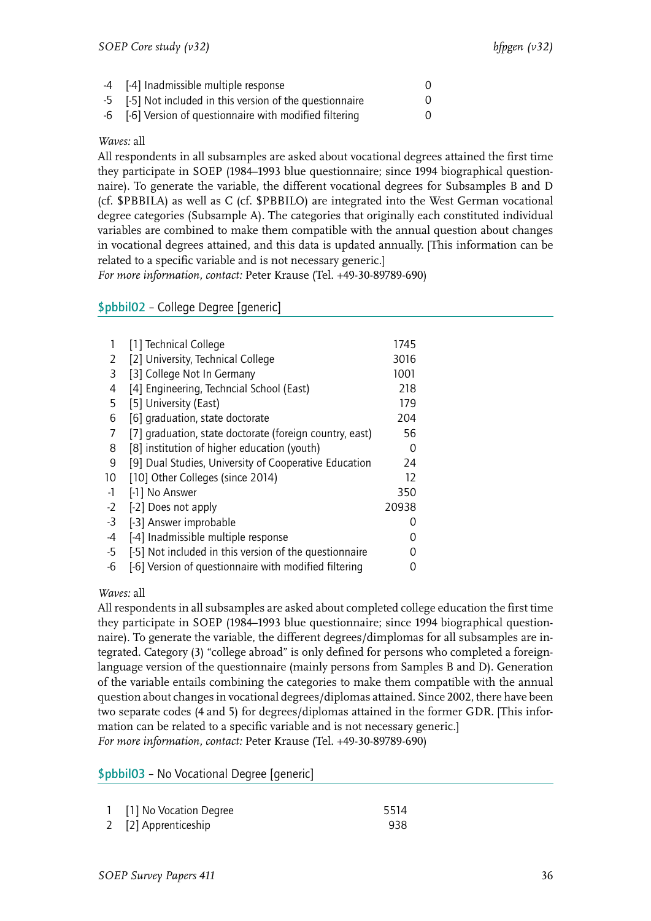| | | |
|---|---|---|
| -4 | [-4] Inadmissible multiple response | 0 |
| -5 | [-5] Not included in this version of the questionnaire | 0 |
| -6 | [-6] Version of questionnaire with modified filtering | 0 |

*Waves:* all

All respondents in all subsamples are asked about vocational degrees attained the first time they participate in SOEP (1984–1993 blue questionnaire; since 1994 biographical questionnaire). To generate the variable, the different vocational degrees for Subsamples B and D (cf. $PBBILA) as well as C (cf. $PBBILO) are integrated into the West German vocational degree categories (Subsample A). The categories that originally each constituted individual variables are combined to make them compatible with the annual question about changes in vocational degrees attained, and this data is updated annually. [This information can be related to a specific variable and is not necessary generic.]

*For more information, contact:* Peter Krause (Tel. +49-30-89789-690)

## $pbbil02 – College Degree [generic]

| | | |
|---|---|---|
| 1 | [1] Technical College | 1745 |
| 2 | [2] University, Technical College | 3016 |
| 3 | [3] College Not In Germany | 1001 |
| 4 | [4] Engineering, Techncial School (East) | 218 |
| 5 | [5] University (East) | 179 |
| 6 | [6] graduation, state doctorate | 204 |
| 7 | [7] graduation, state doctorate (foreign country, east) | 56 |
| 8 | [8] institution of higher education (youth) | 0 |
| 9 | [9] Dual Studies, University of Cooperative Education | 24 |
| 10 | [10] Other Colleges (since 2014) | 12 |
| -1 | [-1] No Answer | 350 |
| -2 | [-2] Does not apply | 20938 |
| -3 | [-3] Answer improbable | 0 |
| -4 | [-4] Inadmissible multiple response | 0 |
| -5 | [-5] Not included in this version of the questionnaire | 0 |
| -6 | [-6] Version of questionnaire with modified filtering | 0 |

*Waves:* all

All respondents in all subsamples are asked about completed college education the first time they participate in SOEP (1984–1993 blue questionnaire; since 1994 biographical questionnaire). To generate the variable, the different degrees/dimplomas for all subsamples are integrated. Category (3) "college abroad" is only defined for persons who completed a foreign-language version of the questionnaire (mainly persons from Samples B and D). Generation of the variable entails combining the categories to make them compatible with the annual question about changes in vocational degrees/diplomas attained. Since 2002, there have been two separate codes (4 and 5) for degrees/diplomas attained in the former GDR. [This information can be related to a specific variable and is not necessary generic.]

*For more information, contact:* Peter Krause (Tel. +49-30-89789-690)

## $pbbil03 – No Vocational Degree [generic]

| | | |
|---|---|---|
| 1 | [1] No Vocation Degree | 5514 |
| 2 | [2] Apprenticeship | 938 |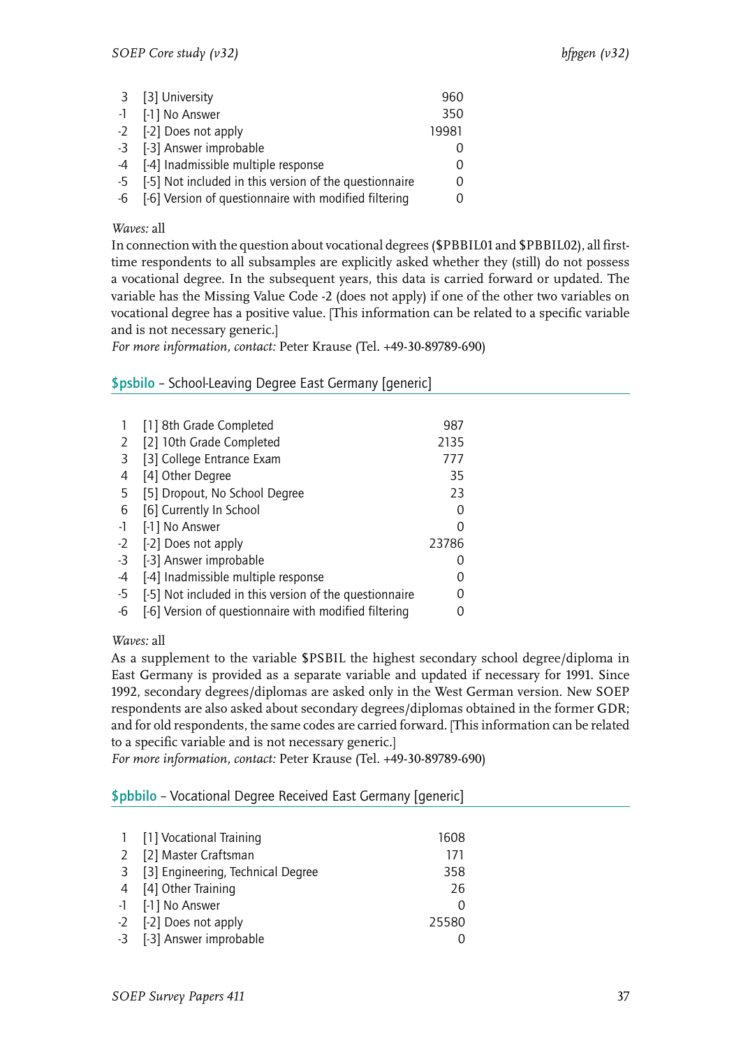| | | |
|---|---|---|
| 3 | [3] University | 960 |
| -1 | [-1] No Answer | 350 |
| -2 | [-2] Does not apply | 19981 |
| -3 | [-3] Answer improbable | 0 |
| -4 | [-4] Inadmissible multiple response | 0 |
| -5 | [-5] Not included in this version of the questionnaire | 0 |
| -6 | [-6] Version of questionnaire with modified filtering | 0 |

*Waves:* all

In connection with the question about vocational degrees ($PBBIL01 and $PBBIL02), all first-time respondents to all subsamples are explicitly asked whether they (still) do not possess a vocational degree. In the subsequent years, this data is carried forward or updated. The variable has the Missing Value Code -2 (does not apply) if one of the other two variables on vocational degree has a positive value. [This information can be related to a specific variable and is not necessary generic.]

*For more information, contact:* Peter Krause (Tel. +49-30-89789-690)

## $psbilo – School-Leaving Degree East Germany [generic]

| | | |
|---|---|---|
| 1 | [1] 8th Grade Completed | 987 |
| 2 | [2] 10th Grade Completed | 2135 |
| 3 | [3] College Entrance Exam | 777 |
| 4 | [4] Other Degree | 35 |
| 5 | [5] Dropout, No School Degree | 23 |
| 6 | [6] Currently In School | 0 |
| -1 | [-1] No Answer | 0 |
| -2 | [-2] Does not apply | 23786 |
| -3 | [-3] Answer improbable | 0 |
| -4 | [-4] Inadmissible multiple response | 0 |
| -5 | [-5] Not included in this version of the questionnaire | 0 |
| -6 | [-6] Version of questionnaire with modified filtering | 0 |

*Waves:* all

As a supplement to the variable $PSBIL the highest secondary school degree/diploma in East Germany is provided as a separate variable and updated if necessary for 1991. Since 1992, secondary degrees/diplomas are asked only in the West German version. New SOEP respondents are also asked about secondary degrees/diplomas obtained in the former GDR; and for old respondents, the same codes are carried forward. [This information can be related to a specific variable and is not necessary generic.]

*For more information, contact:* Peter Krause (Tel. +49-30-89789-690)

## $pbbilo – Vocational Degree Received East Germany [generic]

| | | |
|---|---|---|
| 1 | [1] Vocational Training | 1608 |
| 2 | [2] Master Craftsman | 171 |
| 3 | [3] Engineering, Technical Degree | 358 |
| 4 | [4] Other Training | 26 |
| -1 | [-1] No Answer | 0 |
| -2 | [-2] Does not apply | 25580 |
| -3 | [-3] Answer improbable | 0 |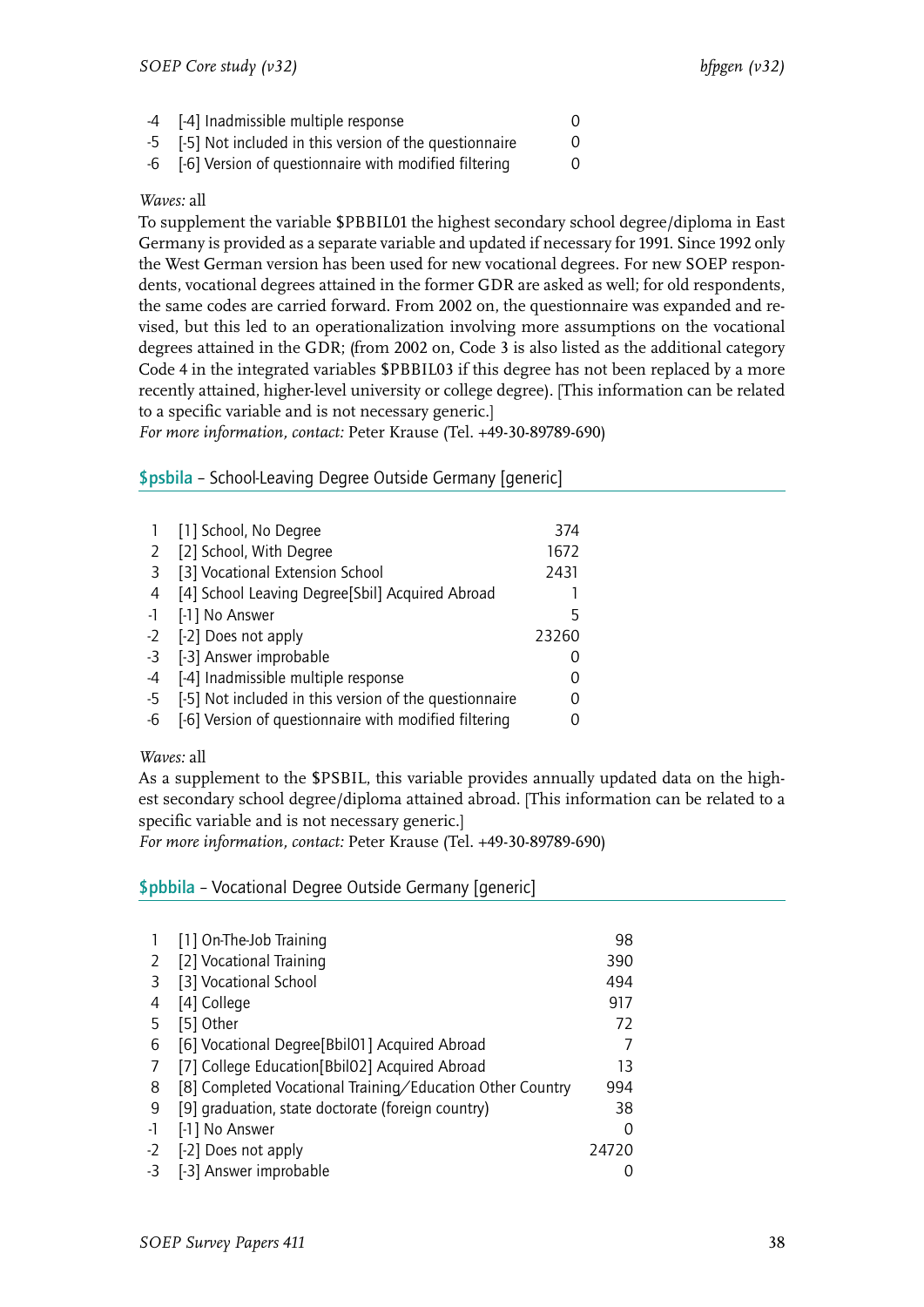| | | |
|---|---|---|
| -4 | [-4] Inadmissible multiple response | 0 |
| -5 | [-5] Not included in this version of the questionnaire | 0 |
| -6 | [-6] Version of questionnaire with modified filtering | 0 |

*Waves:* all

To supplement the variable $PBBIL01 the highest secondary school degree/diploma in East Germany is provided as a separate variable and updated if necessary for 1991. Since 1992 only the West German version has been used for new vocational degrees. For new SOEP respondents, vocational degrees attained in the former GDR are asked as well; for old respondents, the same codes are carried forward. From 2002 on, the questionnaire was expanded and revised, but this led to an operationalization involving more assumptions on the vocational degrees attained in the GDR; (from 2002 on, Code 3 is also listed as the additional category Code 4 in the integrated variables $PBBIL03 if this degree has not been replaced by a more recently attained, higher-level university or college degree). [This information can be related to a specific variable and is not necessary generic.]

*For more information, contact:* Peter Krause (Tel. +49-30-89789-690)

## $psbila – School-Leaving Degree Outside Germany [generic]

| | | |
|---|---|---|
| 1 | [1] School, No Degree | 374 |
| 2 | [2] School, With Degree | 1672 |
| 3 | [3] Vocational Extension School | 2431 |
| 4 | [4] School Leaving Degree[Sbil] Acquired Abroad | 1 |
| -1 | [-1] No Answer | 5 |
| -2 | [-2] Does not apply | 23260 |
| -3 | [-3] Answer improbable | 0 |
| -4 | [-4] Inadmissible multiple response | 0 |
| -5 | [-5] Not included in this version of the questionnaire | 0 |
| -6 | [-6] Version of questionnaire with modified filtering | 0 |

*Waves:* all

As a supplement to the $PSBIL, this variable provides annually updated data on the highest secondary school degree/diploma attained abroad. [This information can be related to a specific variable and is not necessary generic.]

*For more information, contact:* Peter Krause (Tel. +49-30-89789-690)

## $pbbila – Vocational Degree Outside Germany [generic]

| | | |
|---|---|---|
| 1 | [1] On-The-Job Training | 98 |
| 2 | [2] Vocational Training | 390 |
| 3 | [3] Vocational School | 494 |
| 4 | [4] College | 917 |
| 5 | [5] Other | 72 |
| 6 | [6] Vocational Degree[Bbil01] Acquired Abroad | 7 |
| 7 | [7] College Education[Bbil02] Acquired Abroad | 13 |
| 8 | [8] Completed Vocational Training/Education Other Country | 994 |
| 9 | [9] graduation, state doctorate (foreign country) | 38 |
| -1 | [-1] No Answer | 0 |
| -2 | [-2] Does not apply | 24720 |
| -3 | [-3] Answer improbable | 0 |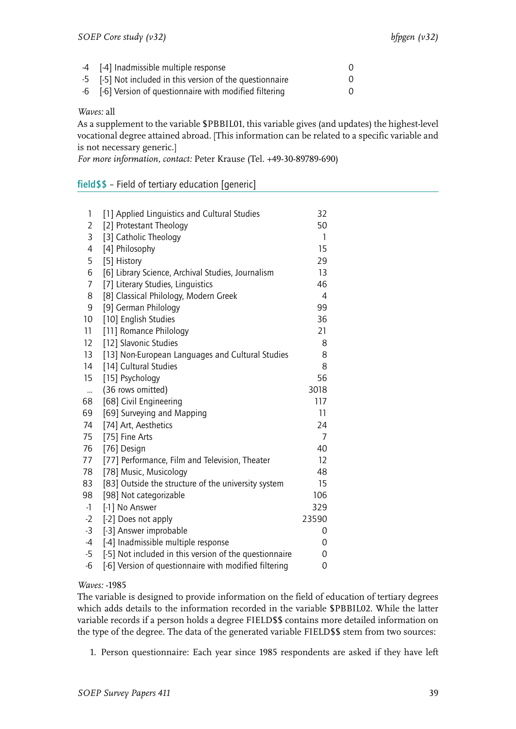| | | |
|---|---|---|
| -4 | [-4] Inadmissible multiple response | 0 |
| -5 | [-5] Not included in this version of the questionnaire | 0 |
| -6 | [-6] Version of questionnaire with modified filtering | 0 |

*Waves:* all

As a supplement to the variable $PBBIL01, this variable gives (and updates) the highest-level vocational degree attained abroad. [This information can be related to a specific variable and is not necessary generic.]

*For more information, contact:* Peter Krause (Tel. +49-30-89789-690)

## field$$ – Field of tertiary education [generic]

| | | |
|---|---|---|
| 1 | [1] Applied Linguistics and Cultural Studies | 32 |
| 2 | [2] Protestant Theology | 50 |
| 3 | [3] Catholic Theology | 1 |
| 4 | [4] Philosophy | 15 |
| 5 | [5] History | 29 |
| 6 | [6] Library Science, Archival Studies, Journalism | 13 |
| 7 | [7] Literary Studies, Linguistics | 46 |
| 8 | [8] Classical Philology, Modern Greek | 4 |
| 9 | [9] German Philology | 99 |
| 10 | [10] English Studies | 36 |
| 11 | [11] Romance Philology | 21 |
| 12 | [12] Slavonic Studies | 8 |
| 13 | [13] Non-European Languages and Cultural Studies | 8 |
| 14 | [14] Cultural Studies | 8 |
| 15 | [15] Psychology | 56 |
| ... | (36 rows omitted) | 3018 |
| 68 | [68] Civil Engineering | 117 |
| 69 | [69] Surveying and Mapping | 11 |
| 74 | [74] Art, Aesthetics | 24 |
| 75 | [75] Fine Arts | 7 |
| 76 | [76] Design | 40 |
| 77 | [77] Performance, Film and Television, Theater | 12 |
| 78 | [78] Music, Musicology | 48 |
| 83 | [83] Outside the structure of the university system | 15 |
| 98 | [98] Not categorizable | 106 |
| -1 | [-1] No Answer | 329 |
| -2 | [-2] Does not apply | 23590 |
| -3 | [-3] Answer improbable | 0 |
| -4 | [-4] Inadmissible multiple response | 0 |
| -5 | [-5] Not included in this version of the questionnaire | 0 |
| -6 | [-6] Version of questionnaire with modified filtering | 0 |

*Waves:* -1985

The variable is designed to provide information on the field of education of tertiary degrees which adds details to the information recorded in the variable $PBBIL02. While the latter variable records if a person holds a degree FIELD$$ contains more detailed information on the type of the degree. The data of the generated variable FIELD$$ stem from two sources:

1. Person questionnaire: Each year since 1985 respondents are asked if they have left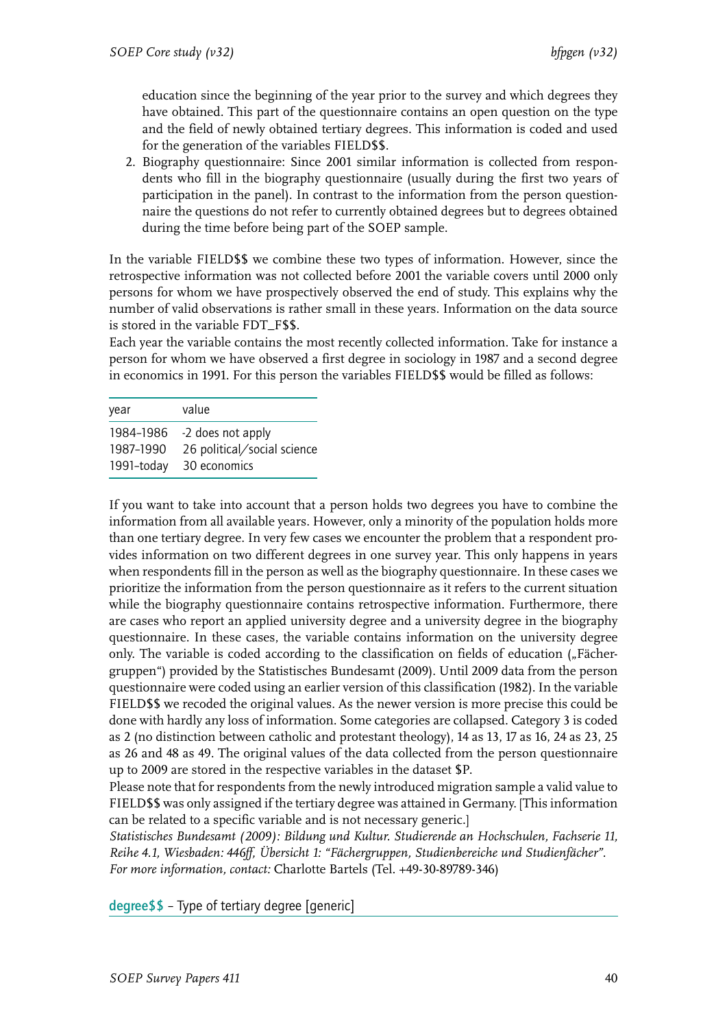education since the beginning of the year prior to the survey and which degrees they have obtained. This part of the questionnaire contains an open question on the type and the field of newly obtained tertiary degrees. This information is coded and used for the generation of the variables FIELD$$.

2. Biography questionnaire: Since 2001 similar information is collected from respondents who fill in the biography questionnaire (usually during the first two years of participation in the panel). In contrast to the information from the person questionnaire the questions do not refer to currently obtained degrees but to degrees obtained during the time before being part of the SOEP sample.

In the variable FIELD$$ we combine these two types of information. However, since the retrospective information was not collected before 2001 the variable covers until 2000 only persons for whom we have prospectively observed the end of study. This explains why the number of valid observations is rather small in these years. Information on the data source is stored in the variable FDT_F$$.

Each year the variable contains the most recently collected information. Take for instance a person for whom we have observed a first degree in sociology in 1987 and a second degree in economics in 1991. For this person the variables FIELD$$ would be filled as follows:

| year | value |
|---|---|
| 1984–1986 | -2 does not apply |
| 1987–1990 | 26 political/social science |
| 1991–today | 30 economics |

If you want to take into account that a person holds two degrees you have to combine the information from all available years. However, only a minority of the population holds more than one tertiary degree. In very few cases we encounter the problem that a respondent provides information on two different degrees in one survey year. This only happens in years when respondents fill in the person as well as the biography questionnaire. In these cases we prioritize the information from the person questionnaire as it refers to the current situation while the biography questionnaire contains retrospective information. Furthermore, there are cases who report an applied university degree and a university degree in the biography questionnaire. In these cases, the variable contains information on the university degree only. The variable is coded according to the classification on fields of education („Fächergruppen") provided by the Statistisches Bundesamt (2009). Until 2009 data from the person questionnaire were coded using an earlier version of this classification (1982). In the variable FIELD$$ we recoded the original values. As the newer version is more precise this could be done with hardly any loss of information. Some categories are collapsed. Category 3 is coded as 2 (no distinction between catholic and protestant theology), 14 as 13, 17 as 16, 24 as 23, 25 as 26 and 48 as 49. The original values of the data collected from the person questionnaire up to 2009 are stored in the respective variables in the dataset $P.

Please note that for respondents from the newly introduced migration sample a valid value to FIELD$$ was only assigned if the tertiary degree was attained in Germany. [This information can be related to a specific variable and is not necessary generic.]

*Statistisches Bundesamt (2009): Bildung und Kultur. Studierende an Hochschulen, Fachserie 11, Reihe 4.1, Wiesbaden: 446ff, Übersicht 1: "Fächergruppen, Studienbereiche und Studienfächer".*
*For more information, contact:* Charlotte Bartels (Tel. +49-30-89789-346)

## degree$$ – Type of tertiary degree [generic]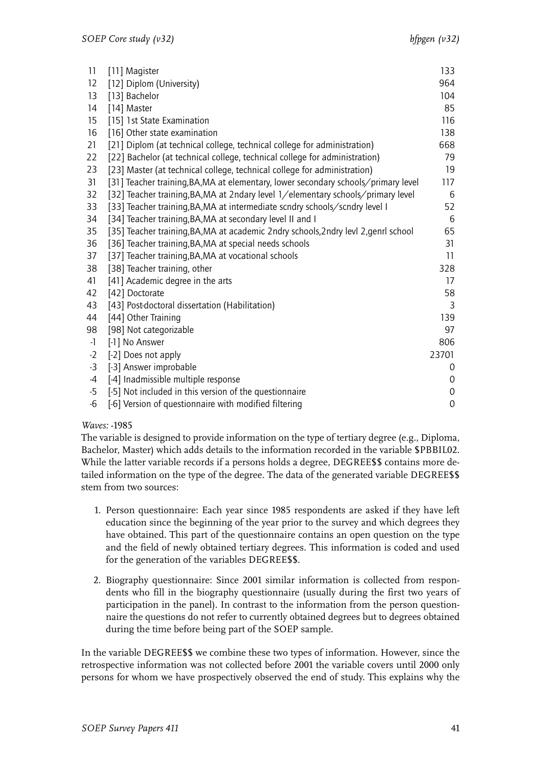| | | |
|---|---|---|
| 11 | [11] Magister | 133 |
| 12 | [12] Diplom (University) | 964 |
| 13 | [13] Bachelor | 104 |
| 14 | [14] Master | 85 |
| 15 | [15] 1st State Examination | 116 |
| 16 | [16] Other state examination | 138 |
| 21 | [21] Diplom (at technical college, technical college for administration) | 668 |
| 22 | [22] Bachelor (at technical college, technical college for administration) | 79 |
| 23 | [23] Master (at technical college, technical college for administration) | 19 |
| 31 | [31] Teacher training,BA,MA at elementary, lower secondary schools/primary level | 117 |
| 32 | [32] Teacher training,BA,MA at 2ndary level 1/elementary schools/primary level | 6 |
| 33 | [33] Teacher training,BA,MA at intermediate scndry schools/scndry level I | 52 |
| 34 | [34] Teacher training,BA,MA at secondary level II and I | 6 |
| 35 | [35] Teacher training,BA,MA at academic 2ndry schools,2ndry levl 2,genrl school | 65 |
| 36 | [36] Teacher training,BA,MA at special needs schools | 31 |
| 37 | [37] Teacher training,BA,MA at vocational schools | 11 |
| 38 | [38] Teacher training, other | 328 |
| 41 | [41] Academic degree in the arts | 17 |
| 42 | [42] Doctorate | 58 |
| 43 | [43] Post-doctoral dissertation (Habilitation) | 3 |
| 44 | [44] Other Training | 139 |
| 98 | [98] Not categorizable | 97 |
| -1 | [-1] No Answer | 806 |
| -2 | [-2] Does not apply | 23701 |
| -3 | [-3] Answer improbable | 0 |
| -4 | [-4] Inadmissible multiple response | 0 |
| -5 | [-5] Not included in this version of the questionnaire | 0 |
| -6 | [-6] Version of questionnaire with modified filtering | 0 |

*Waves:* -1985

The variable is designed to provide information on the type of tertiary degree (e.g., Diploma, Bachelor, Master) which adds details to the information recorded in the variable $PBBIL02. While the latter variable records if a persons holds a degree, DEGREE$$ contains more detailed information on the type of the degree. The data of the generated variable DEGREE$$ stem from two sources:

1. Person questionnaire: Each year since 1985 respondents are asked if they have left education since the beginning of the year prior to the survey and which degrees they have obtained. This part of the questionnaire contains an open question on the type and the field of newly obtained tertiary degrees. This information is coded and used for the generation of the variables DEGREE$$.

2. Biography questionnaire: Since 2001 similar information is collected from respondents who fill in the biography questionnaire (usually during the first two years of participation in the panel). In contrast to the information from the person questionnaire the questions do not refer to currently obtained degrees but to degrees obtained during the time before being part of the SOEP sample.

In the variable DEGREE$$ we combine these two types of information. However, since the retrospective information was not collected before 2001 the variable covers until 2000 only persons for whom we have prospectively observed the end of study. This explains why the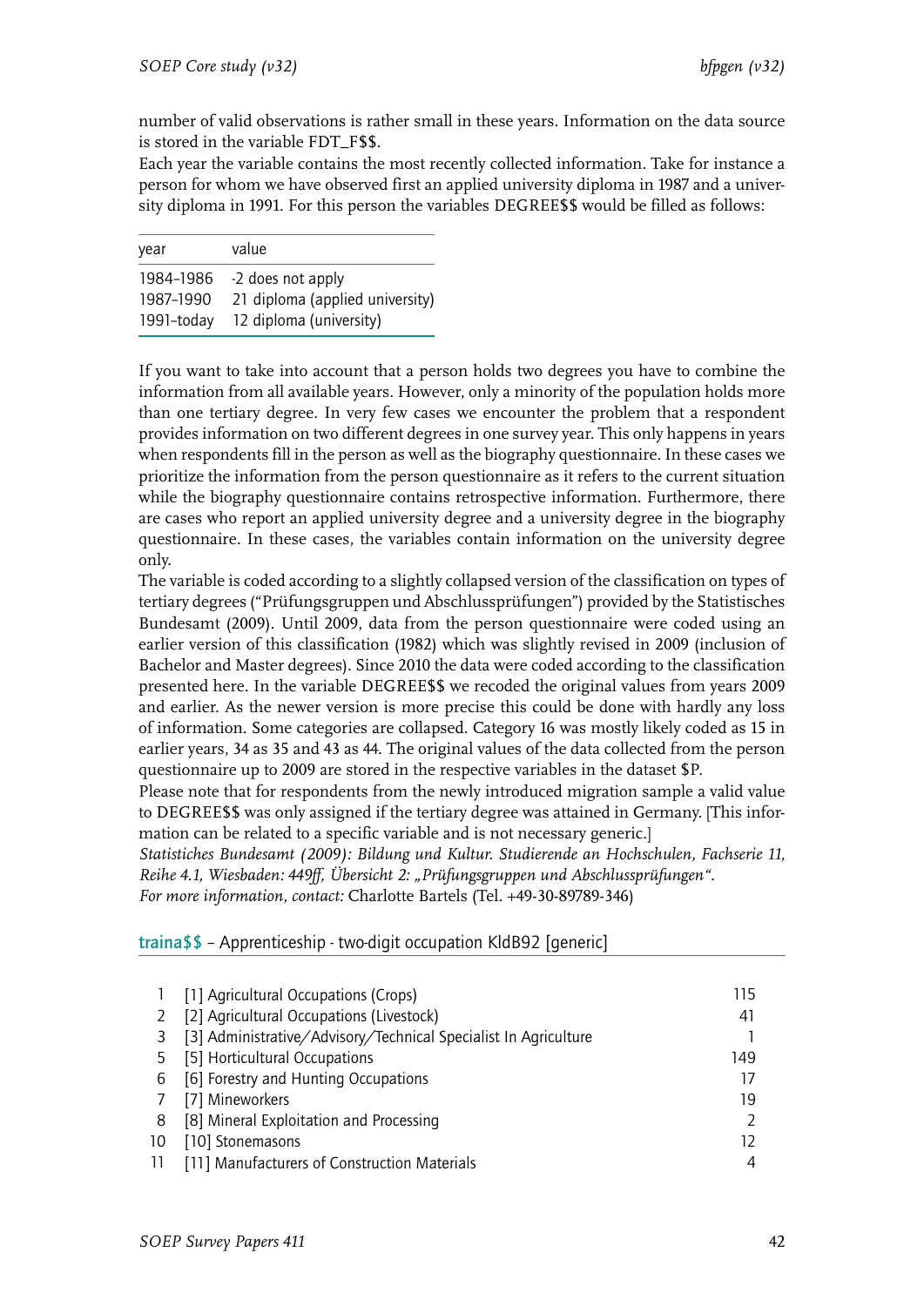number of valid observations is rather small in these years. Information on the data source is stored in the variable FDT_F$$.

Each year the variable contains the most recently collected information. Take for instance a person for whom we have observed first an applied university diploma in 1987 and a university diploma in 1991. For this person the variables DEGREE$$ would be filled as follows:

| year | value |
|---|---|
| 1984–1986 | -2 does not apply |
| 1987–1990 | 21 diploma (applied university) |
| 1991–today | 12 diploma (university) |

If you want to take into account that a person holds two degrees you have to combine the information from all available years. However, only a minority of the population holds more than one tertiary degree. In very few cases we encounter the problem that a respondent provides information on two different degrees in one survey year. This only happens in years when respondents fill in the person as well as the biography questionnaire. In these cases we prioritize the information from the person questionnaire as it refers to the current situation while the biography questionnaire contains retrospective information. Furthermore, there are cases who report an applied university degree and a university degree in the biography questionnaire. In these cases, the variables contain information on the university degree only.

The variable is coded according to a slightly collapsed version of the classification on types of tertiary degrees ("Prüfungsgruppen und Abschlussprüfungen") provided by the Statistisches Bundesamt (2009). Until 2009, data from the person questionnaire were coded using an earlier version of this classification (1982) which was slightly revised in 2009 (inclusion of Bachelor and Master degrees). Since 2010 the data were coded according to the classification presented here. In the variable DEGREE$$ we recoded the original values from years 2009 and earlier. As the newer version is more precise this could be done with hardly any loss of information. Some categories are collapsed. Category 16 was mostly likely coded as 15 in earlier years, 34 as 35 and 43 as 44. The original values of the data collected from the person questionnaire up to 2009 are stored in the respective variables in the dataset $P.

Please note that for respondents from the newly introduced migration sample a valid value to DEGREE$$ was only assigned if the tertiary degree was attained in Germany. [This information can be related to a specific variable and is not necessary generic.]

*Statistiches Bundesamt (2009): Bildung und Kultur. Studierende an Hochschulen, Fachserie 11, Reihe 4.1, Wiesbaden: 449ff, Übersicht 2: „Prüfungsgruppen und Abschlussprüfungen".*
*For more information, contact:* Charlotte Bartels (Tel. +49-30-89789-346)

## traina$$ – Apprenticeship - two-digit occupation KldB92 [generic]

| | | |
|---|---|---|
| 1 | [1] Agricultural Occupations (Crops) | 115 |
| 2 | [2] Agricultural Occupations (Livestock) | 41 |
| 3 | [3] Administrative/Advisory/Technical Specialist In Agriculture | 1 |
| 5 | [5] Horticultural Occupations | 149 |
| 6 | [6] Forestry and Hunting Occupations | 17 |
| 7 | [7] Mineworkers | 19 |
| 8 | [8] Mineral Exploitation and Processing | 2 |
| 10 | [10] Stonemasons | 12 |
| 11 | [11] Manufacturers of Construction Materials | 4 |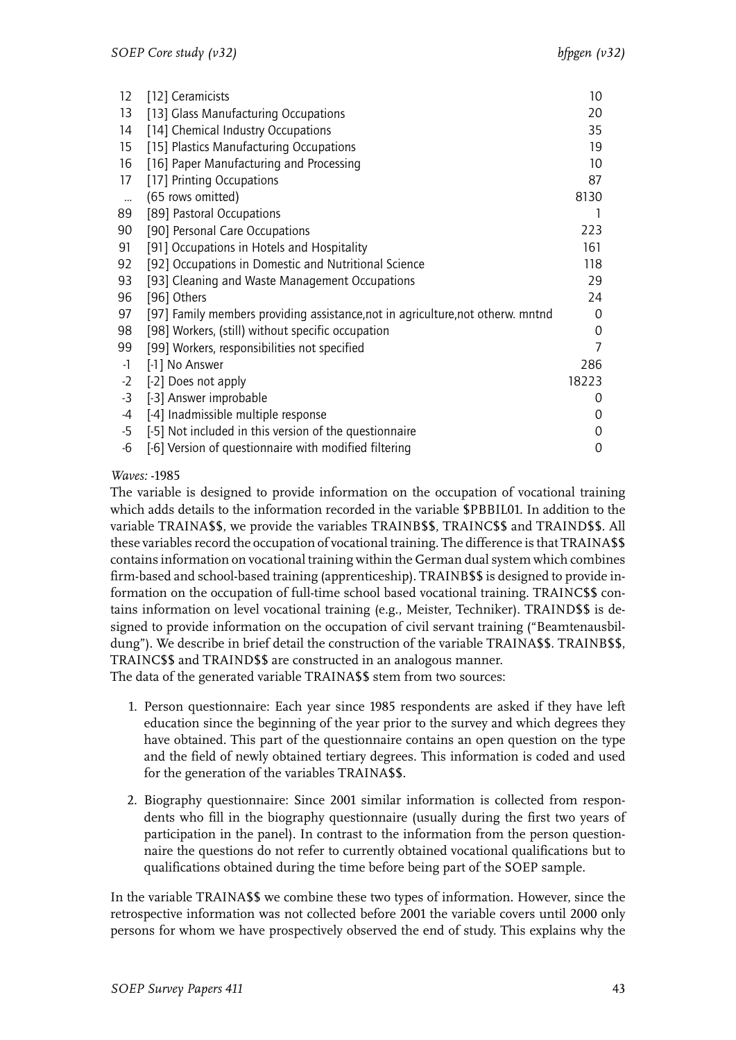| | | |
|---|---|---|
| 12 | [12] Ceramicists | 10 |
| 13 | [13] Glass Manufacturing Occupations | 20 |
| 14 | [14] Chemical Industry Occupations | 35 |
| 15 | [15] Plastics Manufacturing Occupations | 19 |
| 16 | [16] Paper Manufacturing and Processing | 10 |
| 17 | [17] Printing Occupations | 87 |
| ... | (65 rows omitted) | 8130 |
| 89 | [89] Pastoral Occupations | 1 |
| 90 | [90] Personal Care Occupations | 223 |
| 91 | [91] Occupations in Hotels and Hospitality | 161 |
| 92 | [92] Occupations in Domestic and Nutritional Science | 118 |
| 93 | [93] Cleaning and Waste Management Occupations | 29 |
| 96 | [96] Others | 24 |
| 97 | [97] Family members providing assistance,not in agriculture,not otherw. mntnd | 0 |
| 98 | [98] Workers, (still) without specific occupation | 0 |
| 99 | [99] Workers, responsibilities not specified | 7 |
| -1 | [-1] No Answer | 286 |
| -2 | [-2] Does not apply | 18223 |
| -3 | [-3] Answer improbable | 0 |
| -4 | [-4] Inadmissible multiple response | 0 |
| -5 | [-5] Not included in this version of the questionnaire | 0 |
| -6 | [-6] Version of questionnaire with modified filtering | 0 |

*Waves:* -1985

The variable is designed to provide information on the occupation of vocational training which adds details to the information recorded in the variable $PBBIL01. In addition to the variable TRAINA$$, we provide the variables TRAINB$$, TRAINC$$ and TRAIND$$. All these variables record the occupation of vocational training. The difference is that TRAINA$$ contains information on vocational training within the German dual system which combines firm-based and school-based training (apprenticeship). TRAINB$$ is designed to provide information on the occupation of full-time school based vocational training. TRAINC$$ contains information on level vocational training (e.g., Meister, Techniker). TRAIND$$ is designed to provide information on the occupation of civil servant training ("Beamtenausbildung"). We describe in brief detail the construction of the variable TRAINA$$. TRAINB$$, TRAINC$$ and TRAIND$$ are constructed in an analogous manner.

The data of the generated variable TRAINA$$ stem from two sources:

1. Person questionnaire: Each year since 1985 respondents are asked if they have left education since the beginning of the year prior to the survey and which degrees they have obtained. This part of the questionnaire contains an open question on the type and the field of newly obtained tertiary degrees. This information is coded and used for the generation of the variables TRAINA$$.

2. Biography questionnaire: Since 2001 similar information is collected from respondents who fill in the biography questionnaire (usually during the first two years of participation in the panel). In contrast to the information from the person questionnaire the questions do not refer to currently obtained vocational qualifications but to qualifications obtained during the time before being part of the SOEP sample.

In the variable TRAINA$$ we combine these two types of information. However, since the retrospective information was not collected before 2001 the variable covers until 2000 only persons for whom we have prospectively observed the end of study. This explains why the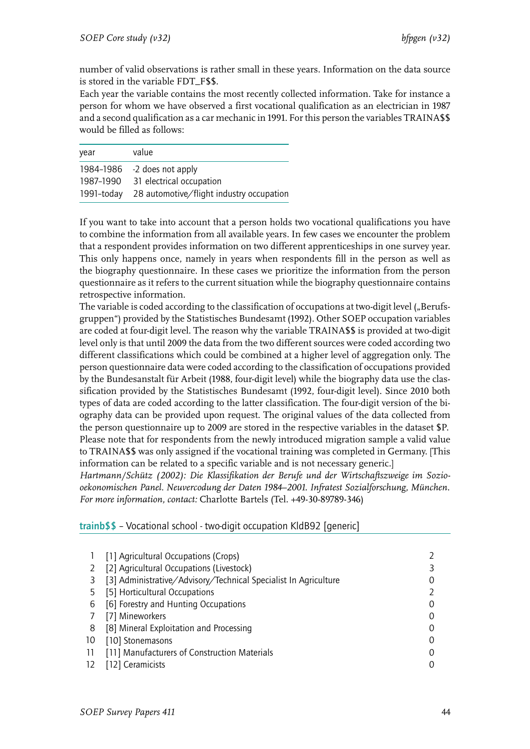number of valid observations is rather small in these years. Information on the data source is stored in the variable FDT_F$$.

Each year the variable contains the most recently collected information. Take for instance a person for whom we have observed a first vocational qualification as an electrician in 1987 and a second qualification as a car mechanic in 1991. For this person the variables TRAINA$$ would be filled as follows:

| year | value |
|---|---|
| 1984–1986 | -2 does not apply |
| 1987–1990 | 31 electrical occupation |
| 1991–today | 28 automotive/flight industry occupation |

If you want to take into account that a person holds two vocational qualifications you have to combine the information from all available years. In few cases we encounter the problem that a respondent provides information on two different apprenticeships in one survey year. This only happens once, namely in years when respondents fill in the person as well as the biography questionnaire. In these cases we prioritize the information from the person questionnaire as it refers to the current situation while the biography questionnaire contains retrospective information.

The variable is coded according to the classification of occupations at two-digit level („Berufsgruppen") provided by the Statistisches Bundesamt (1992). Other SOEP occupation variables are coded at four-digit level. The reason why the variable TRAINA$$ is provided at two-digit level only is that until 2009 the data from the two different sources were coded according two different classifications which could be combined at a higher level of aggregation only. The person questionnaire data were coded according to the classification of occupations provided by the Bundesanstalt für Arbeit (1988, four-digit level) while the biography data use the classification provided by the Statistisches Bundesamt (1992, four-digit level). Since 2010 both types of data are coded according to the latter classification. The four-digit version of the biography data can be provided upon request. The original values of the data collected from the person questionnaire up to 2009 are stored in the respective variables in the dataset $P. Please note that for respondents from the newly introduced migration sample a valid value to TRAINA$$ was only assigned if the vocational training was completed in Germany. [This information can be related to a specific variable and is not necessary generic.]

*Hartmann/Schütz (2002): Die Klassifikation der Berufe und der Wirtschaftszweige im Sozio-oekonomischen Panel. Neuvercodung der Daten 1984–2001. Infratest Sozialforschung, München.*
*For more information, contact:* Charlotte Bartels (Tel. +49-30-89789-346)

### trainb$$ – Vocational school - two-digit occupation KldB92 [generic]

| | | |
|---|---|---|
| 1 | [1] Agricultural Occupations (Crops) | 2 |
| 2 | [2] Agricultural Occupations (Livestock) | 3 |
| 3 | [3] Administrative/Advisory/Technical Specialist In Agriculture | 0 |
| 5 | [5] Horticultural Occupations | 2 |
| 6 | [6] Forestry and Hunting Occupations | 0 |
| 7 | [7] Mineworkers | 0 |
| 8 | [8] Mineral Exploitation and Processing | 0 |
| 10 | [10] Stonemasons | 0 |
| 11 | [11] Manufacturers of Construction Materials | 0 |
| 12 | [12] Ceramicists | 0 |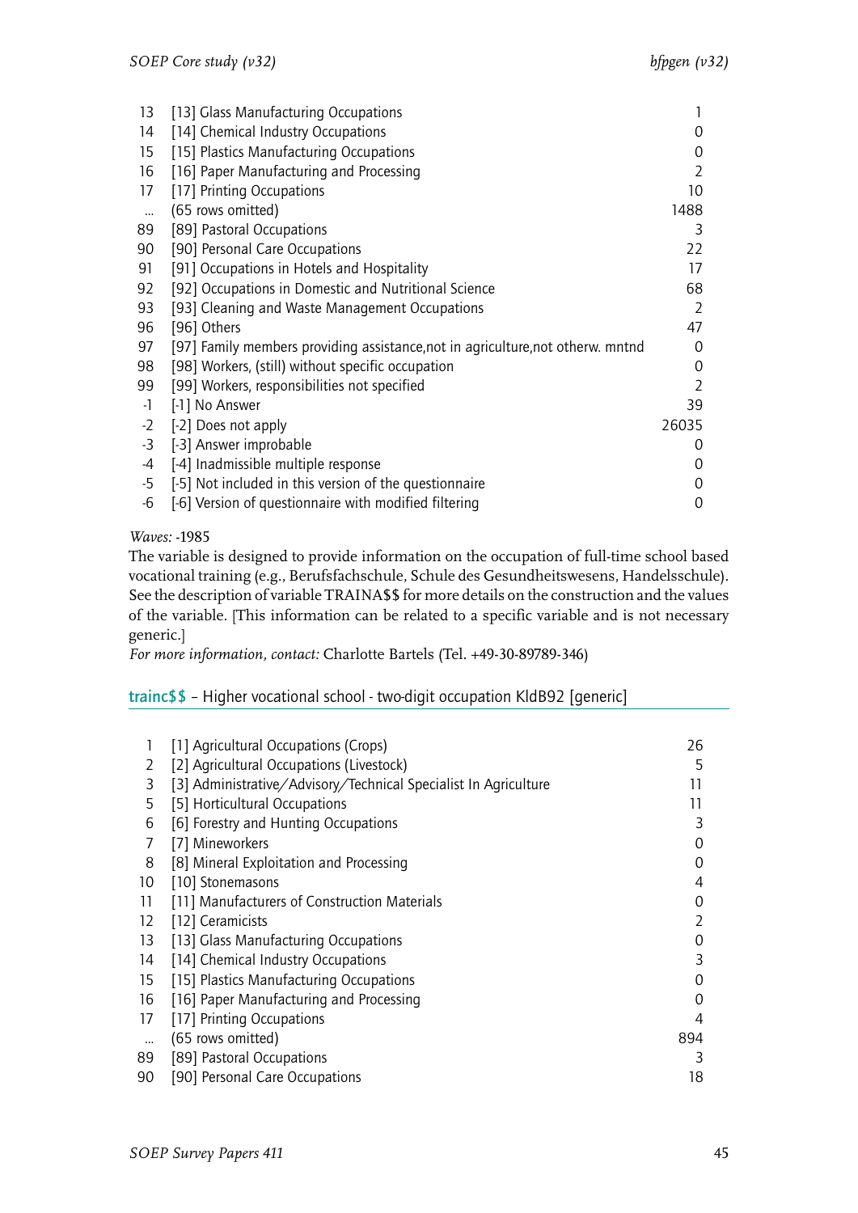| | | |
|---|---|---|
| 13 | [13] Glass Manufacturing Occupations | 1 |
| 14 | [14] Chemical Industry Occupations | 0 |
| 15 | [15] Plastics Manufacturing Occupations | 0 |
| 16 | [16] Paper Manufacturing and Processing | 2 |
| 17 | [17] Printing Occupations | 10 |
| ... | (65 rows omitted) | 1488 |
| 89 | [89] Pastoral Occupations | 3 |
| 90 | [90] Personal Care Occupations | 22 |
| 91 | [91] Occupations in Hotels and Hospitality | 17 |
| 92 | [92] Occupations in Domestic and Nutritional Science | 68 |
| 93 | [93] Cleaning and Waste Management Occupations | 2 |
| 96 | [96] Others | 47 |
| 97 | [97] Family members providing assistance,not in agriculture,not otherw. mntnd | 0 |
| 98 | [98] Workers, (still) without specific occupation | 0 |
| 99 | [99] Workers, responsibilities not specified | 2 |
| -1 | [-1] No Answer | 39 |
| -2 | [-2] Does not apply | 26035 |
| -3 | [-3] Answer improbable | 0 |
| -4 | [-4] Inadmissible multiple response | 0 |
| -5 | [-5] Not included in this version of the questionnaire | 0 |
| -6 | [-6] Version of questionnaire with modified filtering | 0 |

*Waves:* -1985

The variable is designed to provide information on the occupation of full-time school based vocational training (e.g., Berufsfachschule, Schule des Gesundheitswesens, Handelsschule). See the description of variable TRAINA$$ for more details on the construction and the values of the variable. [This information can be related to a specific variable and is not necessary generic.]

*For more information, contact:* Charlotte Bartels (Tel. +49-30-89789-346)

### trainc$$ – Higher vocational school - two-digit occupation KldB92 [generic]

| | | |
|---|---|---|
| 1 | [1] Agricultural Occupations (Crops) | 26 |
| 2 | [2] Agricultural Occupations (Livestock) | 5 |
| 3 | [3] Administrative/Advisory/Technical Specialist In Agriculture | 11 |
| 5 | [5] Horticultural Occupations | 11 |
| 6 | [6] Forestry and Hunting Occupations | 3 |
| 7 | [7] Mineworkers | 0 |
| 8 | [8] Mineral Exploitation and Processing | 0 |
| 10 | [10] Stonemasons | 4 |
| 11 | [11] Manufacturers of Construction Materials | 0 |
| 12 | [12] Ceramicists | 2 |
| 13 | [13] Glass Manufacturing Occupations | 0 |
| 14 | [14] Chemical Industry Occupations | 3 |
| 15 | [15] Plastics Manufacturing Occupations | 0 |
| 16 | [16] Paper Manufacturing and Processing | 0 |
| 17 | [17] Printing Occupations | 4 |
| ... | (65 rows omitted) | 894 |
| 89 | [89] Pastoral Occupations | 3 |
| 90 | [90] Personal Care Occupations | 18 |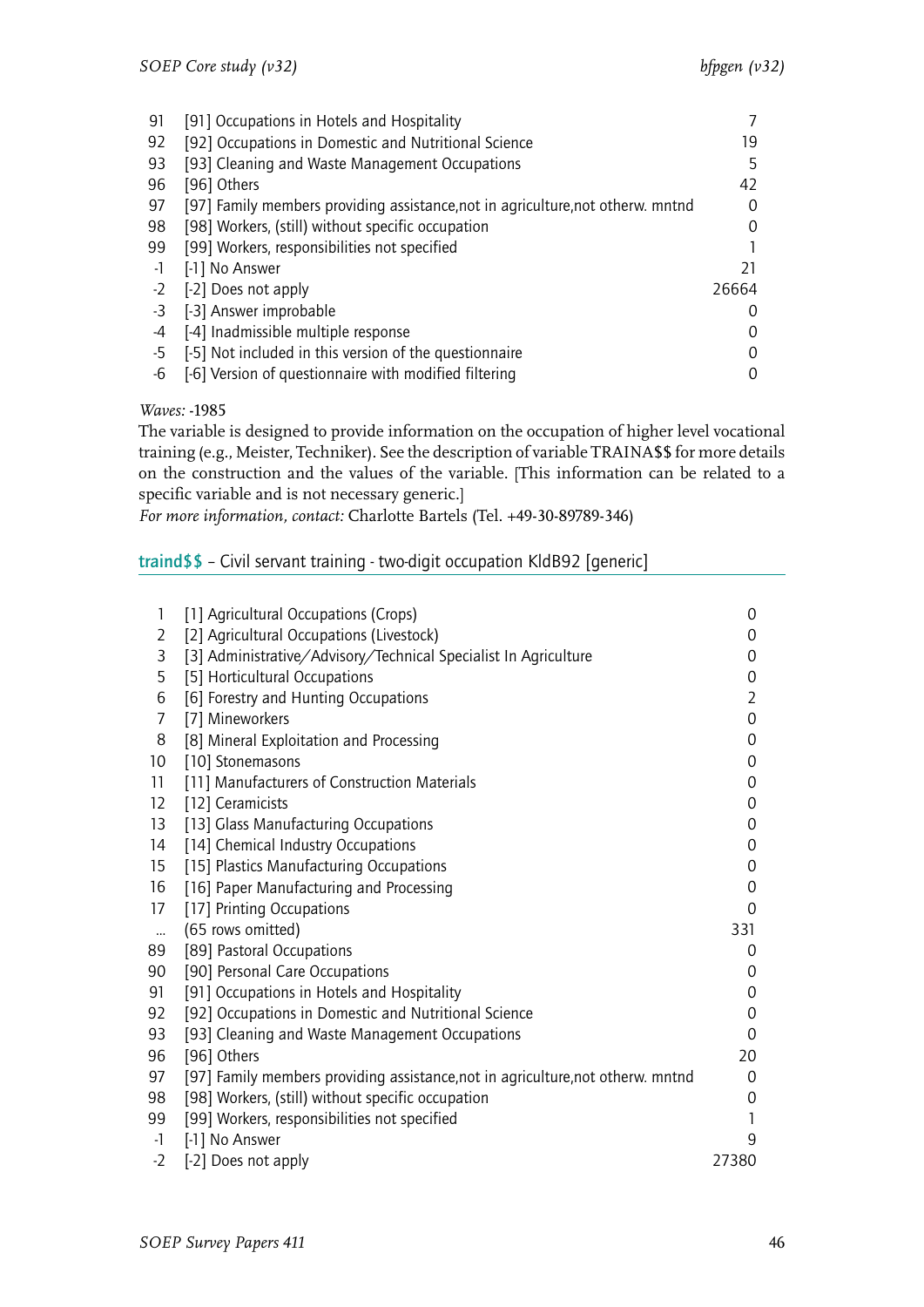| | | |
|---|---|---|
| 91 | [91] Occupations in Hotels and Hospitality | 7 |
| 92 | [92] Occupations in Domestic and Nutritional Science | 19 |
| 93 | [93] Cleaning and Waste Management Occupations | 5 |
| 96 | [96] Others | 42 |
| 97 | [97] Family members providing assistance,not in agriculture,not otherw. mntnd | 0 |
| 98 | [98] Workers, (still) without specific occupation | 0 |
| 99 | [99] Workers, responsibilities not specified | 1 |
| -1 | [-1] No Answer | 21 |
| -2 | [-2] Does not apply | 26664 |
| -3 | [-3] Answer improbable | 0 |
| -4 | [-4] Inadmissible multiple response | 0 |
| -5 | [-5] Not included in this version of the questionnaire | 0 |
| -6 | [-6] Version of questionnaire with modified filtering | 0 |

*Waves:* -1985

The variable is designed to provide information on the occupation of higher level vocational training (e.g., Meister, Techniker). See the description of variable TRAINA$$ for more details on the construction and the values of the variable. [This information can be related to a specific variable and is not necessary generic.]

*For more information, contact:* Charlotte Bartels (Tel. +49-30-89789-346)

## traind$$ – Civil servant training - two-digit occupation KldB92 [generic]

| | | |
|---|---|---|
| 1 | [1] Agricultural Occupations (Crops) | 0 |
| 2 | [2] Agricultural Occupations (Livestock) | 0 |
| 3 | [3] Administrative/Advisory/Technical Specialist In Agriculture | 0 |
| 5 | [5] Horticultural Occupations | 0 |
| 6 | [6] Forestry and Hunting Occupations | 2 |
| 7 | [7] Mineworkers | 0 |
| 8 | [8] Mineral Exploitation and Processing | 0 |
| 10 | [10] Stonemasons | 0 |
| 11 | [11] Manufacturers of Construction Materials | 0 |
| 12 | [12] Ceramicists | 0 |
| 13 | [13] Glass Manufacturing Occupations | 0 |
| 14 | [14] Chemical Industry Occupations | 0 |
| 15 | [15] Plastics Manufacturing Occupations | 0 |
| 16 | [16] Paper Manufacturing and Processing | 0 |
| 17 | [17] Printing Occupations | 0 |
| ... | (65 rows omitted) | 331 |
| 89 | [89] Pastoral Occupations | 0 |
| 90 | [90] Personal Care Occupations | 0 |
| 91 | [91] Occupations in Hotels and Hospitality | 0 |
| 92 | [92] Occupations in Domestic and Nutritional Science | 0 |
| 93 | [93] Cleaning and Waste Management Occupations | 0 |
| 96 | [96] Others | 20 |
| 97 | [97] Family members providing assistance,not in agriculture,not otherw. mntnd | 0 |
| 98 | [98] Workers, (still) without specific occupation | 0 |
| 99 | [99] Workers, responsibilities not specified | 1 |
| -1 | [-1] No Answer | 9 |
| -2 | [-2] Does not apply | 27380 |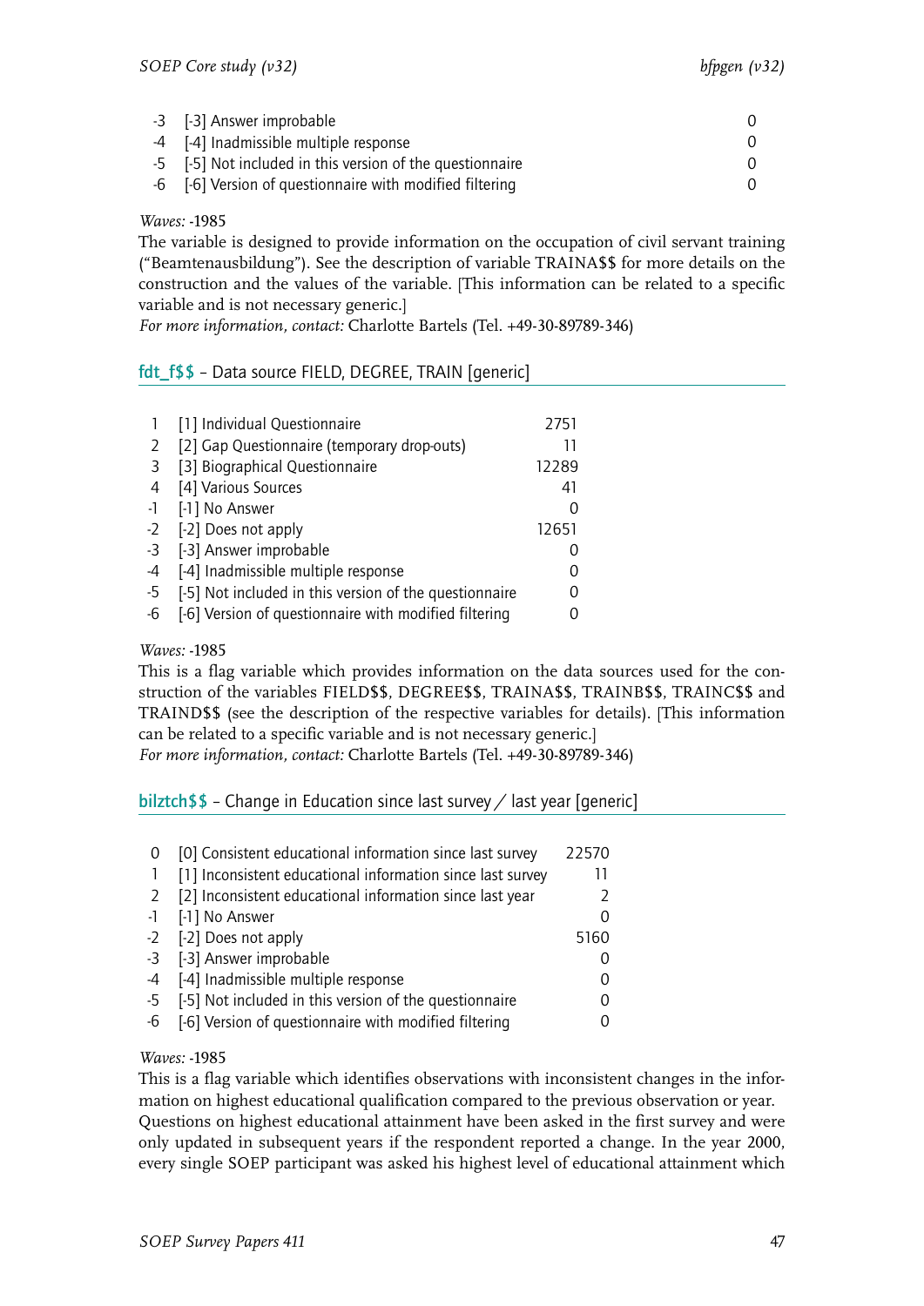| | | |
|---|---|---|
| -3 | [-3] Answer improbable | 0 |
| -4 | [-4] Inadmissible multiple response | 0 |
| -5 | [-5] Not included in this version of the questionnaire | 0 |
| -6 | [-6] Version of questionnaire with modified filtering | 0 |

*Waves:* -1985

The variable is designed to provide information on the occupation of civil servant training ("Beamtenausbildung"). See the description of variable TRAINA$$ for more details on the construction and the values of the variable. [This information can be related to a specific variable and is not necessary generic.]

*For more information, contact:* Charlotte Bartels (Tel. +49-30-89789-346)

## fdt_f$$ – Data source FIELD, DEGREE, TRAIN [generic]

| | | |
|---|---|---|
| 1 | [1] Individual Questionnaire | 2751 |
| 2 | [2] Gap Questionnaire (temporary drop-outs) | 11 |
| 3 | [3] Biographical Questionnaire | 12289 |
| 4 | [4] Various Sources | 41 |
| -1 | [-1] No Answer | 0 |
| -2 | [-2] Does not apply | 12651 |
| -3 | [-3] Answer improbable | 0 |
| -4 | [-4] Inadmissible multiple response | 0 |
| -5 | [-5] Not included in this version of the questionnaire | 0 |
| -6 | [-6] Version of questionnaire with modified filtering | 0 |

*Waves:* -1985

This is a flag variable which provides information on the data sources used for the construction of the variables FIELD$$, DEGREE$$, TRAINA$$, TRAINB$$, TRAINC$$ and TRAIND$$ (see the description of the respective variables for details). [This information can be related to a specific variable and is not necessary generic.]

*For more information, contact:* Charlotte Bartels (Tel. +49-30-89789-346)

## bilztch$$ – Change in Education since last survey / last year [generic]

| | | |
|---|---|---|
| 0 | [0] Consistent educational information since last survey | 22570 |
| 1 | [1] Inconsistent educational information since last survey | 11 |
| 2 | [2] Inconsistent educational information since last year | 2 |
| -1 | [-1] No Answer | 0 |
| -2 | [-2] Does not apply | 5160 |
| -3 | [-3] Answer improbable | 0 |
| -4 | [-4] Inadmissible multiple response | 0 |
| -5 | [-5] Not included in this version of the questionnaire | 0 |
| -6 | [-6] Version of questionnaire with modified filtering | 0 |

*Waves:* -1985

This is a flag variable which identifies observations with inconsistent changes in the information on highest educational qualification compared to the previous observation or year. Questions on highest educational attainment have been asked in the first survey and were only updated in subsequent years if the respondent reported a change. In the year 2000, every single SOEP participant was asked his highest level of educational attainment which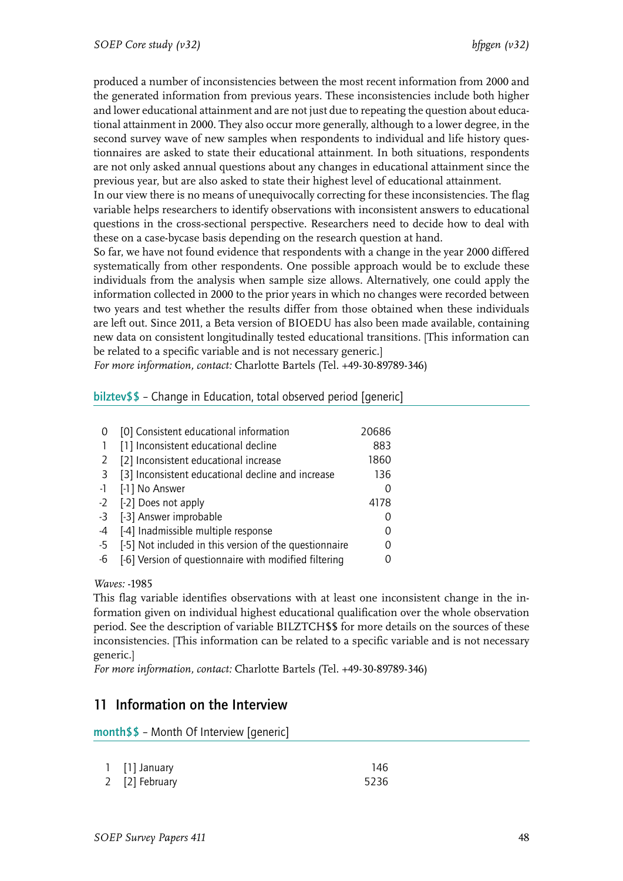produced a number of inconsistencies between the most recent information from 2000 and the generated information from previous years. These inconsistencies include both higher and lower educational attainment and are not just due to repeating the question about educational attainment in 2000. They also occur more generally, although to a lower degree, in the second survey wave of new samples when respondents to individual and life history questionnaires are asked to state their educational attainment. In both situations, respondents are not only asked annual questions about any changes in educational attainment since the previous year, but are also asked to state their highest level of educational attainment.
In our view there is no means of unequivocally correcting for these inconsistencies. The flag variable helps researchers to identify observations with inconsistent answers to educational questions in the cross-sectional perspective. Researchers need to decide how to deal with these on a case-bycase basis depending on the research question at hand.
So far, we have not found evidence that respondents with a change in the year 2000 differed systematically from other respondents. One possible approach would be to exclude these individuals from the analysis when sample size allows. Alternatively, one could apply the information collected in 2000 to the prior years in which no changes were recorded between two years and test whether the results differ from those obtained when these individuals are left out. Since 2011, a Beta version of BIOEDU has also been made available, containing new data on consistent longitudinally tested educational transitions. [This information can be related to a specific variable and is not necessary generic.]
*For more information, contact:* Charlotte Bartels (Tel. +49-30-89789-346)

## bilztev$$ – Change in Education, total observed period [generic]

| | | |
|---|---|---|
| 0 | [0] Consistent educational information | 20686 |
| 1 | [1] Inconsistent educational decline | 883 |
| 2 | [2] Inconsistent educational increase | 1860 |
| 3 | [3] Inconsistent educational decline and increase | 136 |
| -1 | [-1] No Answer | 0 |
| -2 | [-2] Does not apply | 4178 |
| -3 | [-3] Answer improbable | 0 |
| -4 | [-4] Inadmissible multiple response | 0 |
| -5 | [-5] Not included in this version of the questionnaire | 0 |
| -6 | [-6] Version of questionnaire with modified filtering | 0 |

*Waves:* -1985
This flag variable identifies observations with at least one inconsistent change in the information given on individual highest educational qualification over the whole observation period. See the description of variable BILZTCH$$ for more details on the sources of these inconsistencies. [This information can be related to a specific variable and is not necessary generic.]
*For more information, contact:* Charlotte Bartels (Tel. +49-30-89789-346)

# 11 Information on the Interview

## month$$ – Month Of Interview [generic]

| | | |
|---|---|---|
| 1 | [1] January | 146 |
| 2 | [2] February | 5236 |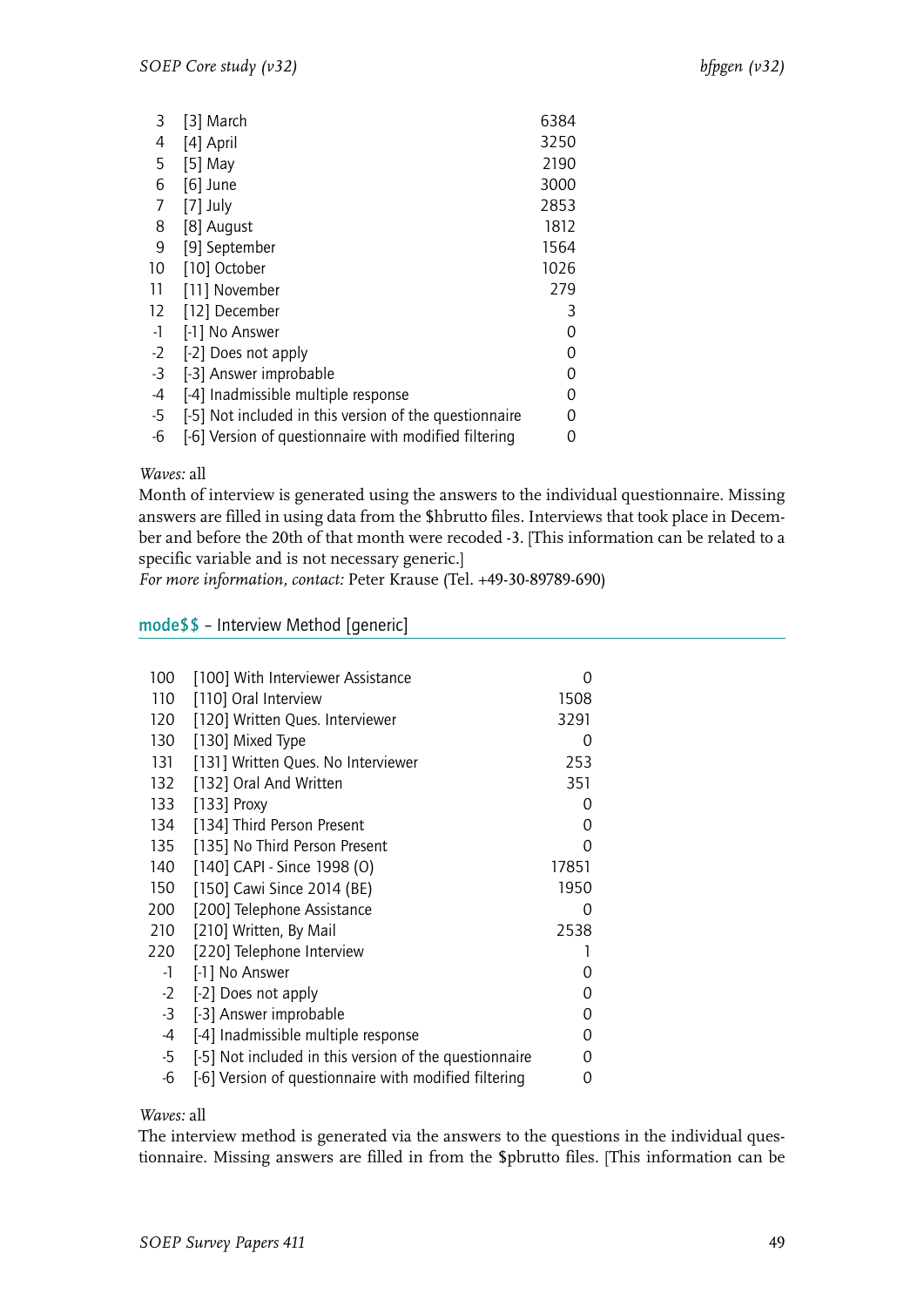| | | |
|---|---|---|
| 3 | [3] March | 6384 |
| 4 | [4] April | 3250 |
| 5 | [5] May | 2190 |
| 6 | [6] June | 3000 |
| 7 | [7] July | 2853 |
| 8 | [8] August | 1812 |
| 9 | [9] September | 1564 |
| 10 | [10] October | 1026 |
| 11 | [11] November | 279 |
| 12 | [12] December | 3 |
| -1 | [-1] No Answer | 0 |
| -2 | [-2] Does not apply | 0 |
| -3 | [-3] Answer improbable | 0 |
| -4 | [-4] Inadmissible multiple response | 0 |
| -5 | [-5] Not included in this version of the questionnaire | 0 |
| -6 | [-6] Version of questionnaire with modified filtering | 0 |

*Waves:* all
Month of interview is generated using the answers to the individual questionnaire. Missing answers are filled in using data from the $hbrutto files. Interviews that took place in December and before the 20th of that month were recoded -3. [This information can be related to a specific variable and is not necessary generic.]
*For more information, contact:* Peter Krause (Tel. +49-30-89789-690)

## mode$$ – Interview Method [generic]

| | | |
|---|---|---|
| 100 | [100] With Interviewer Assistance | 0 |
| 110 | [110] Oral Interview | 1508 |
| 120 | [120] Written Ques. Interviewer | 3291 |
| 130 | [130] Mixed Type | 0 |
| 131 | [131] Written Ques. No Interviewer | 253 |
| 132 | [132] Oral And Written | 351 |
| 133 | [133] Proxy | 0 |
| 134 | [134] Third Person Present | 0 |
| 135 | [135] No Third Person Present | 0 |
| 140 | [140] CAPI - Since 1998 (O) | 17851 |
| 150 | [150] Cawi Since 2014 (BE) | 1950 |
| 200 | [200] Telephone Assistance | 0 |
| 210 | [210] Written, By Mail | 2538 |
| 220 | [220] Telephone Interview | 1 |
| -1 | [-1] No Answer | 0 |
| -2 | [-2] Does not apply | 0 |
| -3 | [-3] Answer improbable | 0 |
| -4 | [-4] Inadmissible multiple response | 0 |
| -5 | [-5] Not included in this version of the questionnaire | 0 |
| -6 | [-6] Version of questionnaire with modified filtering | 0 |

*Waves:* all
The interview method is generated via the answers to the questions in the individual questionnaire. Missing answers are filled in from the $pbrutto files. [This information can be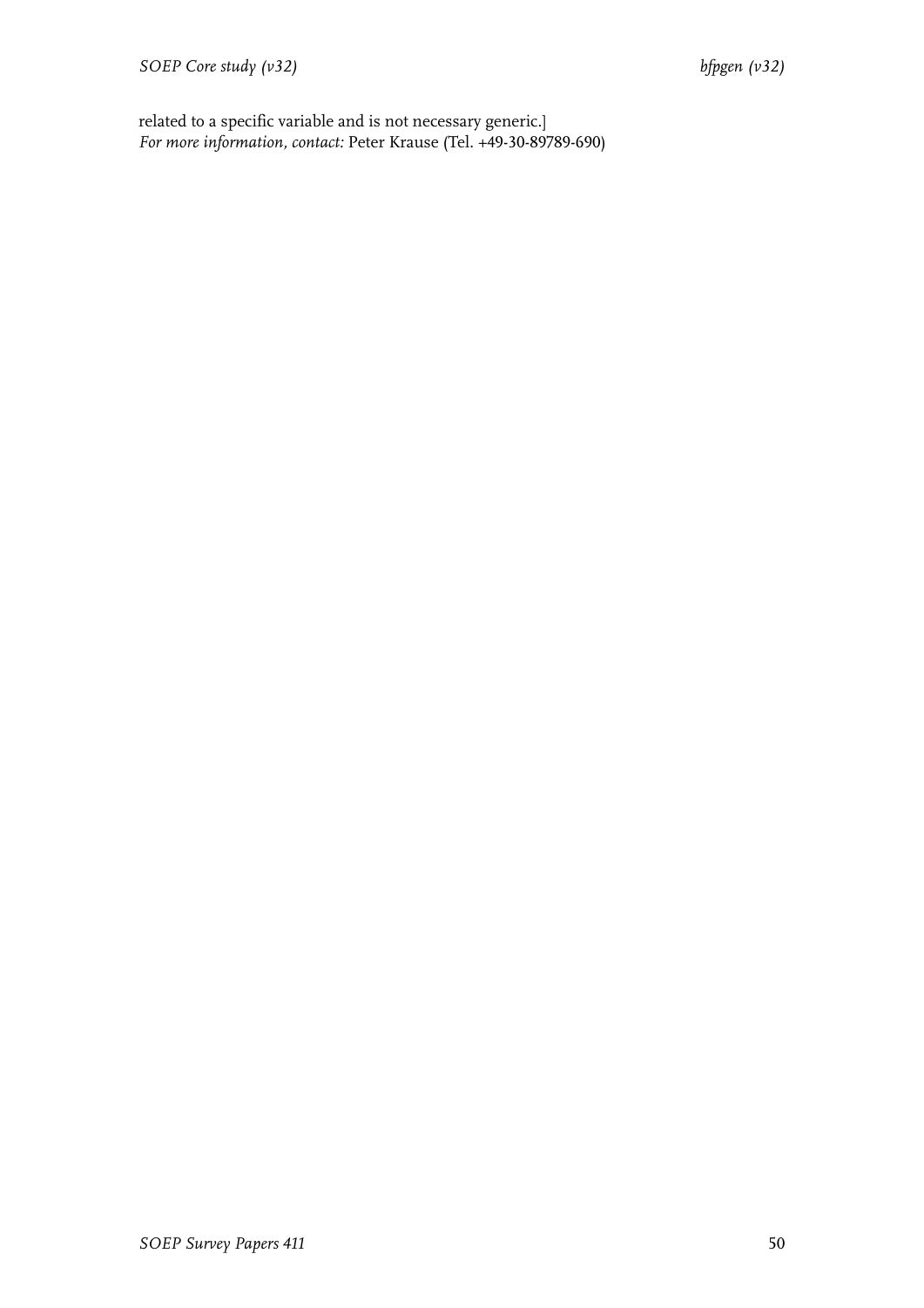related to a specific variable and is not necessary generic.]
*For more information, contact:* Peter Krause (Tel. +49-30-89789-690)